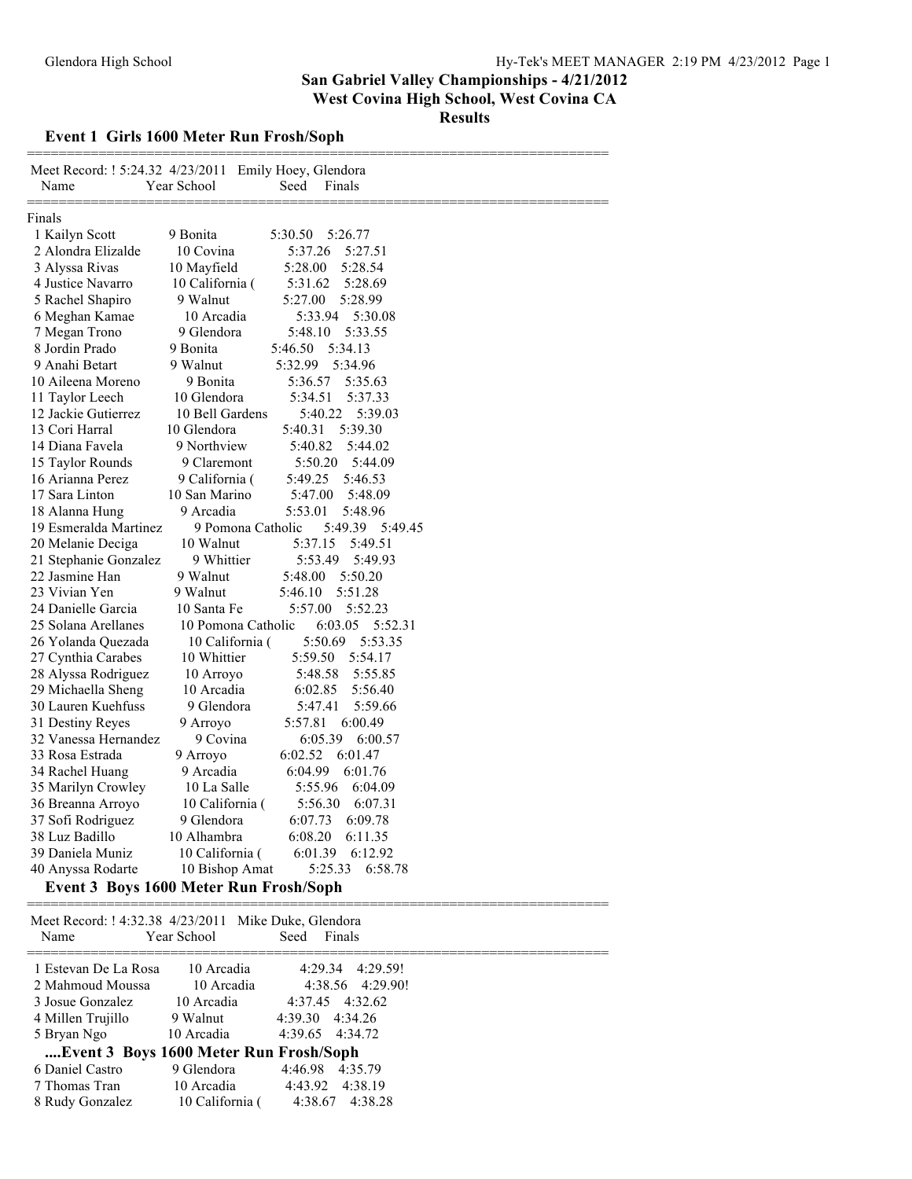# San Gabriel Valley Championships - 4/21/2012

## West Covina High School, West Covina CA

## Results

### Event 1 Girls 1600 Meter Run Frosh/Soph

Meet Record: ! 5:24.32 4/23/2011 Emily Hoey, Glendora

Finals

| Place | Name | Year | School | Seed | Finals |
|---|---|---|---|---|---|
| 1 | Kailyn Scott | 9 | Bonita | 5:30.50 | 5:26.77 |
| 2 | Alondra Elizalde | 10 | Covina | 5:37.26 | 5:27.51 |
| 3 | Alyssa Rivas | 10 | Mayfield | 5:28.00 | 5:28.54 |
| 4 | Justice Navarro | 10 | California ( | 5:31.62 | 5:28.69 |
| 5 | Rachel Shapiro | 9 | Walnut | 5:27.00 | 5:28.99 |
| 6 | Meghan Kamae | 10 | Arcadia | 5:33.94 | 5:30.08 |
| 7 | Megan Trono | 9 | Glendora | 5:48.10 | 5:33.55 |
| 8 | Jordin Prado | 9 | Bonita | 5:46.50 | 5:34.13 |
| 9 | Anahi Betart | 9 | Walnut | 5:32.99 | 5:34.96 |
| 10 | Aileena Moreno | 9 | Bonita | 5:36.57 | 5:35.63 |
| 11 | Taylor Leech | 10 | Glendora | 5:34.51 | 5:37.33 |
| 12 | Jackie Gutierrez | 10 | Bell Gardens | 5:40.22 | 5:39.03 |
| 13 | Cori Harral | 10 | Glendora | 5:40.31 | 5:39.30 |
| 14 | Diana Favela | 9 | Northview | 5:40.82 | 5:44.02 |
| 15 | Taylor Rounds | 9 | Claremont | 5:50.20 | 5:44.09 |
| 16 | Arianna Perez | 9 | California ( | 5:49.25 | 5:46.53 |
| 17 | Sara Linton | 10 | San Marino | 5:47.00 | 5:48.09 |
| 18 | Alanna Hung | 9 | Arcadia | 5:53.01 | 5:48.96 |
| 19 | Esmeralda Martinez | 9 | Pomona Catholic | 5:49.39 | 5:49.45 |
| 20 | Melanie Deciga | 10 | Walnut | 5:37.15 | 5:49.51 |
| 21 | Stephanie Gonzalez | 9 | Whittier | 5:53.49 | 5:49.93 |
| 22 | Jasmine Han | 9 | Walnut | 5:48.00 | 5:50.20 |
| 23 | Vivian Yen | 9 | Walnut | 5:46.10 | 5:51.28 |
| 24 | Danielle Garcia | 10 | Santa Fe | 5:57.00 | 5:52.23 |
| 25 | Solana Arellanes | 10 | Pomona Catholic | 6:03.05 | 5:52.31 |
| 26 | Yolanda Quezada | 10 | California ( | 5:50.69 | 5:53.35 |
| 27 | Cynthia Carabes | 10 | Whittier | 5:59.50 | 5:54.17 |
| 28 | Alyssa Rodriguez | 10 | Arroyo | 5:48.58 | 5:55.85 |
| 29 | Michaella Sheng | 10 | Arcadia | 6:02.85 | 5:56.40 |
| 30 | Lauren Kuehfuss | 9 | Glendora | 5:47.41 | 5:59.66 |
| 31 | Destiny Reyes | 9 | Arroyo | 5:57.81 | 6:00.49 |
| 32 | Vanessa Hernandez | 9 | Covina | 6:05.39 | 6:00.57 |
| 33 | Rosa Estrada | 9 | Arroyo | 6:02.52 | 6:01.47 |
| 34 | Rachel Huang | 9 | Arcadia | 6:04.99 | 6:01.76 |
| 35 | Marilyn Crowley | 10 | La Salle | 5:55.96 | 6:04.09 |
| 36 | Breanna Arroyo | 10 | California ( | 5:56.30 | 6:07.31 |
| 37 | Sofi Rodriguez | 9 | Glendora | 6:07.73 | 6:09.78 |
| 38 | Luz Badillo | 10 | Alhambra | 6:08.20 | 6:11.35 |
| 39 | Daniela Muniz | 10 | California ( | 6:01.39 | 6:12.92 |
| 40 | Anyssa Rodarte | 10 | Bishop Amat | 5:25.33 | 6:58.78 |

### Event 3 Boys 1600 Meter Run Frosh/Soph

Meet Record: ! 4:32.38 4/23/2011 Mike Duke, Glendora

| Place | Name | Year | School | Seed | Finals |
|---|---|---|---|---|---|
| 1 | Estevan De La Rosa | 10 | Arcadia | 4:29.34 | 4:29.59! |
| 2 | Mahmoud Moussa | 10 | Arcadia | 4:38.56 | 4:29.90! |
| 3 | Josue Gonzalez | 10 | Arcadia | 4:37.45 | 4:32.62 |
| 4 | Millen Trujillo | 9 | Walnut | 4:39.30 | 4:34.26 |
| 5 | Bryan Ngo | 10 | Arcadia | 4:39.65 | 4:34.72 |

### ....Event 3 Boys 1600 Meter Run Frosh/Soph

| Place | Name | Year | School | Seed | Finals |
|---|---|---|---|---|---|
| 6 | Daniel Castro | 9 | Glendora | 4:46.98 | 4:35.79 |
| 7 | Thomas Tran | 10 | Arcadia | 4:43.92 | 4:38.19 |
| 8 | Rudy Gonzalez | 10 | California ( | 4:38.67 | 4:38.28 |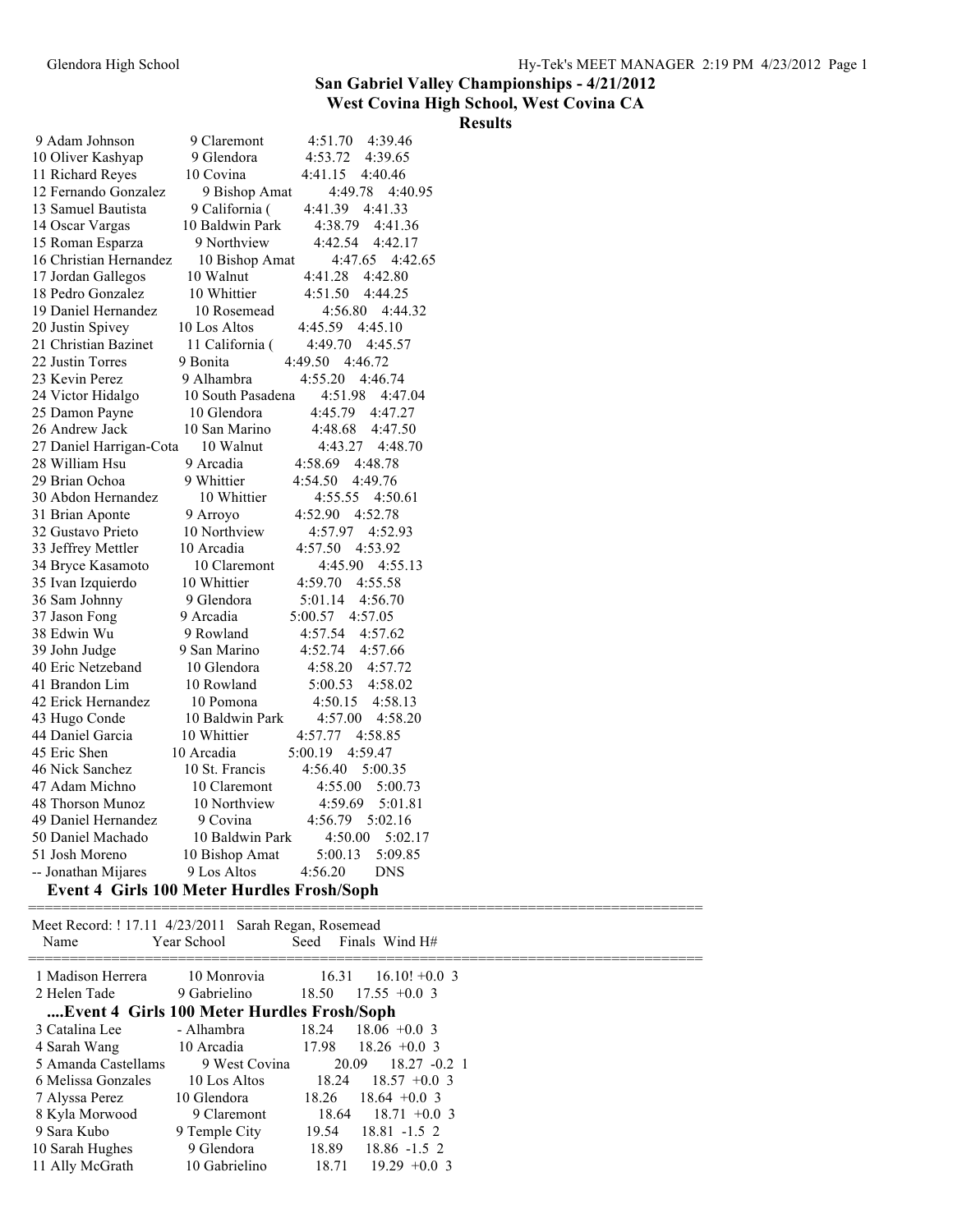# San Gabriel Valley Championships - 4/21/2012

## West Covina High School, West Covina CA

### Results

| Place | Name | Year | School | Seed | Finals |
|---|---|---|---|---|---|
| 9 | Adam Johnson | 9 | Claremont | 4:51.70 | 4:39.46 |
| 10 | Oliver Kashyap | 9 | Glendora | 4:53.72 | 4:39.65 |
| 11 | Richard Reyes | 10 | Covina | 4:41.15 | 4:40.46 |
| 12 | Fernando Gonzalez | 9 | Bishop Amat | 4:49.78 | 4:40.95 |
| 13 | Samuel Bautista | 9 | California ( | 4:41.39 | 4:41.33 |
| 14 | Oscar Vargas | 10 | Baldwin Park | 4:38.79 | 4:41.36 |
| 15 | Roman Esparza | 9 | Northview | 4:42.54 | 4:42.17 |
| 16 | Christian Hernandez | 10 | Bishop Amat | 4:47.65 | 4:42.65 |
| 17 | Jordan Gallegos | 10 | Walnut | 4:41.28 | 4:42.80 |
| 18 | Pedro Gonzalez | 10 | Whittier | 4:51.50 | 4:44.25 |
| 19 | Daniel Hernandez | 10 | Rosemead | 4:56.80 | 4:44.32 |
| 20 | Justin Spivey | 10 | Los Altos | 4:45.59 | 4:45.10 |
| 21 | Christian Bazinet | 11 | California ( | 4:49.70 | 4:45.57 |
| 22 | Justin Torres | 9 | Bonita | 4:49.50 | 4:46.72 |
| 23 | Kevin Perez | 9 | Alhambra | 4:55.20 | 4:46.74 |
| 24 | Victor Hidalgo | 10 | South Pasadena | 4:51.98 | 4:47.04 |
| 25 | Damon Payne | 10 | Glendora | 4:45.79 | 4:47.27 |
| 26 | Andrew Jack | 10 | San Marino | 4:48.68 | 4:47.50 |
| 27 | Daniel Harrigan-Cota | 10 | Walnut | 4:43.27 | 4:48.70 |
| 28 | William Hsu | 9 | Arcadia | 4:58.69 | 4:48.78 |
| 29 | Brian Ochoa | 9 | Whittier | 4:54.50 | 4:49.76 |
| 30 | Abdon Hernandez | 10 | Whittier | 4:55.55 | 4:50.61 |
| 31 | Brian Aponte | 9 | Arroyo | 4:52.90 | 4:52.78 |
| 32 | Gustavo Prieto | 10 | Northview | 4:57.97 | 4:52.93 |
| 33 | Jeffrey Mettler | 10 | Arcadia | 4:57.50 | 4:53.92 |
| 34 | Bryce Kasamoto | 10 | Claremont | 4:45.90 | 4:55.13 |
| 35 | Ivan Izquierdo | 10 | Whittier | 4:59.70 | 4:55.58 |
| 36 | Sam Johnny | 9 | Glendora | 5:01.14 | 4:56.70 |
| 37 | Jason Fong | 9 | Arcadia | 5:00.57 | 4:57.05 |
| 38 | Edwin Wu | 9 | Rowland | 4:57.54 | 4:57.62 |
| 39 | John Judge | 9 | San Marino | 4:52.74 | 4:57.66 |
| 40 | Eric Netzeband | 10 | Glendora | 4:58.20 | 4:57.72 |
| 41 | Brandon Lim | 10 | Rowland | 5:00.53 | 4:58.02 |
| 42 | Erick Hernandez | 10 | Pomona | 4:50.15 | 4:58.13 |
| 43 | Hugo Conde | 10 | Baldwin Park | 4:57.00 | 4:58.20 |
| 44 | Daniel Garcia | 10 | Whittier | 4:57.77 | 4:58.85 |
| 45 | Eric Shen | 10 | Arcadia | 5:00.19 | 4:59.47 |
| 46 | Nick Sanchez | 10 | St. Francis | 4:56.40 | 5:00.35 |
| 47 | Adam Michno | 10 | Claremont | 4:55.00 | 5:00.73 |
| 48 | Thorson Munoz | 10 | Northview | 4:59.69 | 5:01.81 |
| 49 | Daniel Hernandez | 9 | Covina | 4:56.79 | 5:02.16 |
| 50 | Daniel Machado | 10 | Baldwin Park | 4:50.00 | 5:02.17 |
| 51 | Josh Moreno | 10 | Bishop Amat | 5:00.13 | 5:09.85 |
| -- | Jonathan Mijares | 9 | Los Altos | 4:56.20 | DNS |

### Event 4 Girls 100 Meter Hurdles Frosh/Soph

Meet Record: ! 17.11 4/23/2011 Sarah Regan, Rosemead

| Place | Name | Year | School | Seed | Finals | Wind | H# |
|---|---|---|---|---|---|---|---|
| 1 | Madison Herrera | 10 | Monrovia | 16.31 | 16.10! | +0.0 | 3 |
| 2 | Helen Tade | 9 | Gabrielino | 18.50 | 17.55 | +0.0 | 3 |

### ....Event 4 Girls 100 Meter Hurdles Frosh/Soph

| Place | Name | Year | School | Seed | Finals | Wind | H# |
|---|---|---|---|---|---|---|---|
| 3 | Catalina Lee | - | Alhambra | 18.24 | 18.06 | +0.0 | 3 |
| 4 | Sarah Wang | 10 | Arcadia | 17.98 | 18.26 | +0.0 | 3 |
| 5 | Amanda Castellams | 9 | West Covina | 20.09 | 18.27 | -0.2 | 1 |
| 6 | Melissa Gonzales | 10 | Los Altos | 18.24 | 18.57 | +0.0 | 3 |
| 7 | Alyssa Perez | 10 | Glendora | 18.26 | 18.64 | +0.0 | 3 |
| 8 | Kyla Morwood | 9 | Claremont | 18.64 | 18.71 | +0.0 | 3 |
| 9 | Sara Kubo | 9 | Temple City | 19.54 | 18.81 | -1.5 | 2 |
| 10 | Sarah Hughes | 9 | Glendora | 18.89 | 18.86 | -1.5 | 2 |
| 11 | Ally McGrath | 10 | Gabrielino | 18.71 | 19.29 | +0.0 | 3 |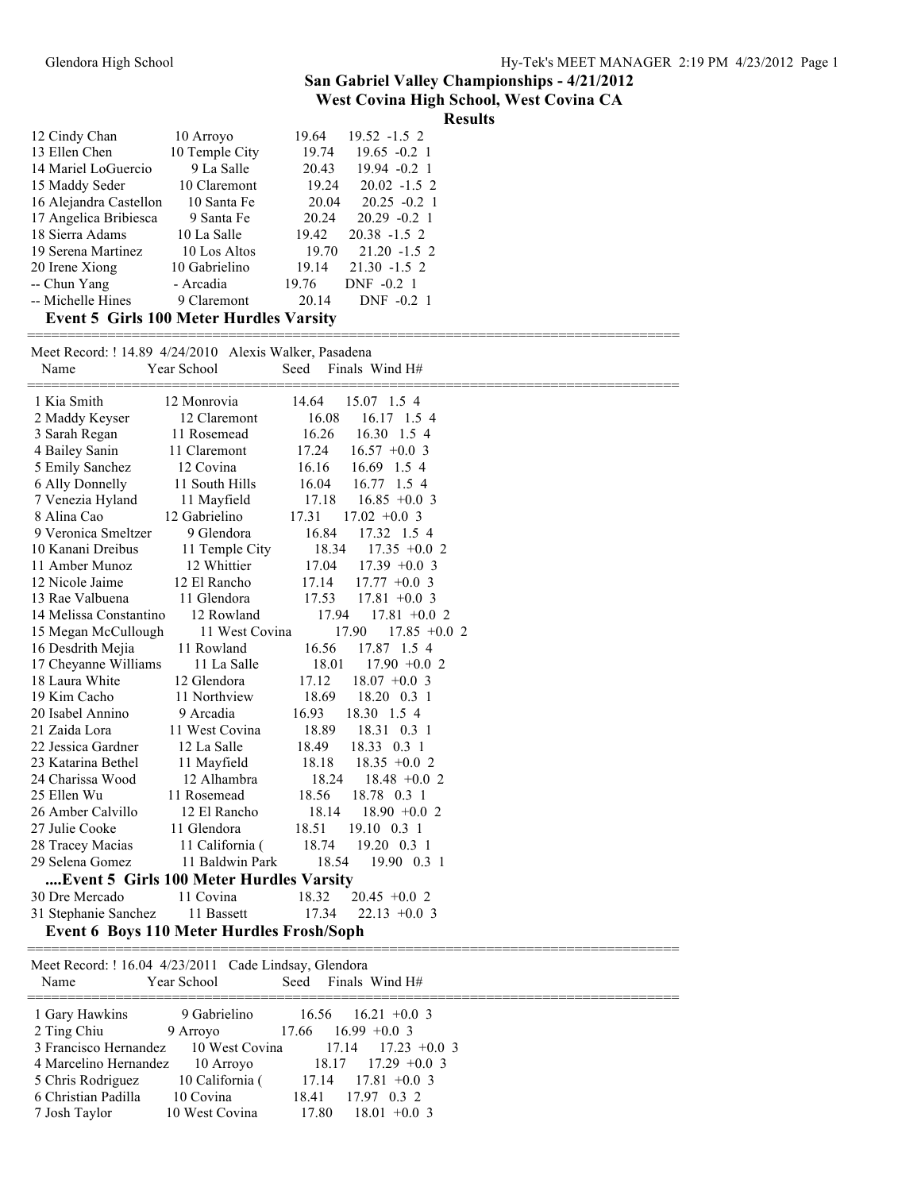## San Gabriel Valley Championships - 4/21/2012
## West Covina High School, West Covina CA
## Results

| Name | Year School | Seed | Finals | Wind | H# |
|---|---|---|---|---|---|
| 12 Cindy Chan | 10 Arroyo | 19.64 | 19.52 | -1.5 | 2 |
| 13 Ellen Chen | 10 Temple City | 19.74 | 19.65 | -0.2 | 1 |
| 14 Mariel LoGuercio | 9 La Salle | 20.43 | 19.94 | -0.2 | 1 |
| 15 Maddy Seder | 10 Claremont | 19.24 | 20.02 | -1.5 | 2 |
| 16 Alejandra Castellon | 10 Santa Fe | 20.04 | 20.25 | -0.2 | 1 |
| 17 Angelica Bribiesca | 9 Santa Fe | 20.24 | 20.29 | -0.2 | 1 |
| 18 Sierra Adams | 10 La Salle | 19.42 | 20.38 | -1.5 | 2 |
| 19 Serena Martinez | 10 Los Altos | 19.70 | 21.20 | -1.5 | 2 |
| 20 Irene Xiong | 10 Gabrielino | 19.14 | 21.30 | -1.5 | 2 |
| -- Chun Yang | - Arcadia | 19.76 | DNF | -0.2 | 1 |
| -- Michelle Hines | 9 Claremont | 20.14 | DNF | -0.2 | 1 |

### Event 5 Girls 100 Meter Hurdles Varsity

Meet Record: ! 14.89 4/24/2010 Alexis Walker, Pasadena

| Name | Year School | Seed | Finals | Wind | H# |
|---|---|---|---|---|---|
| 1 Kia Smith | 12 Monrovia | 14.64 | 15.07 | 1.5 | 4 |
| 2 Maddy Keyser | 12 Claremont | 16.08 | 16.17 | 1.5 | 4 |
| 3 Sarah Regan | 11 Rosemead | 16.26 | 16.30 | 1.5 | 4 |
| 4 Bailey Sanin | 11 Claremont | 17.24 | 16.57 | +0.0 | 3 |
| 5 Emily Sanchez | 12 Covina | 16.16 | 16.69 | 1.5 | 4 |
| 6 Ally Donnelly | 11 South Hills | 16.04 | 16.77 | 1.5 | 4 |
| 7 Venezia Hyland | 11 Mayfield | 17.18 | 16.85 | +0.0 | 3 |
| 8 Alina Cao | 12 Gabrielino | 17.31 | 17.02 | +0.0 | 3 |
| 9 Veronica Smeltzer | 9 Glendora | 16.84 | 17.32 | 1.5 | 4 |
| 10 Kanani Dreibus | 11 Temple City | 18.34 | 17.35 | +0.0 | 2 |
| 11 Amber Munoz | 12 Whittier | 17.04 | 17.39 | +0.0 | 3 |
| 12 Nicole Jaime | 12 El Rancho | 17.14 | 17.77 | +0.0 | 3 |
| 13 Rae Valbuena | 11 Glendora | 17.53 | 17.81 | +0.0 | 3 |
| 14 Melissa Constantino | 12 Rowland | 17.94 | 17.81 | +0.0 | 2 |
| 15 Megan McCullough | 11 West Covina | 17.90 | 17.85 | +0.0 | 2 |
| 16 Desdrith Mejia | 11 Rowland | 16.56 | 17.87 | 1.5 | 4 |
| 17 Cheyanne Williams | 11 La Salle | 18.01 | 17.90 | +0.0 | 2 |
| 18 Laura White | 12 Glendora | 17.12 | 18.07 | +0.0 | 3 |
| 19 Kim Cacho | 11 Northview | 18.69 | 18.20 | 0.3 | 1 |
| 20 Isabel Annino | 9 Arcadia | 16.93 | 18.30 | 1.5 | 4 |
| 21 Zaida Lora | 11 West Covina | 18.89 | 18.31 | 0.3 | 1 |
| 22 Jessica Gardner | 12 La Salle | 18.49 | 18.33 | 0.3 | 1 |
| 23 Katarina Bethel | 11 Mayfield | 18.18 | 18.35 | +0.0 | 2 |
| 24 Charissa Wood | 12 Alhambra | 18.24 | 18.48 | +0.0 | 2 |
| 25 Ellen Wu | 11 Rosemead | 18.56 | 18.78 | 0.3 | 1 |
| 26 Amber Calvillo | 12 El Rancho | 18.14 | 18.90 | +0.0 | 2 |
| 27 Julie Cooke | 11 Glendora | 18.51 | 19.10 | 0.3 | 1 |
| 28 Tracey Macias | 11 California ( | 18.74 | 19.20 | 0.3 | 1 |
| 29 Selena Gomez | 11 Baldwin Park | 18.54 | 19.90 | 0.3 | 1 |

### ....Event 5 Girls 100 Meter Hurdles Varsity

| Name | Year School | Seed | Finals | Wind | H# |
|---|---|---|---|---|---|
| 30 Dre Mercado | 11 Covina | 18.32 | 20.45 | +0.0 | 2 |
| 31 Stephanie Sanchez | 11 Bassett | 17.34 | 22.13 | +0.0 | 3 |

### Event 6 Boys 110 Meter Hurdles Frosh/Soph

Meet Record: ! 16.04 4/23/2011 Cade Lindsay, Glendora

| Name | Year School | Seed | Finals | Wind | H# |
|---|---|---|---|---|---|
| 1 Gary Hawkins | 9 Gabrielino | 16.56 | 16.21 | +0.0 | 3 |
| 2 Ting Chiu | 9 Arroyo | 17.66 | 16.99 | +0.0 | 3 |
| 3 Francisco Hernandez | 10 West Covina | 17.14 | 17.23 | +0.0 | 3 |
| 4 Marcelino Hernandez | 10 Arroyo | 18.17 | 17.29 | +0.0 | 3 |
| 5 Chris Rodriguez | 10 California ( | 17.14 | 17.81 | +0.0 | 3 |
| 6 Christian Padilla | 10 Covina | 18.41 | 17.97 | 0.3 | 2 |
| 7 Josh Taylor | 10 West Covina | 17.80 | 18.01 | +0.0 | 3 |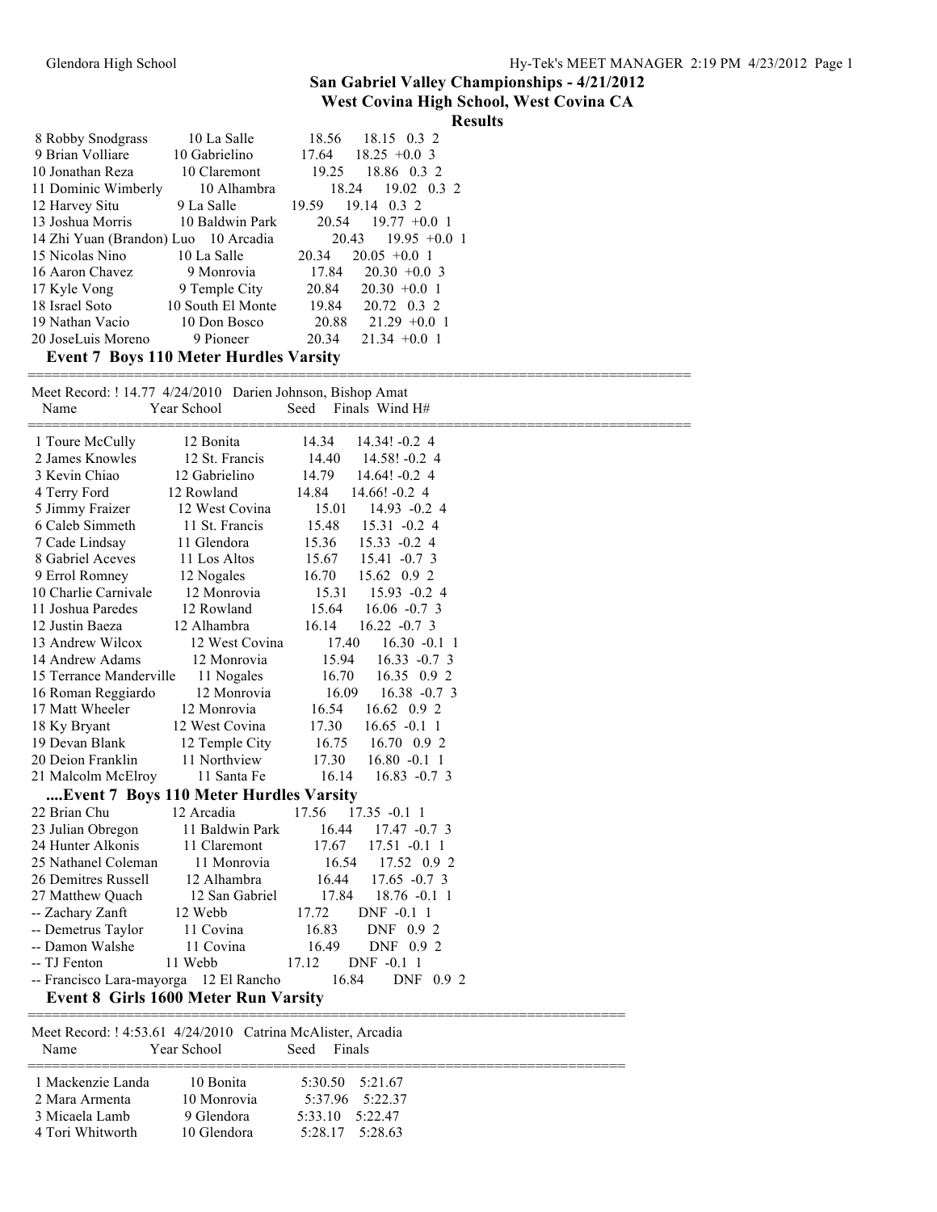## San Gabriel Valley Championships - 4/21/2012
### West Covina High School, West Covina CA
### Results

| Place | Name | Year | School | Seed | Finals | Wind | H# |
|---|---|---|---|---|---|---|---|
| 8 | Robby Snodgrass | 10 | La Salle | 18.56 | 18.15 | 0.3 | 2 |
| 9 | Brian Volliare | 10 | Gabrielino | 17.64 | 18.25 | +0.0 | 3 |
| 10 | Jonathan Reza | 10 | Claremont | 19.25 | 18.86 | 0.3 | 2 |
| 11 | Dominic Wimberly | 10 | Alhambra | 18.24 | 19.02 | 0.3 | 2 |
| 12 | Harvey Situ | 9 | La Salle | 19.59 | 19.14 | 0.3 | 2 |
| 13 | Joshua Morris | 10 | Baldwin Park | 20.54 | 19.77 | +0.0 | 1 |
| 14 | Zhi Yuan (Brandon) Luo | 10 | Arcadia | 20.43 | 19.95 | +0.0 | 1 |
| 15 | Nicolas Nino | 10 | La Salle | 20.34 | 20.05 | +0.0 | 1 |
| 16 | Aaron Chavez | 9 | Monrovia | 17.84 | 20.30 | +0.0 | 3 |
| 17 | Kyle Vong | 9 | Temple City | 20.84 | 20.30 | +0.0 | 1 |
| 18 | Israel Soto | 10 | South El Monte | 19.84 | 20.72 | 0.3 | 2 |
| 19 | Nathan Vacio | 10 | Don Bosco | 20.88 | 21.29 | +0.0 | 1 |
| 20 | JoseLuis Moreno | 9 | Pioneer | 20.34 | 21.34 | +0.0 | 1 |

### Event 7 Boys 110 Meter Hurdles Varsity

Meet Record: ! 14.77 4/24/2010 Darien Johnson, Bishop Amat

| Place | Name | Year | School | Seed | Finals | Wind | H# |
|---|---|---|---|---|---|---|---|
| 1 | Toure McCully | 12 | Bonita | 14.34 | 14.34! | -0.2 | 4 |
| 2 | James Knowles | 12 | St. Francis | 14.40 | 14.58! | -0.2 | 4 |
| 3 | Kevin Chiao | 12 | Gabrielino | 14.79 | 14.64! | -0.2 | 4 |
| 4 | Terry Ford | 12 | Rowland | 14.84 | 14.66! | -0.2 | 4 |
| 5 | Jimmy Fraizer | 12 | West Covina | 15.01 | 14.93 | -0.2 | 4 |
| 6 | Caleb Simmeth | 11 | St. Francis | 15.48 | 15.31 | -0.2 | 4 |
| 7 | Cade Lindsay | 11 | Glendora | 15.36 | 15.33 | -0.2 | 4 |
| 8 | Gabriel Aceves | 11 | Los Altos | 15.67 | 15.41 | -0.7 | 3 |
| 9 | Errol Romney | 12 | Nogales | 16.70 | 15.62 | 0.9 | 2 |
| 10 | Charlie Carnivale | 12 | Monrovia | 15.31 | 15.93 | -0.2 | 4 |
| 11 | Joshua Paredes | 12 | Rowland | 15.64 | 16.06 | -0.7 | 3 |
| 12 | Justin Baeza | 12 | Alhambra | 16.14 | 16.22 | -0.7 | 3 |
| 13 | Andrew Wilcox | 12 | West Covina | 17.40 | 16.30 | -0.1 | 1 |
| 14 | Andrew Adams | 12 | Monrovia | 15.94 | 16.33 | -0.7 | 3 |
| 15 | Terrance Manderville | 11 | Nogales | 16.70 | 16.35 | 0.9 | 2 |
| 16 | Roman Reggiardo | 12 | Monrovia | 16.09 | 16.38 | -0.7 | 3 |
| 17 | Matt Wheeler | 12 | Monrovia | 16.54 | 16.62 | 0.9 | 2 |
| 18 | Ky Bryant | 12 | West Covina | 17.30 | 16.65 | -0.1 | 1 |
| 19 | Devan Blank | 12 | Temple City | 16.75 | 16.70 | 0.9 | 2 |
| 20 | Deion Franklin | 11 | Northview | 17.30 | 16.80 | -0.1 | 1 |
| 21 | Malcolm McElroy | 11 | Santa Fe | 16.14 | 16.83 | -0.7 | 3 |

#### ....Event 7 Boys 110 Meter Hurdles Varsity

| Place | Name | Year | School | Seed | Finals | Wind | H# |
|---|---|---|---|---|---|---|---|
| 22 | Brian Chu | 12 | Arcadia | 17.56 | 17.35 | -0.1 | 1 |
| 23 | Julian Obregon | 11 | Baldwin Park | 16.44 | 17.47 | -0.7 | 3 |
| 24 | Hunter Alkonis | 11 | Claremont | 17.67 | 17.51 | -0.1 | 1 |
| 25 | Nathanel Coleman | 11 | Monrovia | 16.54 | 17.52 | 0.9 | 2 |
| 26 | Demitres Russell | 12 | Alhambra | 16.44 | 17.65 | -0.7 | 3 |
| 27 | Matthew Quach | 12 | San Gabriel | 17.84 | 18.76 | -0.1 | 1 |
| -- | Zachary Zanft | 12 | Webb | 17.72 | DNF | -0.1 | 1 |
| -- | Demetrus Taylor | 11 | Covina | 16.83 | DNF | 0.9 | 2 |
| -- | Damon Walshe | 11 | Covina | 16.49 | DNF | 0.9 | 2 |
| -- | TJ Fenton | 11 | Webb | 17.12 | DNF | -0.1 | 1 |
| -- | Francisco Lara-mayorga | 12 | El Rancho | 16.84 | DNF | 0.9 | 2 |

### Event 8 Girls 1600 Meter Run Varsity

Meet Record: ! 4:53.61 4/24/2010 Catrina McAlister, Arcadia

| Place | Name | Year | School | Seed | Finals |
|---|---|---|---|---|---|
| 1 | Mackenzie Landa | 10 | Bonita | 5:30.50 | 5:21.67 |
| 2 | Mara Armenta | 10 | Monrovia | 5:37.96 | 5:22.37 |
| 3 | Micaela Lamb | 9 | Glendora | 5:33.10 | 5:22.47 |
| 4 | Tori Whitworth | 10 | Glendora | 5:28.17 | 5:28.63 |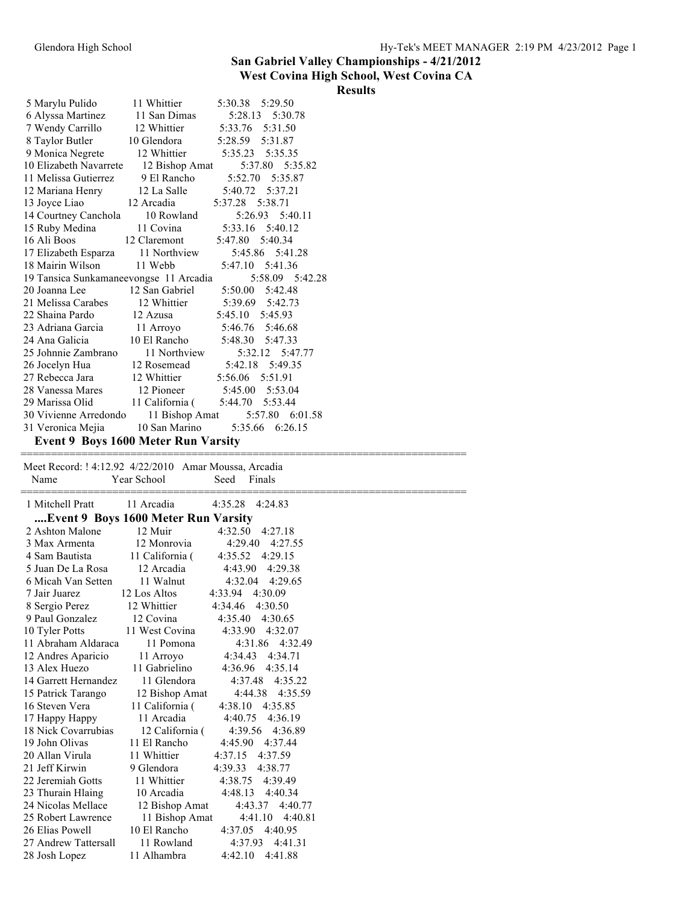## San Gabriel Valley Championships - 4/21/2012
## West Covina High School, West Covina CA
## Results

| Name | Year School | Seed | Finals |
|---|---|---|---|
| 5 Marylu Pulido | 11 Whittier | 5:30.38 | 5:29.50 |
| 6 Alyssa Martinez | 11 San Dimas | 5:28.13 | 5:30.78 |
| 7 Wendy Carrillo | 12 Whittier | 5:33.76 | 5:31.50 |
| 8 Taylor Butler | 10 Glendora | 5:28.59 | 5:31.87 |
| 9 Monica Negrete | 12 Whittier | 5:35.23 | 5:35.35 |
| 10 Elizabeth Navarrete | 12 Bishop Amat | 5:37.80 | 5:35.82 |
| 11 Melissa Gutierrez | 9 El Rancho | 5:52.70 | 5:35.87 |
| 12 Mariana Henry | 12 La Salle | 5:40.72 | 5:37.21 |
| 13 Joyce Liao | 12 Arcadia | 5:37.28 | 5:38.71 |
| 14 Courtney Canchola | 10 Rowland | 5:26.93 | 5:40.11 |
| 15 Ruby Medina | 11 Covina | 5:33.16 | 5:40.12 |
| 16 Ali Boos | 12 Claremont | 5:47.80 | 5:40.34 |
| 17 Elizabeth Esparza | 11 Northview | 5:45.86 | 5:41.28 |
| 18 Mairin Wilson | 11 Webb | 5:47.10 | 5:41.36 |
| 19 Tansica Sunkamaneevongse | 11 Arcadia | 5:58.09 | 5:42.28 |
| 20 Joanna Lee | 12 San Gabriel | 5:50.00 | 5:42.48 |
| 21 Melissa Carabes | 12 Whittier | 5:39.69 | 5:42.73 |
| 22 Shaina Pardo | 12 Azusa | 5:45.10 | 5:45.93 |
| 23 Adriana Garcia | 11 Arroyo | 5:46.76 | 5:46.68 |
| 24 Ana Galicia | 10 El Rancho | 5:48.30 | 5:47.33 |
| 25 Johnnie Zambrano | 11 Northview | 5:32.12 | 5:47.77 |
| 26 Jocelyn Hua | 12 Rosemead | 5:42.18 | 5:49.35 |
| 27 Rebecca Jara | 12 Whittier | 5:56.06 | 5:51.91 |
| 28 Vanessa Mares | 12 Pioneer | 5:45.00 | 5:53.04 |
| 29 Marissa Olid | 11 California ( | 5:44.70 | 5:53.44 |
| 30 Vivienne Arredondo | 11 Bishop Amat | 5:57.80 | 6:01.58 |
| 31 Veronica Mejia | 10 San Marino | 5:35.66 | 6:26.15 |

### Event 9 Boys 1600 Meter Run Varsity

Meet Record: ! 4:12.92 4/22/2010 Amar Moussa, Arcadia

| Name | Year School | Seed | Finals |
|---|---|---|---|
| 1 Mitchell Pratt | 11 Arcadia | 4:35.28 | 4:24.83 |

### ....Event 9 Boys 1600 Meter Run Varsity

| Name | Year School | Seed | Finals |
|---|---|---|---|
| 2 Ashton Malone | 12 Muir | 4:32.50 | 4:27.18 |
| 3 Max Armenta | 12 Monrovia | 4:29.40 | 4:27.55 |
| 4 Sam Bautista | 11 California ( | 4:35.52 | 4:29.15 |
| 5 Juan De La Rosa | 12 Arcadia | 4:43.90 | 4:29.38 |
| 6 Micah Van Setten | 11 Walnut | 4:32.04 | 4:29.65 |
| 7 Jair Juarez | 12 Los Altos | 4:33.94 | 4:30.09 |
| 8 Sergio Perez | 12 Whittier | 4:34.46 | 4:30.50 |
| 9 Paul Gonzalez | 12 Covina | 4:35.40 | 4:30.65 |
| 10 Tyler Potts | 11 West Covina | 4:33.90 | 4:32.07 |
| 11 Abraham Aldaraca | 11 Pomona | 4:31.86 | 4:32.49 |
| 12 Andres Aparicio | 11 Arroyo | 4:34.43 | 4:34.71 |
| 13 Alex Huezo | 11 Gabrielino | 4:36.96 | 4:35.14 |
| 14 Garrett Hernandez | 11 Glendora | 4:37.48 | 4:35.22 |
| 15 Patrick Tarango | 12 Bishop Amat | 4:44.38 | 4:35.59 |
| 16 Steven Vera | 11 California ( | 4:38.10 | 4:35.85 |
| 17 Happy Happy | 11 Arcadia | 4:40.75 | 4:36.19 |
| 18 Nick Covarrubias | 12 California ( | 4:39.56 | 4:36.89 |
| 19 John Olivas | 11 El Rancho | 4:45.90 | 4:37.44 |
| 20 Allan Virula | 11 Whittier | 4:37.15 | 4:37.59 |
| 21 Jeff Kirwin | 9 Glendora | 4:39.33 | 4:38.77 |
| 22 Jeremiah Gotts | 11 Whittier | 4:38.75 | 4:39.49 |
| 23 Thurain Hlaing | 10 Arcadia | 4:48.13 | 4:40.34 |
| 24 Nicolas Mellace | 12 Bishop Amat | 4:43.37 | 4:40.77 |
| 25 Robert Lawrence | 11 Bishop Amat | 4:41.10 | 4:40.81 |
| 26 Elias Powell | 10 El Rancho | 4:37.05 | 4:40.95 |
| 27 Andrew Tattersall | 11 Rowland | 4:37.93 | 4:41.31 |
| 28 Josh Lopez | 11 Alhambra | 4:42.10 | 4:41.88 |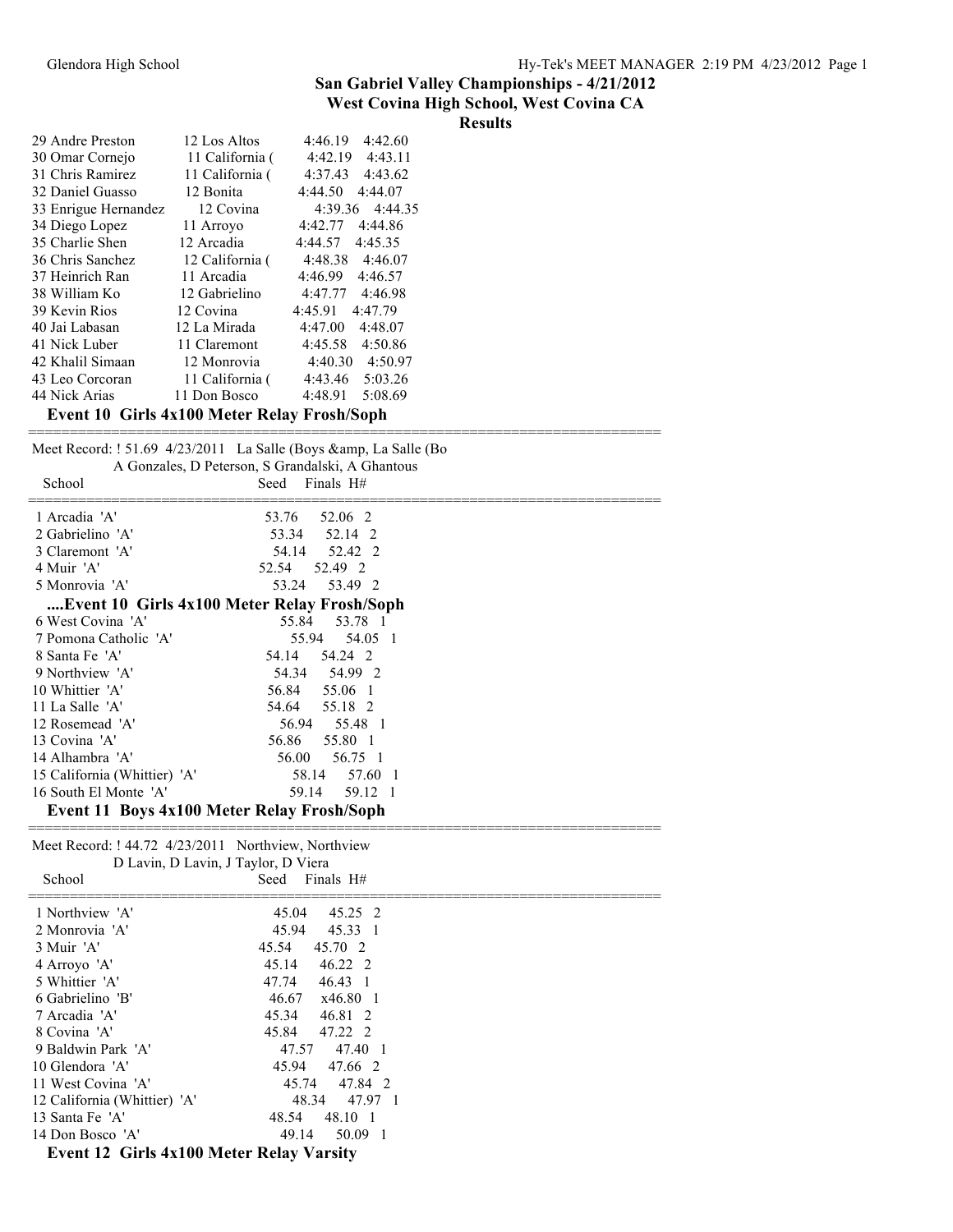# San Gabriel Valley Championships - 4/21/2012
## West Covina High School, West Covina CA
### Results

| | | | |
|---|---|---|---|
| 29 Andre Preston | 12 Los Altos | 4:46.19 | 4:42.60 |
| 30 Omar Cornejo | 11 California ( | 4:42.19 | 4:43.11 |
| 31 Chris Ramirez | 11 California ( | 4:37.43 | 4:43.62 |
| 32 Daniel Guasso | 12 Bonita | 4:44.50 | 4:44.07 |
| 33 Enrigue Hernandez | 12 Covina | 4:39.36 | 4:44.35 |
| 34 Diego Lopez | 11 Arroyo | 4:42.77 | 4:44.86 |
| 35 Charlie Shen | 12 Arcadia | 4:44.57 | 4:45.35 |
| 36 Chris Sanchez | 12 California ( | 4:48.38 | 4:46.07 |
| 37 Heinrich Ran | 11 Arcadia | 4:46.99 | 4:46.57 |
| 38 William Ko | 12 Gabrielino | 4:47.77 | 4:46.98 |
| 39 Kevin Rios | 12 Covina | 4:45.91 | 4:47.79 |
| 40 Jai Labasan | 12 La Mirada | 4:47.00 | 4:48.07 |
| 41 Nick Luber | 11 Claremont | 4:45.58 | 4:50.86 |
| 42 Khalil Simaan | 12 Monrovia | 4:40.30 | 4:50.97 |
| 43 Leo Corcoran | 11 California ( | 4:43.46 | 5:03.26 |
| 44 Nick Arias | 11 Don Bosco | 4:48.91 | 5:08.69 |

### Event 10 Girls 4x100 Meter Relay Frosh/Soph

Meet Record: ! 51.69 4/23/2011 La Salle (Boys &amp, La Salle (Bo
A Gonzales, D Peterson, S Grandalski, A Ghantous

| School | Seed | Finals | H# |
|---|---|---|---|
| 1 Arcadia 'A' | 53.76 | 52.06 | 2 |
| 2 Gabrielino 'A' | 53.34 | 52.14 | 2 |
| 3 Claremont 'A' | 54.14 | 52.42 | 2 |
| 4 Muir 'A' | 52.54 | 52.49 | 2 |
| 5 Monrovia 'A' | 53.24 | 53.49 | 2 |
| 6 West Covina 'A' | 55.84 | 53.78 | 1 |
| 7 Pomona Catholic 'A' | 55.94 | 54.05 | 1 |
| 8 Santa Fe 'A' | 54.14 | 54.24 | 2 |
| 9 Northview 'A' | 54.34 | 54.99 | 2 |
| 10 Whittier 'A' | 56.84 | 55.06 | 1 |
| 11 La Salle 'A' | 54.64 | 55.18 | 2 |
| 12 Rosemead 'A' | 56.94 | 55.48 | 1 |
| 13 Covina 'A' | 56.86 | 55.80 | 1 |
| 14 Alhambra 'A' | 56.00 | 56.75 | 1 |
| 15 California (Whittier) 'A' | 58.14 | 57.60 | 1 |
| 16 South El Monte 'A' | 59.14 | 59.12 | 1 |

### Event 11 Boys 4x100 Meter Relay Frosh/Soph

Meet Record: ! 44.72 4/23/2011 Northview, Northview
D Lavin, D Lavin, J Taylor, D Viera

| School | Seed | Finals | H# |
|---|---|---|---|
| 1 Northview 'A' | 45.04 | 45.25 | 2 |
| 2 Monrovia 'A' | 45.94 | 45.33 | 1 |
| 3 Muir 'A' | 45.54 | 45.70 | 2 |
| 4 Arroyo 'A' | 45.14 | 46.22 | 2 |
| 5 Whittier 'A' | 47.74 | 46.43 | 1 |
| 6 Gabrielino 'B' | 46.67 | x46.80 | 1 |
| 7 Arcadia 'A' | 45.34 | 46.81 | 2 |
| 8 Covina 'A' | 45.84 | 47.22 | 2 |
| 9 Baldwin Park 'A' | 47.57 | 47.40 | 1 |
| 10 Glendora 'A' | 45.94 | 47.66 | 2 |
| 11 West Covina 'A' | 45.74 | 47.84 | 2 |
| 12 California (Whittier) 'A' | 48.34 | 47.97 | 1 |
| 13 Santa Fe 'A' | 48.54 | 48.10 | 1 |
| 14 Don Bosco 'A' | 49.14 | 50.09 | 1 |

### Event 12 Girls 4x100 Meter Relay Varsity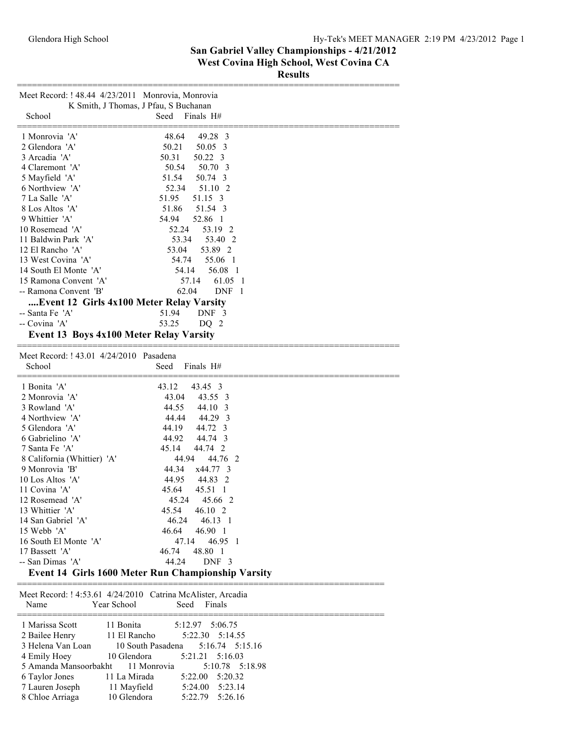## San Gabriel Valley Championships - 4/21/2012
## West Covina High School, West Covina CA
## Results

Meet Record: ! 48.44 4/23/2011 Monrovia, Monrovia
K Smith, J Thomas, J Pfau, S Buchanan

| | School | Seed | Finals | H# |
|---|---|---|---|---|
| 1 | Monrovia 'A' | 48.64 | 49.28 | 3 |
| 2 | Glendora 'A' | 50.21 | 50.05 | 3 |
| 3 | Arcadia 'A' | 50.31 | 50.22 | 3 |
| 4 | Claremont 'A' | 50.54 | 50.70 | 3 |
| 5 | Mayfield 'A' | 51.54 | 50.74 | 3 |
| 6 | Northview 'A' | 52.34 | 51.10 | 2 |
| 7 | La Salle 'A' | 51.95 | 51.15 | 3 |
| 8 | Los Altos 'A' | 51.86 | 51.54 | 3 |
| 9 | Whittier 'A' | 54.94 | 52.86 | 1 |
| 10 | Rosemead 'A' | 52.24 | 53.19 | 2 |
| 11 | Baldwin Park 'A' | 53.34 | 53.40 | 2 |
| 12 | El Rancho 'A' | 53.04 | 53.89 | 2 |
| 13 | West Covina 'A' | 54.74 | 55.06 | 1 |
| 14 | South El Monte 'A' | 54.14 | 56.08 | 1 |
| 15 | Ramona Convent 'A' | 57.14 | 61.05 | 1 |
| -- | Ramona Convent 'B' | 62.04 | DNF | 1 |

### ....Event 12 Girls 4x100 Meter Relay Varsity

| | School | Seed | Finals | H# |
|---|---|---|---|---|
| -- | Santa Fe 'A' | 51.94 | DNF | 3 |
| -- | Covina 'A' | 53.25 | DQ | 2 |

### Event 13 Boys 4x100 Meter Relay Varsity

Meet Record: ! 43.01 4/24/2010 Pasadena

| | School | Seed | Finals | H# |
|---|---|---|---|---|
| 1 | Bonita 'A' | 43.12 | 43.45 | 3 |
| 2 | Monrovia 'A' | 43.04 | 43.55 | 3 |
| 3 | Rowland 'A' | 44.55 | 44.10 | 3 |
| 4 | Northview 'A' | 44.44 | 44.29 | 3 |
| 5 | Glendora 'A' | 44.19 | 44.72 | 3 |
| 6 | Gabrielino 'A' | 44.92 | 44.74 | 3 |
| 7 | Santa Fe 'A' | 45.14 | 44.74 | 2 |
| 8 | California (Whittier) 'A' | 44.94 | 44.76 | 2 |
| 9 | Monrovia 'B' | 44.34 | x44.77 | 3 |
| 10 | Los Altos 'A' | 44.95 | 44.83 | 2 |
| 11 | Covina 'A' | 45.64 | 45.51 | 1 |
| 12 | Rosemead 'A' | 45.24 | 45.66 | 2 |
| 13 | Whittier 'A' | 45.54 | 46.10 | 2 |
| 14 | San Gabriel 'A' | 46.24 | 46.13 | 1 |
| 15 | Webb 'A' | 46.64 | 46.90 | 1 |
| 16 | South El Monte 'A' | 47.14 | 46.95 | 1 |
| 17 | Bassett 'A' | 46.74 | 48.80 | 1 |
| -- | San Dimas 'A' | 44.24 | DNF | 3 |

### Event 14 Girls 1600 Meter Run Championship Varsity

Meet Record: ! 4:53.61 4/24/2010 Catrina McAlister, Arcadia

| | Name | Year | School | Seed | Finals |
|---|---|---|---|---|---|
| 1 | Marissa Scott | 11 | Bonita | 5:12.97 | 5:06.75 |
| 2 | Bailee Henry | 11 | El Rancho | 5:22.30 | 5:14.55 |
| 3 | Helena Van Loan | 10 | South Pasadena | 5:16.74 | 5:15.16 |
| 4 | Emily Hoey | 10 | Glendora | 5:21.21 | 5:16.03 |
| 5 | Amanda Mansoorbakht | 11 | Monrovia | 5:10.78 | 5:18.98 |
| 6 | Taylor Jones | 11 | La Mirada | 5:22.00 | 5:20.32 |
| 7 | Lauren Joseph | 11 | Mayfield | 5:24.00 | 5:23.14 |
| 8 | Chloe Arriaga | 10 | Glendora | 5:22.79 | 5:26.16 |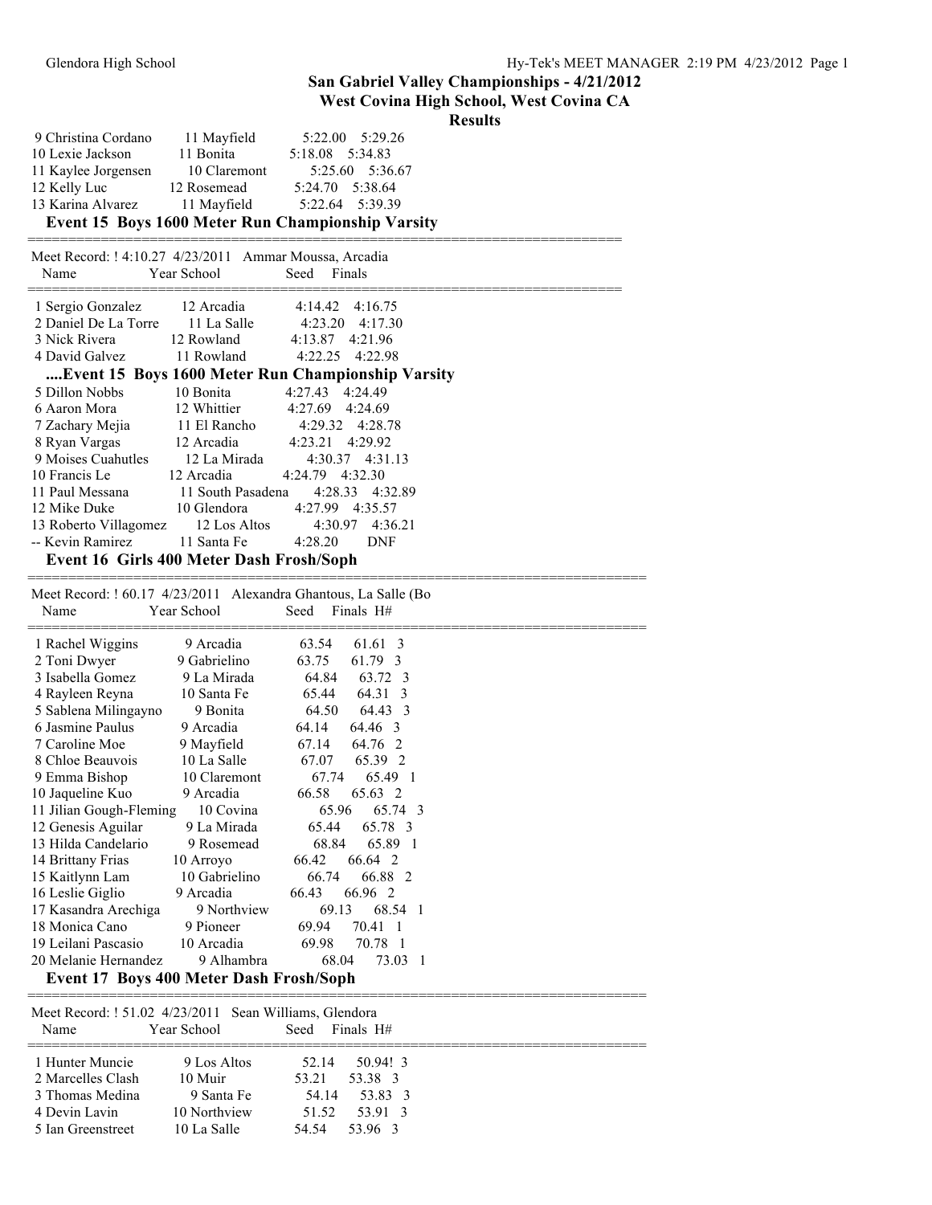## San Gabriel Valley Championships - 4/21/2012

### West Covina High School, West Covina CA

### Results

| Name | Year | School | Seed | Finals |
|---|---|---|---|---|
| 9 Christina Cordano | 11 | Mayfield | 5:22.00 | 5:29.26 |
| 10 Lexie Jackson | 11 | Bonita | 5:18.08 | 5:34.83 |
| 11 Kaylee Jorgensen | 10 | Claremont | 5:25.60 | 5:36.67 |
| 12 Kelly Luc | 12 | Rosemead | 5:24.70 | 5:38.64 |
| 13 Karina Alvarez | 11 | Mayfield | 5:22.64 | 5:39.39 |

### Event 15 Boys 1600 Meter Run Championship Varsity

Meet Record: ! 4:10.27 4/23/2011 Ammar Moussa, Arcadia

| Name | Year | School | Seed | Finals |
|---|---|---|---|---|
| 1 Sergio Gonzalez | 12 | Arcadia | 4:14.42 | 4:16.75 |
| 2 Daniel De La Torre | 11 | La Salle | 4:23.20 | 4:17.30 |
| 3 Nick Rivera | 12 | Rowland | 4:13.87 | 4:21.96 |
| 4 David Galvez | 11 | Rowland | 4:22.25 | 4:22.98 |

### ....Event 15 Boys 1600 Meter Run Championship Varsity

| Name | Year | School | Seed | Finals |
|---|---|---|---|---|
| 5 Dillon Nobbs | 10 | Bonita | 4:27.43 | 4:24.49 |
| 6 Aaron Mora | 12 | Whittier | 4:27.69 | 4:24.69 |
| 7 Zachary Mejia | 11 | El Rancho | 4:29.32 | 4:28.78 |
| 8 Ryan Vargas | 12 | Arcadia | 4:23.21 | 4:29.92 |
| 9 Moises Cuahutles | 12 | La Mirada | 4:30.37 | 4:31.13 |
| 10 Francis Le | 12 | Arcadia | 4:24.79 | 4:32.30 |
| 11 Paul Messana | 11 | South Pasadena | 4:28.33 | 4:32.89 |
| 12 Mike Duke | 10 | Glendora | 4:27.99 | 4:35.57 |
| 13 Roberto Villagomez | 12 | Los Altos | 4:30.97 | 4:36.21 |
| -- Kevin Ramirez | 11 | Santa Fe | 4:28.20 | DNF |

### Event 16 Girls 400 Meter Dash Frosh/Soph

Meet Record: ! 60.17 4/23/2011 Alexandra Ghantous, La Salle (Bo

| Name | Year | School | Seed | Finals | H# |
|---|---|---|---|---|---|
| 1 Rachel Wiggins | 9 | Arcadia | 63.54 | 61.61 | 3 |
| 2 Toni Dwyer | 9 | Gabrielino | 63.75 | 61.79 | 3 |
| 3 Isabella Gomez | 9 | La Mirada | 64.84 | 63.72 | 3 |
| 4 Rayleen Reyna | 10 | Santa Fe | 65.44 | 64.31 | 3 |
| 5 Sablena Milingayno | 9 | Bonita | 64.50 | 64.43 | 3 |
| 6 Jasmine Paulus | 9 | Arcadia | 64.14 | 64.46 | 3 |
| 7 Caroline Moe | 9 | Mayfield | 67.14 | 64.76 | 2 |
| 8 Chloe Beauvois | 10 | La Salle | 67.07 | 65.39 | 2 |
| 9 Emma Bishop | 10 | Claremont | 67.74 | 65.49 | 1 |
| 10 Jaqueline Kuo | 9 | Arcadia | 66.58 | 65.63 | 2 |
| 11 Jilian Gough-Fleming | 10 | Covina | 65.96 | 65.74 | 3 |
| 12 Genesis Aguilar | 9 | La Mirada | 65.44 | 65.78 | 3 |
| 13 Hilda Candelario | 9 | Rosemead | 68.84 | 65.89 | 1 |
| 14 Brittany Frias | 10 | Arroyo | 66.42 | 66.64 | 2 |
| 15 Kaitlynn Lam | 10 | Gabrielino | 66.74 | 66.88 | 2 |
| 16 Leslie Giglio | 9 | Arcadia | 66.43 | 66.96 | 2 |
| 17 Kasandra Arechiga | 9 | Northview | 69.13 | 68.54 | 1 |
| 18 Monica Cano | 9 | Pioneer | 69.94 | 70.41 | 1 |
| 19 Leilani Pascasio | 10 | Arcadia | 69.98 | 70.78 | 1 |
| 20 Melanie Hernandez | 9 | Alhambra | 68.04 | 73.03 | 1 |

### Event 17 Boys 400 Meter Dash Frosh/Soph

Meet Record: ! 51.02 4/23/2011 Sean Williams, Glendora

| Name | Year | School | Seed | Finals | H# |
|---|---|---|---|---|---|
| 1 Hunter Muncie | 9 | Los Altos | 52.14 | 50.94! | 3 |
| 2 Marcelles Clash | 10 | Muir | 53.21 | 53.38 | 3 |
| 3 Thomas Medina | 9 | Santa Fe | 54.14 | 53.83 | 3 |
| 4 Devin Lavin | 10 | Northview | 51.52 | 53.91 | 3 |
| 5 Ian Greenstreet | 10 | La Salle | 54.54 | 53.96 | 3 |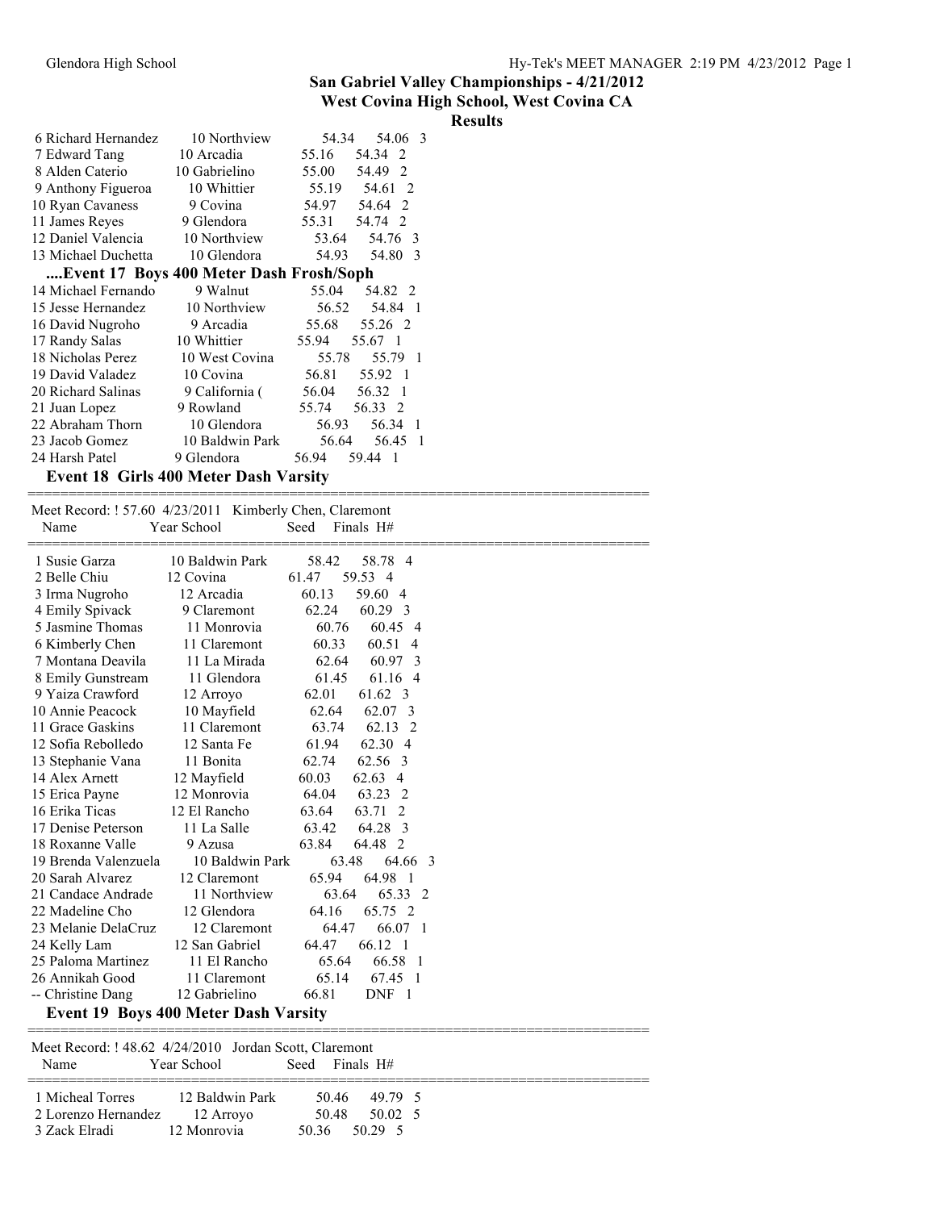## San Gabriel Valley Championships - 4/21/2012
### West Covina High School, West Covina CA
### Results

| Name | Year School | Seed | Finals | H# |
|---|---|---|---|---|
| 6 Richard Hernandez | 10 Northview | 54.34 | 54.06 | 3 |
| 7 Edward Tang | 10 Arcadia | 55.16 | 54.34 | 2 |
| 8 Alden Caterio | 10 Gabrielino | 55.00 | 54.49 | 2 |
| 9 Anthony Figueroa | 10 Whittier | 55.19 | 54.61 | 2 |
| 10 Ryan Cavaness | 9 Covina | 54.97 | 54.64 | 2 |
| 11 James Reyes | 9 Glendora | 55.31 | 54.74 | 2 |
| 12 Daniel Valencia | 10 Northview | 53.64 | 54.76 | 3 |
| 13 Michael Duchetta | 10 Glendora | 54.93 | 54.80 | 3 |

### ....Event 17 Boys 400 Meter Dash Frosh/Soph

| Name | Year School | Seed | Finals | H# |
|---|---|---|---|---|
| 14 Michael Fernando | 9 Walnut | 55.04 | 54.82 | 2 |
| 15 Jesse Hernandez | 10 Northview | 56.52 | 54.84 | 1 |
| 16 David Nugroho | 9 Arcadia | 55.68 | 55.26 | 2 |
| 17 Randy Salas | 10 Whittier | 55.94 | 55.67 | 1 |
| 18 Nicholas Perez | 10 West Covina | 55.78 | 55.79 | 1 |
| 19 David Valadez | 10 Covina | 56.81 | 55.92 | 1 |
| 20 Richard Salinas | 9 California ( | 56.04 | 56.32 | 1 |
| 21 Juan Lopez | 9 Rowland | 55.74 | 56.33 | 2 |
| 22 Abraham Thorn | 10 Glendora | 56.93 | 56.34 | 1 |
| 23 Jacob Gomez | 10 Baldwin Park | 56.64 | 56.45 | 1 |
| 24 Harsh Patel | 9 Glendora | 56.94 | 59.44 | 1 |

### Event 18 Girls 400 Meter Dash Varsity

Meet Record: ! 57.60 4/23/2011 Kimberly Chen, Claremont

| Name | Year School | Seed | Finals | H# |
|---|---|---|---|---|
| 1 Susie Garza | 10 Baldwin Park | 58.42 | 58.78 | 4 |
| 2 Belle Chiu | 12 Covina | 61.47 | 59.53 | 4 |
| 3 Irma Nugroho | 12 Arcadia | 60.13 | 59.60 | 4 |
| 4 Emily Spivack | 9 Claremont | 62.24 | 60.29 | 3 |
| 5 Jasmine Thomas | 11 Monrovia | 60.76 | 60.45 | 4 |
| 6 Kimberly Chen | 11 Claremont | 60.33 | 60.51 | 4 |
| 7 Montana Deavila | 11 La Mirada | 62.64 | 60.97 | 3 |
| 8 Emily Gunstream | 11 Glendora | 61.45 | 61.16 | 4 |
| 9 Yaiza Crawford | 12 Arroyo | 62.01 | 61.62 | 3 |
| 10 Annie Peacock | 10 Mayfield | 62.64 | 62.07 | 3 |
| 11 Grace Gaskins | 11 Claremont | 63.74 | 62.13 | 2 |
| 12 Sofia Rebolledo | 12 Santa Fe | 61.94 | 62.30 | 4 |
| 13 Stephanie Vana | 11 Bonita | 62.74 | 62.56 | 3 |
| 14 Alex Arnett | 12 Mayfield | 60.03 | 62.63 | 4 |
| 15 Erica Payne | 12 Monrovia | 64.04 | 63.23 | 2 |
| 16 Erika Ticas | 12 El Rancho | 63.64 | 63.71 | 2 |
| 17 Denise Peterson | 11 La Salle | 63.42 | 64.28 | 3 |
| 18 Roxanne Valle | 9 Azusa | 63.84 | 64.48 | 2 |
| 19 Brenda Valenzuela | 10 Baldwin Park | 63.48 | 64.66 | 3 |
| 20 Sarah Alvarez | 12 Claremont | 65.94 | 64.98 | 1 |
| 21 Candace Andrade | 11 Northview | 63.64 | 65.33 | 2 |
| 22 Madeline Cho | 12 Glendora | 64.16 | 65.75 | 2 |
| 23 Melanie DelaCruz | 12 Claremont | 64.47 | 66.07 | 1 |
| 24 Kelly Lam | 12 San Gabriel | 64.47 | 66.12 | 1 |
| 25 Paloma Martinez | 11 El Rancho | 65.64 | 66.58 | 1 |
| 26 Annikah Good | 11 Claremont | 65.14 | 67.45 | 1 |
| -- Christine Dang | 12 Gabrielino | 66.81 | DNF | 1 |

### Event 19 Boys 400 Meter Dash Varsity

Meet Record: ! 48.62 4/24/2010 Jordan Scott, Claremont

| Name | Year School | Seed | Finals | H# |
|---|---|---|---|---|
| 1 Micheal Torres | 12 Baldwin Park | 50.46 | 49.79 | 5 |
| 2 Lorenzo Hernandez | 12 Arroyo | 50.48 | 50.02 | 5 |
| 3 Zack Elradi | 12 Monrovia | 50.36 | 50.29 | 5 |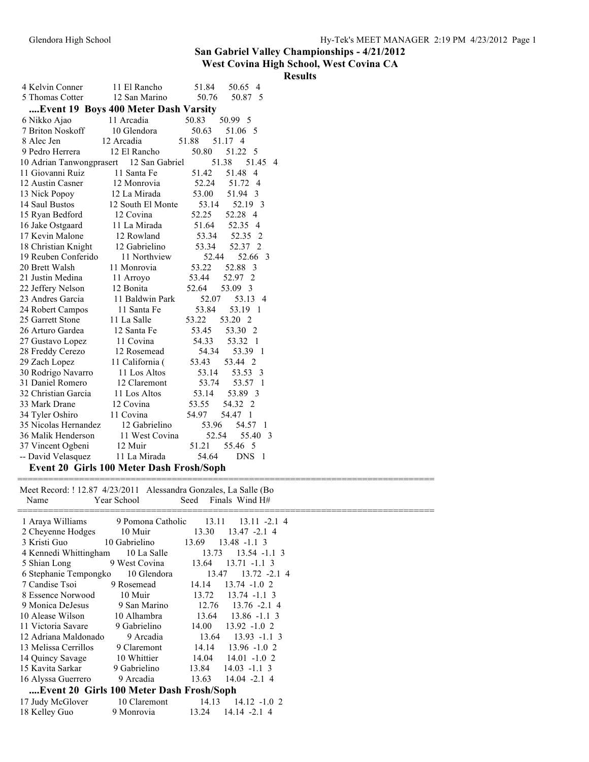## San Gabriel Valley Championships - 4/21/2012
## West Covina High School, West Covina CA
## Results

| Name | Year | School | Seed | Finals | H# |
|---|---|---|---|---|---|
| 4 Kelvin Conner | 11 | El Rancho | 51.84 | 50.65 | 4 |
| 5 Thomas Cotter | 12 | San Marino | 50.76 | 50.87 | 5 |

### ....Event 19 Boys 400 Meter Dash Varsity

| Name | Year | School | Seed | Finals | H# |
|---|---|---|---|---|---|
| 6 Nikko Ajao | 11 | Arcadia | 50.83 | 50.99 | 5 |
| 7 Briton Noskoff | 10 | Glendora | 50.63 | 51.06 | 5 |
| 8 Alec Jen | 12 | Arcadia | 51.88 | 51.17 | 4 |
| 9 Pedro Herrera | 12 | El Rancho | 50.80 | 51.22 | 5 |
| 10 Adrian Tanwongprasert | 12 | San Gabriel | 51.38 | 51.45 | 4 |
| 11 Giovanni Ruiz | 11 | Santa Fe | 51.42 | 51.48 | 4 |
| 12 Austin Casner | 12 | Monrovia | 52.24 | 51.72 | 4 |
| 13 Nick Popoy | 12 | La Mirada | 53.00 | 51.94 | 3 |
| 14 Saul Bustos | 12 | South El Monte | 53.14 | 52.19 | 3 |
| 15 Ryan Bedford | 12 | Covina | 52.25 | 52.28 | 4 |
| 16 Jake Ostgaard | 11 | La Mirada | 51.64 | 52.35 | 4 |
| 17 Kevin Malone | 12 | Rowland | 53.34 | 52.35 | 2 |
| 18 Christian Knight | 12 | Gabrielino | 53.34 | 52.37 | 2 |
| 19 Reuben Conferido | 11 | Northview | 52.44 | 52.66 | 3 |
| 20 Brett Walsh | 11 | Monrovia | 53.22 | 52.88 | 3 |
| 21 Justin Medina | 11 | Arroyo | 53.44 | 52.97 | 2 |
| 22 Jeffery Nelson | 12 | Bonita | 52.64 | 53.09 | 3 |
| 23 Andres Garcia | 11 | Baldwin Park | 52.07 | 53.13 | 4 |
| 24 Robert Campos | 11 | Santa Fe | 53.84 | 53.19 | 1 |
| 25 Garrett Stone | 11 | La Salle | 53.22 | 53.20 | 2 |
| 26 Arturo Gardea | 12 | Santa Fe | 53.45 | 53.30 | 2 |
| 27 Gustavo Lopez | 11 | Covina | 54.33 | 53.32 | 1 |
| 28 Freddy Cerezo | 12 | Rosemead | 54.34 | 53.39 | 1 |
| 29 Zach Lopez | 11 | California ( | 53.43 | 53.44 | 2 |
| 30 Rodrigo Navarro | 11 | Los Altos | 53.14 | 53.53 | 3 |
| 31 Daniel Romero | 12 | Claremont | 53.74 | 53.57 | 1 |
| 32 Christian Garcia | 11 | Los Altos | 53.14 | 53.89 | 3 |
| 33 Mark Drane | 12 | Covina | 53.55 | 54.32 | 2 |
| 34 Tyler Oshiro | 11 | Covina | 54.97 | 54.47 | 1 |
| 35 Nicolas Hernandez | 12 | Gabrielino | 53.96 | 54.57 | 1 |
| 36 Malik Henderson | 11 | West Covina | 52.54 | 55.40 | 3 |
| 37 Vincent Ogbeni | 12 | Muir | 51.21 | 55.46 | 5 |
| -- David Velasquez | 11 | La Mirada | 54.64 | DNS | 1 |

### Event 20 Girls 100 Meter Dash Frosh/Soph

Meet Record: ! 12.87 4/23/2011 Alessandra Gonzales, La Salle (Bo

| Name | Year | School | Seed | Finals | Wind | H# |
|---|---|---|---|---|---|---|
| 1 Araya Williams | 9 | Pomona Catholic | 13.11 | 13.11 | -2.1 | 4 |
| 2 Cheyenne Hodges | 10 | Muir | 13.30 | 13.47 | -2.1 | 4 |
| 3 Kristi Guo | 10 | Gabrielino | 13.69 | 13.48 | -1.1 | 3 |
| 4 Kennedi Whittingham | 10 | La Salle | 13.73 | 13.54 | -1.1 | 3 |
| 5 Shian Long | 9 | West Covina | 13.64 | 13.71 | -1.1 | 3 |
| 6 Stephanie Tempongko | 10 | Glendora | 13.47 | 13.72 | -2.1 | 4 |
| 7 Candise Tsoi | 9 | Rosemead | 14.14 | 13.74 | -1.0 | 2 |
| 8 Essence Norwood | 10 | Muir | 13.72 | 13.74 | -1.1 | 3 |
| 9 Monica DeJesus | 9 | San Marino | 12.76 | 13.76 | -2.1 | 4 |
| 10 Alease Wilson | 10 | Alhambra | 13.64 | 13.86 | -1.1 | 3 |
| 11 Victoria Savare | 9 | Gabrielino | 14.00 | 13.92 | -1.0 | 2 |
| 12 Adriana Maldonado | 9 | Arcadia | 13.64 | 13.93 | -1.1 | 3 |
| 13 Melissa Cerrillos | 9 | Claremont | 14.14 | 13.96 | -1.0 | 2 |
| 14 Quincy Savage | 10 | Whittier | 14.04 | 14.01 | -1.0 | 2 |
| 15 Kavita Sarkar | 9 | Gabrielino | 13.84 | 14.03 | -1.1 | 3 |
| 16 Alyssa Guerrero | 9 | Arcadia | 13.63 | 14.04 | -2.1 | 4 |

### ....Event 20 Girls 100 Meter Dash Frosh/Soph

| Name | Year | School | Seed | Finals | Wind | H# |
|---|---|---|---|---|---|---|
| 17 Judy McGlover | 10 | Claremont | 14.13 | 14.12 | -1.0 | 2 |
| 18 Kelley Guo | 9 | Monrovia | 13.24 | 14.14 | -2.1 | 4 |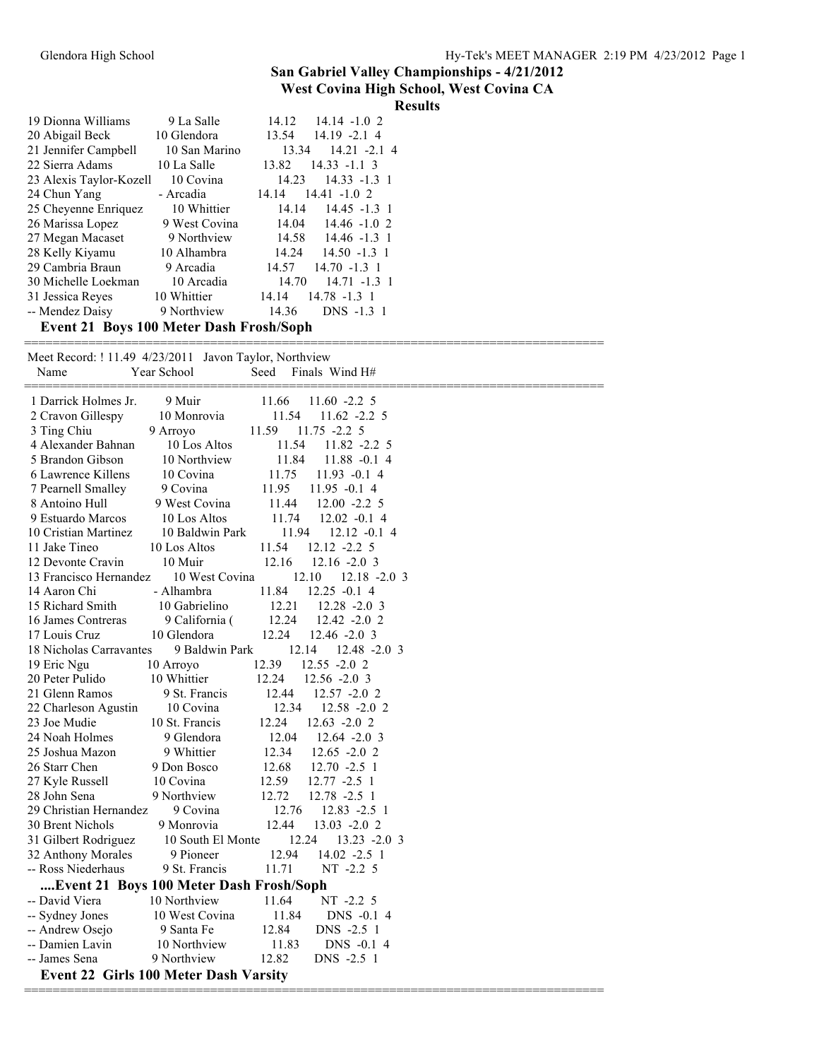## San Gabriel Valley Championships - 4/21/2012
## West Covina High School, West Covina CA
## Results

| Name | Year | School | Seed | Finals | Wind | H# |
|---|---|---|---|---|---|---|
| 19 Dionna Williams | 9 | La Salle | 14.12 | 14.14 | -1.0 | 2 |
| 20 Abigail Beck | 10 | Glendora | 13.54 | 14.19 | -2.1 | 4 |
| 21 Jennifer Campbell | 10 | San Marino | 13.34 | 14.21 | -2.1 | 4 |
| 22 Sierra Adams | 10 | La Salle | 13.82 | 14.33 | -1.1 | 3 |
| 23 Alexis Taylor-Kozell | 10 | Covina | 14.23 | 14.33 | -1.3 | 1 |
| 24 Chun Yang | - | Arcadia | 14.14 | 14.41 | -1.0 | 2 |
| 25 Cheyenne Enriquez | 10 | Whittier | 14.14 | 14.45 | -1.3 | 1 |
| 26 Marissa Lopez | 9 | West Covina | 14.04 | 14.46 | -1.0 | 2 |
| 27 Megan Macaset | 9 | Northview | 14.58 | 14.46 | -1.3 | 1 |
| 28 Kelly Kiyamu | 10 | Alhambra | 14.24 | 14.50 | -1.3 | 1 |
| 29 Cambria Braun | 9 | Arcadia | 14.57 | 14.70 | -1.3 | 1 |
| 30 Michelle Loekman | 10 | Arcadia | 14.70 | 14.71 | -1.3 | 1 |
| 31 Jessica Reyes | 10 | Whittier | 14.14 | 14.78 | -1.3 | 1 |
| -- Mendez Daisy | 9 | Northview | 14.36 | DNS | -1.3 | 1 |

### Event 21 Boys 100 Meter Dash Frosh/Soph

Meet Record: ! 11.49 4/23/2011 Javon Taylor, Northview

| Name | Year | School | Seed | Finals | Wind | H# |
|---|---|---|---|---|---|---|
| 1 Darrick Holmes Jr. | 9 | Muir | 11.66 | 11.60 | -2.2 | 5 |
| 2 Cravon Gillespy | 10 | Monrovia | 11.54 | 11.62 | -2.2 | 5 |
| 3 Ting Chiu | 9 | Arroyo | 11.59 | 11.75 | -2.2 | 5 |
| 4 Alexander Bahnan | 10 | Los Altos | 11.54 | 11.82 | -2.2 | 5 |
| 5 Brandon Gibson | 10 | Northview | 11.84 | 11.88 | -0.1 | 4 |
| 6 Lawrence Killens | 10 | Covina | 11.75 | 11.93 | -0.1 | 4 |
| 7 Pearnell Smalley | 9 | Covina | 11.95 | 11.95 | -0.1 | 4 |
| 8 Antoino Hull | 9 | West Covina | 11.44 | 12.00 | -2.2 | 5 |
| 9 Estuardo Marcos | 10 | Los Altos | 11.74 | 12.02 | -0.1 | 4 |
| 10 Cristian Martinez | 10 | Baldwin Park | 11.94 | 12.12 | -0.1 | 4 |
| 11 Jake Tineo | 10 | Los Altos | 11.54 | 12.12 | -2.2 | 5 |
| 12 Devonte Cravin | 10 | Muir | 12.16 | 12.16 | -2.0 | 3 |
| 13 Francisco Hernandez | 10 | West Covina | 12.10 | 12.18 | -2.0 | 3 |
| 14 Aaron Chi | - | Alhambra | 11.84 | 12.25 | -0.1 | 4 |
| 15 Richard Smith | 10 | Gabrielino | 12.21 | 12.28 | -2.0 | 3 |
| 16 James Contreras | 9 | California ( | 12.24 | 12.42 | -2.0 | 2 |
| 17 Louis Cruz | 10 | Glendora | 12.24 | 12.46 | -2.0 | 3 |
| 18 Nicholas Carravantes | 9 | Baldwin Park | 12.14 | 12.48 | -2.0 | 3 |
| 19 Eric Ngu | 10 | Arroyo | 12.39 | 12.55 | -2.0 | 2 |
| 20 Peter Pulido | 10 | Whittier | 12.24 | 12.56 | -2.0 | 3 |
| 21 Glenn Ramos | 9 | St. Francis | 12.44 | 12.57 | -2.0 | 2 |
| 22 Charleson Agustin | 10 | Covina | 12.34 | 12.58 | -2.0 | 2 |
| 23 Joe Mudie | 10 | St. Francis | 12.24 | 12.63 | -2.0 | 2 |
| 24 Noah Holmes | 9 | Glendora | 12.04 | 12.64 | -2.0 | 3 |
| 25 Joshua Mazon | 9 | Whittier | 12.34 | 12.65 | -2.0 | 2 |
| 26 Starr Chen | 9 | Don Bosco | 12.68 | 12.70 | -2.5 | 1 |
| 27 Kyle Russell | 10 | Covina | 12.59 | 12.77 | -2.5 | 1 |
| 28 John Sena | 9 | Northview | 12.72 | 12.78 | -2.5 | 1 |
| 29 Christian Hernandez | 9 | Covina | 12.76 | 12.83 | -2.5 | 1 |
| 30 Brent Nichols | 9 | Monrovia | 12.44 | 13.03 | -2.0 | 2 |
| 31 Gilbert Rodriguez | 10 | South El Monte | 12.24 | 13.23 | -2.0 | 3 |
| 32 Anthony Morales | 9 | Pioneer | 12.94 | 14.02 | -2.5 | 1 |
| -- Ross Niederhaus | 9 | St. Francis | 11.71 | NT | -2.2 | 5 |

### ....Event 21 Boys 100 Meter Dash Frosh/Soph

| Name | Year | School | Seed | Finals | Wind | H# |
|---|---|---|---|---|---|---|
| -- David Viera | 10 | Northview | 11.64 | NT | -2.2 | 5 |
| -- Sydney Jones | 10 | West Covina | 11.84 | DNS | -0.1 | 4 |
| -- Andrew Osejo | 9 | Santa Fe | 12.84 | DNS | -2.5 | 1 |
| -- Damien Lavin | 10 | Northview | 11.83 | DNS | -0.1 | 4 |
| -- James Sena | 9 | Northview | 12.82 | DNS | -2.5 | 1 |

### Event 22 Girls 100 Meter Dash Varsity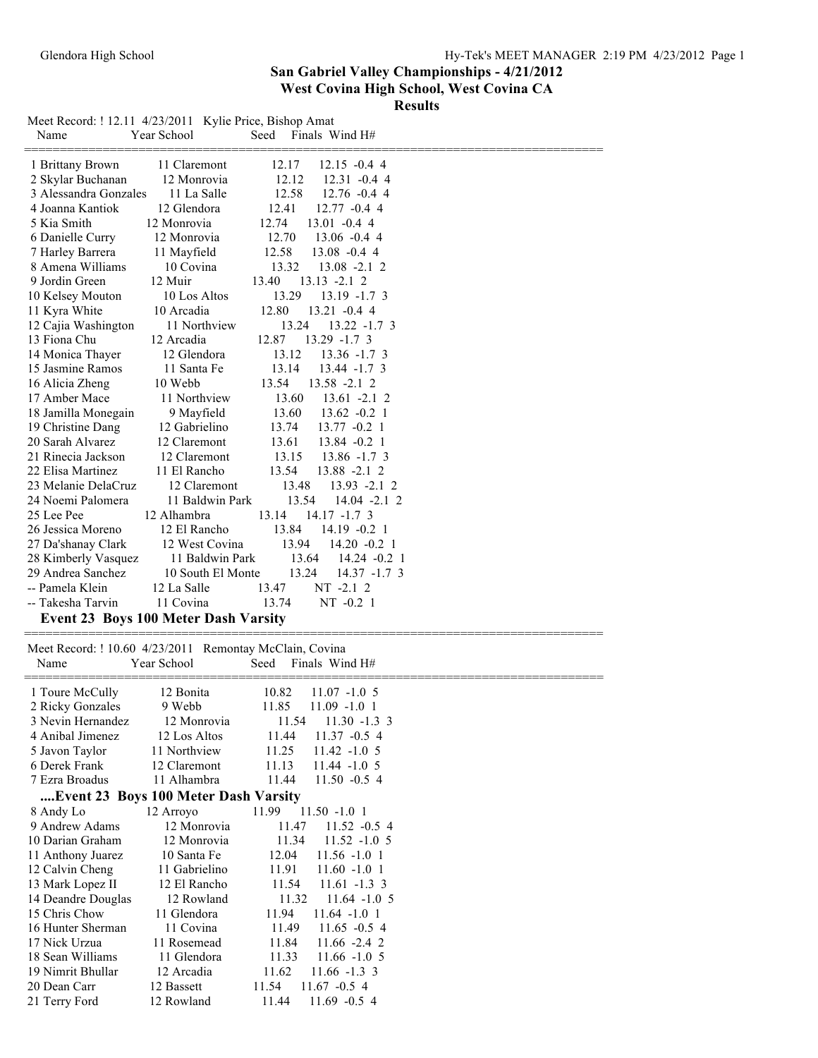# San Gabriel Valley Championships - 4/21/2012
## West Covina High School, West Covina CA
### Results

Meet Record: ! 12.11 4/23/2011 Kylie Price, Bishop Amat

| Place | Name | Year | School | Seed | Finals | Wind | H# |
|---|---|---|---|---|---|---|---|
| 1 | Brittany Brown | 11 | Claremont | 12.17 | 12.15 | -0.4 | 4 |
| 2 | Skylar Buchanan | 12 | Monrovia | 12.12 | 12.31 | -0.4 | 4 |
| 3 | Alessandra Gonzales | 11 | La Salle | 12.58 | 12.76 | -0.4 | 4 |
| 4 | Joanna Kantiok | 12 | Glendora | 12.41 | 12.77 | -0.4 | 4 |
| 5 | Kia Smith | 12 | Monrovia | 12.74 | 13.01 | -0.4 | 4 |
| 6 | Danielle Curry | 12 | Monrovia | 12.70 | 13.06 | -0.4 | 4 |
| 7 | Harley Barrera | 11 | Mayfield | 12.58 | 13.08 | -0.4 | 4 |
| 8 | Amena Williams | 10 | Covina | 13.32 | 13.08 | -2.1 | 2 |
| 9 | Jordin Green | 12 | Muir | 13.40 | 13.13 | -2.1 | 2 |
| 10 | Kelsey Mouton | 10 | Los Altos | 13.29 | 13.19 | -1.7 | 3 |
| 11 | Kyra White | 10 | Arcadia | 12.80 | 13.21 | -0.4 | 4 |
| 12 | Cajia Washington | 11 | Northview | 13.24 | 13.22 | -1.7 | 3 |
| 13 | Fiona Chu | 12 | Arcadia | 12.87 | 13.29 | -1.7 | 3 |
| 14 | Monica Thayer | 12 | Glendora | 13.12 | 13.36 | -1.7 | 3 |
| 15 | Jasmine Ramos | 11 | Santa Fe | 13.14 | 13.44 | -1.7 | 3 |
| 16 | Alicia Zheng | 10 | Webb | 13.54 | 13.58 | -2.1 | 2 |
| 17 | Amber Mace | 11 | Northview | 13.60 | 13.61 | -2.1 | 2 |
| 18 | Jamilla Monegain | 9 | Mayfield | 13.60 | 13.62 | -0.2 | 1 |
| 19 | Christine Dang | 12 | Gabrielino | 13.74 | 13.77 | -0.2 | 1 |
| 20 | Sarah Alvarez | 12 | Claremont | 13.61 | 13.84 | -0.2 | 1 |
| 21 | Rinecia Jackson | 12 | Claremont | 13.15 | 13.86 | -1.7 | 3 |
| 22 | Elisa Martinez | 11 | El Rancho | 13.54 | 13.88 | -2.1 | 2 |
| 23 | Melanie DelaCruz | 12 | Claremont | 13.48 | 13.93 | -2.1 | 2 |
| 24 | Noemi Palomera | 11 | Baldwin Park | 13.54 | 14.04 | -2.1 | 2 |
| 25 | Lee Pee | 12 | Alhambra | 13.14 | 14.17 | -1.7 | 3 |
| 26 | Jessica Moreno | 12 | El Rancho | 13.84 | 14.19 | -0.2 | 1 |
| 27 | Da'shanay Clark | 12 | West Covina | 13.94 | 14.20 | -0.2 | 1 |
| 28 | Kimberly Vasquez | 11 | Baldwin Park | 13.64 | 14.24 | -0.2 | 1 |
| 29 | Andrea Sanchez | 10 | South El Monte | 13.24 | 14.37 | -1.7 | 3 |
| -- | Pamela Klein | 12 | La Salle | 13.47 | NT | -2.1 | 2 |
| -- | Takesha Tarvin | 11 | Covina | 13.74 | NT | -0.2 | 1 |

### Event 23 Boys 100 Meter Dash Varsity

Meet Record: ! 10.60 4/23/2011 Remontay McClain, Covina

| Place | Name | Year | School | Seed | Finals | Wind | H# |
|---|---|---|---|---|---|---|---|
| 1 | Toure McCully | 12 | Bonita | 10.82 | 11.07 | -1.0 | 5 |
| 2 | Ricky Gonzales | 9 | Webb | 11.85 | 11.09 | -1.0 | 1 |
| 3 | Nevin Hernandez | 12 | Monrovia | 11.54 | 11.30 | -1.3 | 3 |
| 4 | Anibal Jimenez | 12 | Los Altos | 11.44 | 11.37 | -0.5 | 4 |
| 5 | Javon Taylor | 11 | Northview | 11.25 | 11.42 | -1.0 | 5 |
| 6 | Derek Frank | 12 | Claremont | 11.13 | 11.44 | -1.0 | 5 |
| 7 | Ezra Broadus | 11 | Alhambra | 11.44 | 11.50 | -0.5 | 4 |

### ....Event 23 Boys 100 Meter Dash Varsity

| Place | Name | Year | School | Seed | Finals | Wind | H# |
|---|---|---|---|---|---|---|---|
| 8 | Andy Lo | 12 | Arroyo | 11.99 | 11.50 | -1.0 | 1 |
| 9 | Andrew Adams | 12 | Monrovia | 11.47 | 11.52 | -0.5 | 4 |
| 10 | Darian Graham | 12 | Monrovia | 11.34 | 11.52 | -1.0 | 5 |
| 11 | Anthony Juarez | 10 | Santa Fe | 12.04 | 11.56 | -1.0 | 1 |
| 12 | Calvin Cheng | 11 | Gabrielino | 11.91 | 11.60 | -1.0 | 1 |
| 13 | Mark Lopez II | 12 | El Rancho | 11.54 | 11.61 | -1.3 | 3 |
| 14 | Deandre Douglas | 12 | Rowland | 11.32 | 11.64 | -1.0 | 5 |
| 15 | Chris Chow | 11 | Glendora | 11.94 | 11.64 | -1.0 | 1 |
| 16 | Hunter Sherman | 11 | Covina | 11.49 | 11.65 | -0.5 | 4 |
| 17 | Nick Urzua | 11 | Rosemead | 11.84 | 11.66 | -2.4 | 2 |
| 18 | Sean Williams | 11 | Glendora | 11.33 | 11.66 | -1.0 | 5 |
| 19 | Nimrit Bhullar | 12 | Arcadia | 11.62 | 11.66 | -1.3 | 3 |
| 20 | Dean Carr | 12 | Bassett | 11.54 | 11.67 | -0.5 | 4 |
| 21 | Terry Ford | 12 | Rowland | 11.44 | 11.69 | -0.5 | 4 |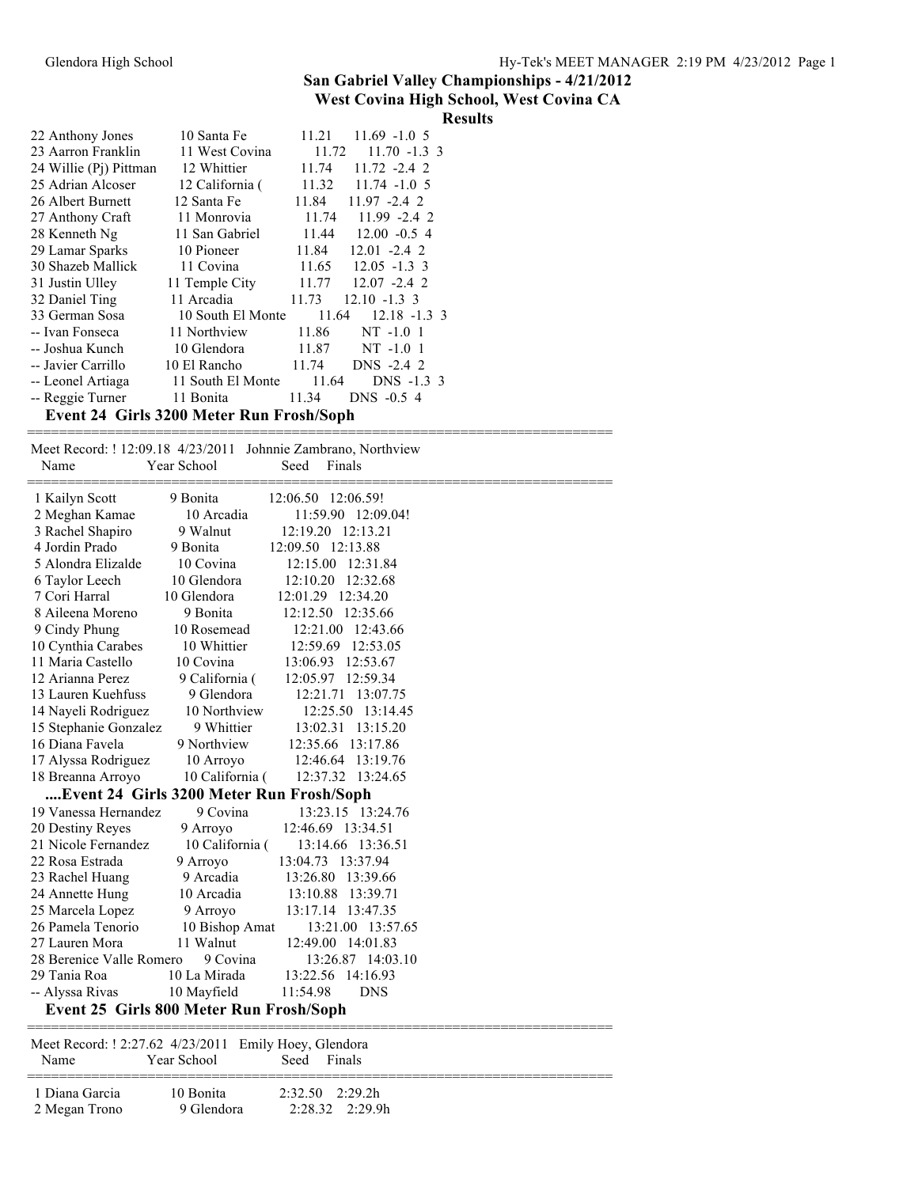## San Gabriel Valley Championships - 4/21/2012
## West Covina High School, West Covina CA
## Results

| Place | Name | Year | School | Seed | Finals | Wind | H# |
|---|---|---|---|---|---|---|---|
| 22 | Anthony Jones | 10 | Santa Fe | 11.21 | 11.69 | -1.0 | 5 |
| 23 | Aarron Franklin | 11 | West Covina | 11.72 | 11.70 | -1.3 | 3 |
| 24 | Willie (Pj) Pittman | 12 | Whittier | 11.74 | 11.72 | -2.4 | 2 |
| 25 | Adrian Alcoser | 12 | California ( | 11.32 | 11.74 | -1.0 | 5 |
| 26 | Albert Burnett | 12 | Santa Fe | 11.84 | 11.97 | -2.4 | 2 |
| 27 | Anthony Craft | 11 | Monrovia | 11.74 | 11.99 | -2.4 | 2 |
| 28 | Kenneth Ng | 11 | San Gabriel | 11.44 | 12.00 | -0.5 | 4 |
| 29 | Lamar Sparks | 10 | Pioneer | 11.84 | 12.01 | -2.4 | 2 |
| 30 | Shazeb Mallick | 11 | Covina | 11.65 | 12.05 | -1.3 | 3 |
| 31 | Justin Ulley | 11 | Temple City | 11.77 | 12.07 | -2.4 | 2 |
| 32 | Daniel Ting | 11 | Arcadia | 11.73 | 12.10 | -1.3 | 3 |
| 33 | German Sosa | 10 | South El Monte | 11.64 | 12.18 | -1.3 | 3 |
| -- | Ivan Fonseca | 11 | Northview | 11.86 | NT | -1.0 | 1 |
| -- | Joshua Kunch | 10 | Glendora | 11.87 | NT | -1.0 | 1 |
| -- | Javier Carrillo | 10 | El Rancho | 11.74 | DNS | -2.4 | 2 |
| -- | Leonel Artiaga | 11 | South El Monte | 11.64 | DNS | -1.3 | 3 |
| -- | Reggie Turner | 11 | Bonita | 11.34 | DNS | -0.5 | 4 |

### Event 24 Girls 3200 Meter Run Frosh/Soph

Meet Record: ! 12:09.18 4/23/2011 Johnnie Zambrano, Northview

| Place | Name | Year | School | Seed | Finals |
|---|---|---|---|---|---|
| 1 | Kailyn Scott | 9 | Bonita | 12:06.50 | 12:06.59! |
| 2 | Meghan Kamae | 10 | Arcadia | 11:59.90 | 12:09.04! |
| 3 | Rachel Shapiro | 9 | Walnut | 12:19.20 | 12:13.21 |
| 4 | Jordin Prado | 9 | Bonita | 12:09.50 | 12:13.88 |
| 5 | Alondra Elizalde | 10 | Covina | 12:15.00 | 12:31.84 |
| 6 | Taylor Leech | 10 | Glendora | 12:10.20 | 12:32.68 |
| 7 | Cori Harral | 10 | Glendora | 12:01.29 | 12:34.20 |
| 8 | Aileena Moreno | 9 | Bonita | 12:12.50 | 12:35.66 |
| 9 | Cindy Phung | 10 | Rosemead | 12:21.00 | 12:43.66 |
| 10 | Cynthia Carabes | 10 | Whittier | 12:59.69 | 12:53.05 |
| 11 | Maria Castello | 10 | Covina | 13:06.93 | 12:53.67 |
| 12 | Arianna Perez | 9 | California ( | 12:05.97 | 12:59.34 |
| 13 | Lauren Kuehfuss | 9 | Glendora | 12:21.71 | 13:07.75 |
| 14 | Nayeli Rodriguez | 10 | Northview | 12:25.50 | 13:14.45 |
| 15 | Stephanie Gonzalez | 9 | Whittier | 13:02.31 | 13:15.20 |
| 16 | Diana Favela | 9 | Northview | 12:35.66 | 13:17.86 |
| 17 | Alyssa Rodriguez | 10 | Arroyo | 12:46.64 | 13:19.76 |
| 18 | Breanna Arroyo | 10 | California ( | 12:37.32 | 13:24.65 |

#### ....Event 24 Girls 3200 Meter Run Frosh/Soph

| Place | Name | Year | School | Seed | Finals |
|---|---|---|---|---|---|
| 19 | Vanessa Hernandez | 9 | Covina | 13:23.15 | 13:24.76 |
| 20 | Destiny Reyes | 9 | Arroyo | 12:46.69 | 13:34.51 |
| 21 | Nicole Fernandez | 10 | California ( | 13:14.66 | 13:36.51 |
| 22 | Rosa Estrada | 9 | Arroyo | 13:04.73 | 13:37.94 |
| 23 | Rachel Huang | 9 | Arcadia | 13:26.80 | 13:39.66 |
| 24 | Annette Hung | 10 | Arcadia | 13:10.88 | 13:39.71 |
| 25 | Marcela Lopez | 9 | Arroyo | 13:17.14 | 13:47.35 |
| 26 | Pamela Tenorio | 10 | Bishop Amat | 13:21.00 | 13:57.65 |
| 27 | Lauren Mora | 11 | Walnut | 12:49.00 | 14:01.83 |
| 28 | Berenice Valle Romero | 9 | Covina | 13:26.87 | 14:03.10 |
| 29 | Tania Roa | 10 | La Mirada | 13:22.56 | 14:16.93 |
| -- | Alyssa Rivas | 10 | Mayfield | 11:54.98 | DNS |

### Event 25 Girls 800 Meter Run Frosh/Soph

Meet Record: ! 2:27.62 4/23/2011 Emily Hoey, Glendora

| Place | Name | Year | School | Seed | Finals |
|---|---|---|---|---|---|
| 1 | Diana Garcia | 10 | Bonita | 2:32.50 | 2:29.2h |
| 2 | Megan Trono | 9 | Glendora | 2:28.32 | 2:29.9h |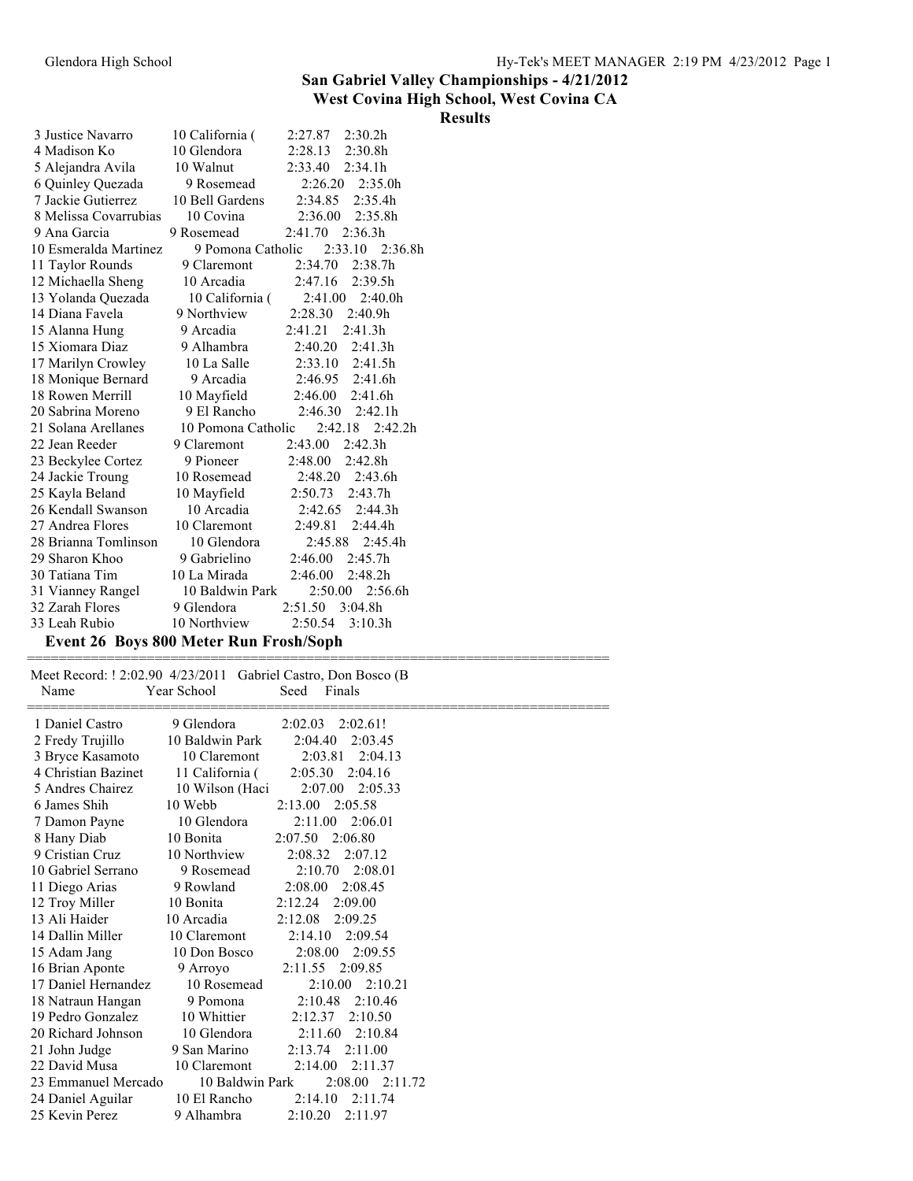# San Gabriel Valley Championships - 4/21/2012
## West Covina High School, West Covina CA
### Results

| Place | Name | Year | School | Seed | Finals |
|---|---|---|---|---|---|
| 3 | Justice Navarro | 10 | California ( | 2:27.87 | 2:30.2h |
| 4 | Madison Ko | 10 | Glendora | 2:28.13 | 2:30.8h |
| 5 | Alejandra Avila | 10 | Walnut | 2:33.40 | 2:34.1h |
| 6 | Quinley Quezada | 9 | Rosemead | 2:26.20 | 2:35.0h |
| 7 | Jackie Gutierrez | 10 | Bell Gardens | 2:34.85 | 2:35.4h |
| 8 | Melissa Covarrubias | 10 | Covina | 2:36.00 | 2:35.8h |
| 9 | Ana Garcia | 9 | Rosemead | 2:41.70 | 2:36.3h |
| 10 | Esmeralda Martinez | 9 | Pomona Catholic | 2:33.10 | 2:36.8h |
| 11 | Taylor Rounds | 9 | Claremont | 2:34.70 | 2:38.7h |
| 12 | Michaella Sheng | 10 | Arcadia | 2:47.16 | 2:39.5h |
| 13 | Yolanda Quezada | 10 | California ( | 2:41.00 | 2:40.0h |
| 14 | Diana Favela | 9 | Northview | 2:28.30 | 2:40.9h |
| 15 | Alanna Hung | 9 | Arcadia | 2:41.21 | 2:41.3h |
| 15 | Xiomara Diaz | 9 | Alhambra | 2:40.20 | 2:41.3h |
| 17 | Marilyn Crowley | 10 | La Salle | 2:33.10 | 2:41.5h |
| 18 | Monique Bernard | 9 | Arcadia | 2:46.95 | 2:41.6h |
| 18 | Rowen Merrill | 10 | Mayfield | 2:46.00 | 2:41.6h |
| 20 | Sabrina Moreno | 9 | El Rancho | 2:46.30 | 2:42.1h |
| 21 | Solana Arellanes | 10 | Pomona Catholic | 2:42.18 | 2:42.2h |
| 22 | Jean Reeder | 9 | Claremont | 2:43.00 | 2:42.3h |
| 23 | Beckylee Cortez | 9 | Pioneer | 2:48.00 | 2:42.8h |
| 24 | Jackie Troung | 10 | Rosemead | 2:48.20 | 2:43.6h |
| 25 | Kayla Beland | 10 | Mayfield | 2:50.73 | 2:43.7h |
| 26 | Kendall Swanson | 10 | Arcadia | 2:42.65 | 2:44.3h |
| 27 | Andrea Flores | 10 | Claremont | 2:49.81 | 2:44.4h |
| 28 | Brianna Tomlinson | 10 | Glendora | 2:45.88 | 2:45.4h |
| 29 | Sharon Khoo | 9 | Gabrielino | 2:46.00 | 2:45.7h |
| 30 | Tatiana Tim | 10 | La Mirada | 2:46.00 | 2:48.2h |
| 31 | Vianney Rangel | 10 | Baldwin Park | 2:50.00 | 2:56.6h |
| 32 | Zarah Flores | 9 | Glendora | 2:51.50 | 3:04.8h |
| 33 | Leah Rubio | 10 | Northview | 2:50.54 | 3:10.3h |

### Event 26 Boys 800 Meter Run Frosh/Soph

Meet Record: ! 2:02.90 4/23/2011 Gabriel Castro, Don Bosco (B

| Place | Name | Year | School | Seed | Finals |
|---|---|---|---|---|---|
| 1 | Daniel Castro | 9 | Glendora | 2:02.03 | 2:02.61! |
| 2 | Fredy Trujillo | 10 | Baldwin Park | 2:04.40 | 2:03.45 |
| 3 | Bryce Kasamoto | 10 | Claremont | 2:03.81 | 2:04.13 |
| 4 | Christian Bazinet | 11 | California ( | 2:05.30 | 2:04.16 |
| 5 | Andres Chairez | 10 | Wilson (Haci | 2:07.00 | 2:05.33 |
| 6 | James Shih | 10 | Webb | 2:13.00 | 2:05.58 |
| 7 | Damon Payne | 10 | Glendora | 2:11.00 | 2:06.01 |
| 8 | Hany Diab | 10 | Bonita | 2:07.50 | 2:06.80 |
| 9 | Cristian Cruz | 10 | Northview | 2:08.32 | 2:07.12 |
| 10 | Gabriel Serrano | 9 | Rosemead | 2:10.70 | 2:08.01 |
| 11 | Diego Arias | 9 | Rowland | 2:08.00 | 2:08.45 |
| 12 | Troy Miller | 10 | Bonita | 2:12.24 | 2:09.00 |
| 13 | Ali Haider | 10 | Arcadia | 2:12.08 | 2:09.25 |
| 14 | Dallin Miller | 10 | Claremont | 2:14.10 | 2:09.54 |
| 15 | Adam Jang | 10 | Don Bosco | 2:08.00 | 2:09.55 |
| 16 | Brian Aponte | 9 | Arroyo | 2:11.55 | 2:09.85 |
| 17 | Daniel Hernandez | 10 | Rosemead | 2:10.00 | 2:10.21 |
| 18 | Natraun Hangan | 9 | Pomona | 2:10.48 | 2:10.46 |
| 19 | Pedro Gonzalez | 10 | Whittier | 2:12.37 | 2:10.50 |
| 20 | Richard Johnson | 10 | Glendora | 2:11.60 | 2:10.84 |
| 21 | John Judge | 9 | San Marino | 2:13.74 | 2:11.00 |
| 22 | David Musa | 10 | Claremont | 2:14.00 | 2:11.37 |
| 23 | Emmanuel Mercado | 10 | Baldwin Park | 2:08.00 | 2:11.72 |
| 24 | Daniel Aguilar | 10 | El Rancho | 2:14.10 | 2:11.74 |
| 25 | Kevin Perez | 9 | Alhambra | 2:10.20 | 2:11.97 |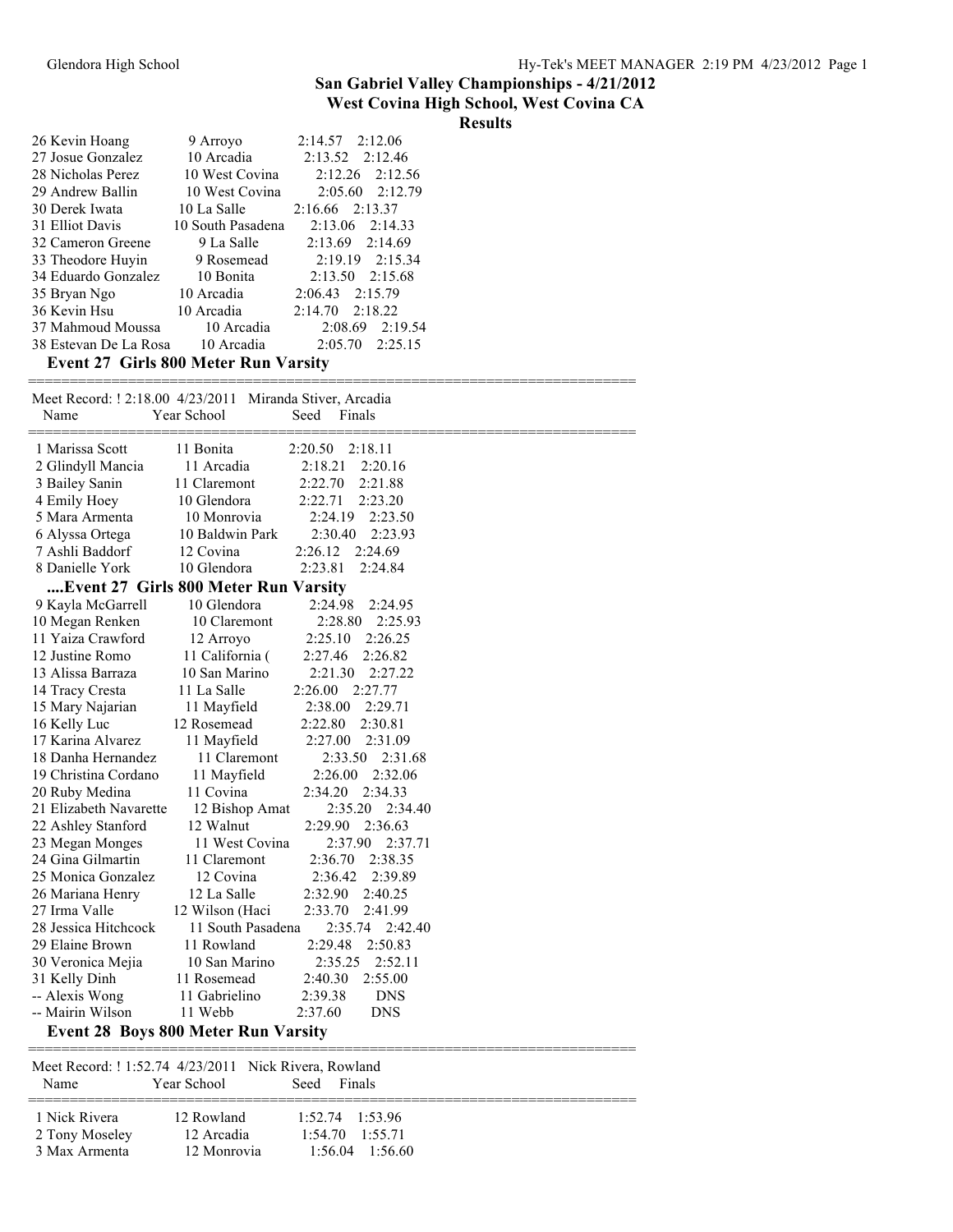## San Gabriel Valley Championships - 4/21/2012
### West Covina High School, West Covina CA
### Results

| Name | Year | School | Seed | Finals |
|---|---|---|---|---|
| 26 Kevin Hoang | 9 | Arroyo | 2:14.57 | 2:12.06 |
| 27 Josue Gonzalez | 10 | Arcadia | 2:13.52 | 2:12.46 |
| 28 Nicholas Perez | 10 | West Covina | 2:12.26 | 2:12.56 |
| 29 Andrew Ballin | 10 | West Covina | 2:05.60 | 2:12.79 |
| 30 Derek Iwata | 10 | La Salle | 2:16.66 | 2:13.37 |
| 31 Elliot Davis | 10 | South Pasadena | 2:13.06 | 2:14.33 |
| 32 Cameron Greene | 9 | La Salle | 2:13.69 | 2:14.69 |
| 33 Theodore Huyin | 9 | Rosemead | 2:19.19 | 2:15.34 |
| 34 Eduardo Gonzalez | 10 | Bonita | 2:13.50 | 2:15.68 |
| 35 Bryan Ngo | 10 | Arcadia | 2:06.43 | 2:15.79 |
| 36 Kevin Hsu | 10 | Arcadia | 2:14.70 | 2:18.22 |
| 37 Mahmoud Moussa | 10 | Arcadia | 2:08.69 | 2:19.54 |
| 38 Estevan De La Rosa | 10 | Arcadia | 2:05.70 | 2:25.15 |

### Event 27 Girls 800 Meter Run Varsity

Meet Record: ! 2:18.00 4/23/2011 Miranda Stiver, Arcadia

| Name | Year | School | Seed | Finals |
|---|---|---|---|---|
| 1 Marissa Scott | 11 | Bonita | 2:20.50 | 2:18.11 |
| 2 Glindyll Mancia | 11 | Arcadia | 2:18.21 | 2:20.16 |
| 3 Bailey Sanin | 11 | Claremont | 2:22.70 | 2:21.88 |
| 4 Emily Hoey | 10 | Glendora | 2:22.71 | 2:23.20 |
| 5 Mara Armenta | 10 | Monrovia | 2:24.19 | 2:23.50 |
| 6 Alyssa Ortega | 10 | Baldwin Park | 2:30.40 | 2:23.93 |
| 7 Ashli Baddorf | 12 | Covina | 2:26.12 | 2:24.69 |
| 8 Danielle York | 10 | Glendora | 2:23.81 | 2:24.84 |

### ....Event 27 Girls 800 Meter Run Varsity

| Name | Year | School | Seed | Finals |
|---|---|---|---|---|
| 9 Kayla McGarrell | 10 | Glendora | 2:24.98 | 2:24.95 |
| 10 Megan Renken | 10 | Claremont | 2:28.80 | 2:25.93 |
| 11 Yaiza Crawford | 12 | Arroyo | 2:25.10 | 2:26.25 |
| 12 Justine Romo | 11 | California ( | 2:27.46 | 2:26.82 |
| 13 Alissa Barraza | 10 | San Marino | 2:21.30 | 2:27.22 |
| 14 Tracy Cresta | 11 | La Salle | 2:26.00 | 2:27.77 |
| 15 Mary Najarian | 11 | Mayfield | 2:38.00 | 2:29.71 |
| 16 Kelly Luc | 12 | Rosemead | 2:22.80 | 2:30.81 |
| 17 Karina Alvarez | 11 | Mayfield | 2:27.00 | 2:31.09 |
| 18 Danha Hernandez | 11 | Claremont | 2:33.50 | 2:31.68 |
| 19 Christina Cordano | 11 | Mayfield | 2:26.00 | 2:32.06 |
| 20 Ruby Medina | 11 | Covina | 2:34.20 | 2:34.33 |
| 21 Elizabeth Navarette | 12 | Bishop Amat | 2:35.20 | 2:34.40 |
| 22 Ashley Stanford | 12 | Walnut | 2:29.90 | 2:36.63 |
| 23 Megan Monges | 11 | West Covina | 2:37.90 | 2:37.71 |
| 24 Gina Gilmartin | 11 | Claremont | 2:36.70 | 2:38.35 |
| 25 Monica Gonzalez | 12 | Covina | 2:36.42 | 2:39.89 |
| 26 Mariana Henry | 12 | La Salle | 2:32.90 | 2:40.25 |
| 27 Irma Valle | 12 | Wilson (Haci | 2:33.70 | 2:41.99 |
| 28 Jessica Hitchcock | 11 | South Pasadena | 2:35.74 | 2:42.40 |
| 29 Elaine Brown | 11 | Rowland | 2:29.48 | 2:50.83 |
| 30 Veronica Mejia | 10 | San Marino | 2:35.25 | 2:52.11 |
| 31 Kelly Dinh | 11 | Rosemead | 2:40.30 | 2:55.00 |
| -- Alexis Wong | 11 | Gabrielino | 2:39.38 | DNS |
| -- Mairin Wilson | 11 | Webb | 2:37.60 | DNS |

### Event 28 Boys 800 Meter Run Varsity

Meet Record: ! 1:52.74 4/23/2011 Nick Rivera, Rowland

| Name | Year | School | Seed | Finals |
|---|---|---|---|---|
| 1 Nick Rivera | 12 | Rowland | 1:52.74 | 1:53.96 |
| 2 Tony Moseley | 12 | Arcadia | 1:54.70 | 1:55.71 |
| 3 Max Armenta | 12 | Monrovia | 1:56.04 | 1:56.60 |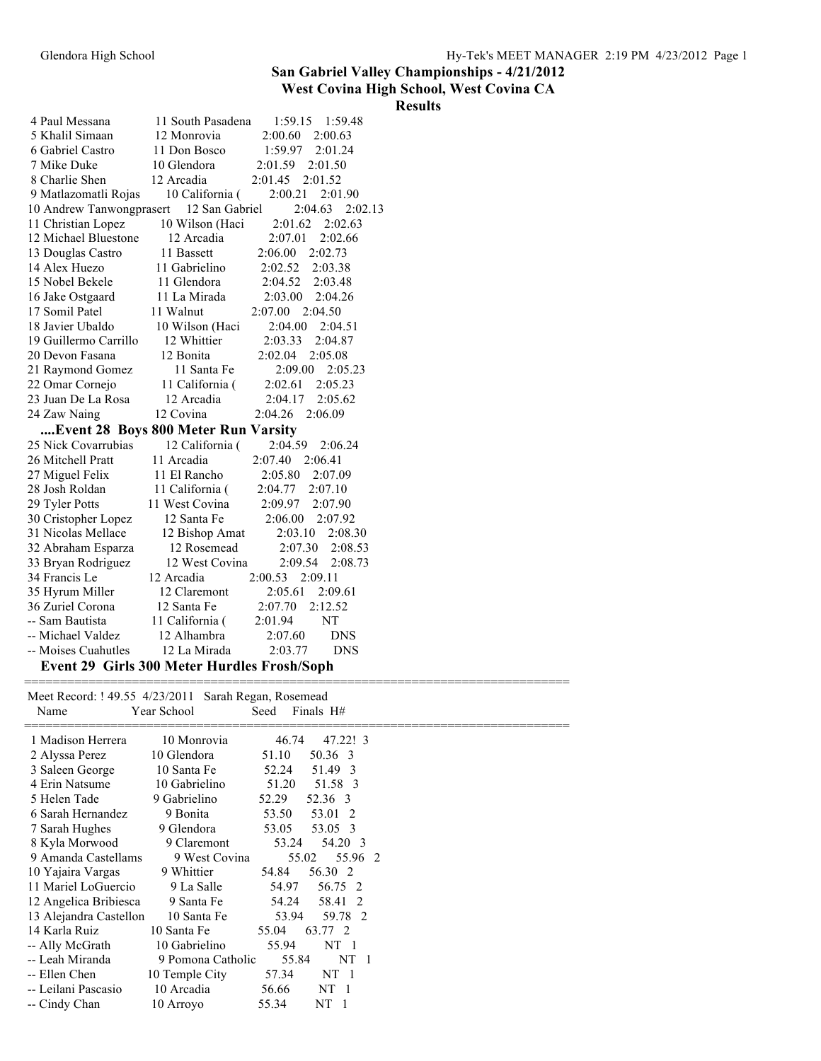## San Gabriel Valley Championships - 4/21/2012
## West Covina High School, West Covina CA
## Results

| Name | Year School | Seed | Finals |
|---|---|---|---|
| 4 Paul Messana | 11 South Pasadena | 1:59.15 | 1:59.48 |
| 5 Khalil Simaan | 12 Monrovia | 2:00.60 | 2:00.63 |
| 6 Gabriel Castro | 11 Don Bosco | 1:59.97 | 2:01.24 |
| 7 Mike Duke | 10 Glendora | 2:01.59 | 2:01.50 |
| 8 Charlie Shen | 12 Arcadia | 2:01.45 | 2:01.52 |
| 9 Matlazomatli Rojas | 10 California ( | 2:00.21 | 2:01.90 |
| 10 Andrew Tanwongprasert | 12 San Gabriel | 2:04.63 | 2:02.13 |
| 11 Christian Lopez | 10 Wilson (Haci | 2:01.62 | 2:02.63 |
| 12 Michael Bluestone | 12 Arcadia | 2:07.01 | 2:02.66 |
| 13 Douglas Castro | 11 Bassett | 2:06.00 | 2:02.73 |
| 14 Alex Huezo | 11 Gabrielino | 2:02.52 | 2:03.38 |
| 15 Nobel Bekele | 11 Glendora | 2:04.52 | 2:03.48 |
| 16 Jake Ostgaard | 11 La Mirada | 2:03.00 | 2:04.26 |
| 17 Somil Patel | 11 Walnut | 2:07.00 | 2:04.50 |
| 18 Javier Ubaldo | 10 Wilson (Haci | 2:04.00 | 2:04.51 |
| 19 Guillermo Carrillo | 12 Whittier | 2:03.33 | 2:04.87 |
| 20 Devon Fasana | 12 Bonita | 2:02.04 | 2:05.08 |
| 21 Raymond Gomez | 11 Santa Fe | 2:09.00 | 2:05.23 |
| 22 Omar Cornejo | 11 California ( | 2:02.61 | 2:05.23 |
| 23 Juan De La Rosa | 12 Arcadia | 2:04.17 | 2:05.62 |
| 24 Zaw Naing | 12 Covina | 2:04.26 | 2:06.09 |

### ....Event 28 Boys 800 Meter Run Varsity

| Name | Year School | Seed | Finals |
|---|---|---|---|
| 25 Nick Covarrubias | 12 California ( | 2:04.59 | 2:06.24 |
| 26 Mitchell Pratt | 11 Arcadia | 2:07.40 | 2:06.41 |
| 27 Miguel Felix | 11 El Rancho | 2:05.80 | 2:07.09 |
| 28 Josh Roldan | 11 California ( | 2:04.77 | 2:07.10 |
| 29 Tyler Potts | 11 West Covina | 2:09.97 | 2:07.90 |
| 30 Cristopher Lopez | 12 Santa Fe | 2:06.00 | 2:07.92 |
| 31 Nicolas Mellace | 12 Bishop Amat | 2:03.10 | 2:08.30 |
| 32 Abraham Esparza | 12 Rosemead | 2:07.30 | 2:08.53 |
| 33 Bryan Rodriguez | 12 West Covina | 2:09.54 | 2:08.73 |
| 34 Francis Le | 12 Arcadia | 2:00.53 | 2:09.11 |
| 35 Hyrum Miller | 12 Claremont | 2:05.61 | 2:09.61 |
| 36 Zuriel Corona | 12 Santa Fe | 2:07.70 | 2:12.52 |
| -- Sam Bautista | 11 California ( | 2:01.94 | NT |
| -- Michael Valdez | 12 Alhambra | 2:07.60 | DNS |
| -- Moises Cuahutles | 12 La Mirada | 2:03.77 | DNS |

### Event 29 Girls 300 Meter Hurdles Frosh/Soph

Meet Record: ! 49.55 4/23/2011 Sarah Regan, Rosemead

| Name | Year School | Seed | Finals | H# |
|---|---|---|---|---|
| 1 Madison Herrera | 10 Monrovia | 46.74 | 47.22! | 3 |
| 2 Alyssa Perez | 10 Glendora | 51.10 | 50.36 | 3 |
| 3 Saleen George | 10 Santa Fe | 52.24 | 51.49 | 3 |
| 4 Erin Natsume | 10 Gabrielino | 51.20 | 51.58 | 3 |
| 5 Helen Tade | 9 Gabrielino | 52.29 | 52.36 | 3 |
| 6 Sarah Hernandez | 9 Bonita | 53.50 | 53.01 | 2 |
| 7 Sarah Hughes | 9 Glendora | 53.05 | 53.05 | 3 |
| 8 Kyla Morwood | 9 Claremont | 53.24 | 54.20 | 3 |
| 9 Amanda Castellams | 9 West Covina | 55.02 | 55.96 | 2 |
| 10 Yajaira Vargas | 9 Whittier | 54.84 | 56.30 | 2 |
| 11 Mariel LoGuercio | 9 La Salle | 54.97 | 56.75 | 2 |
| 12 Angelica Bribiesca | 9 Santa Fe | 54.24 | 58.41 | 2 |
| 13 Alejandra Castellon | 10 Santa Fe | 53.94 | 59.78 | 2 |
| 14 Karla Ruiz | 10 Santa Fe | 55.04 | 63.77 | 2 |
| -- Ally McGrath | 10 Gabrielino | 55.94 | NT | 1 |
| -- Leah Miranda | 9 Pomona Catholic | 55.84 | NT | 1 |
| -- Ellen Chen | 10 Temple City | 57.34 | NT | 1 |
| -- Leilani Pascasio | 10 Arcadia | 56.66 | NT | 1 |
| -- Cindy Chan | 10 Arroyo | 55.34 | NT | 1 |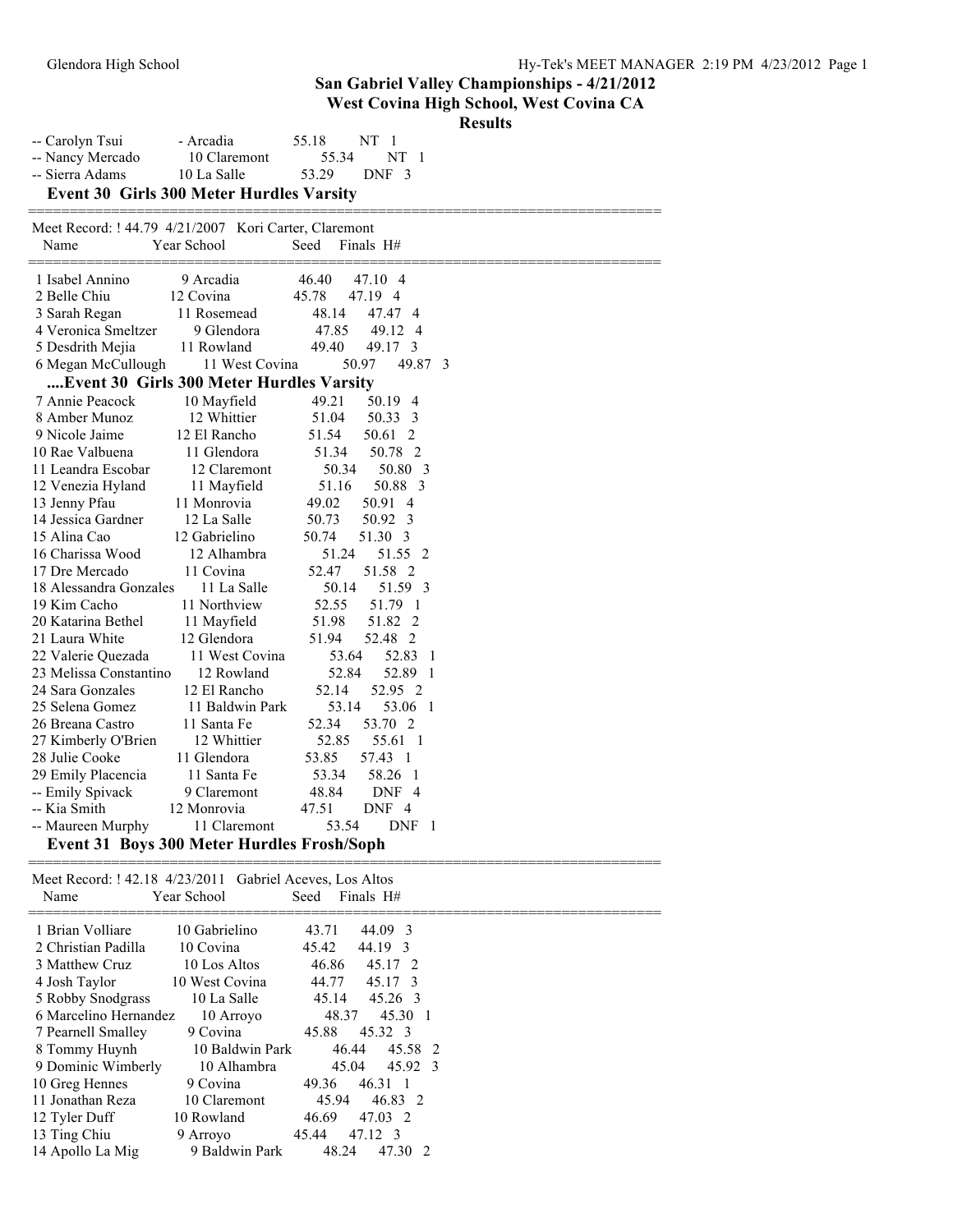## San Gabriel Valley Championships - 4/21/2012
## West Covina High School, West Covina CA
## Results

| Place | Name | Year | School | Seed | Finals | H# |
|---|---|---|---|---|---|---|
| -- | Carolyn Tsui | - | Arcadia | 55.18 | NT | 1 |
| -- | Nancy Mercado | 10 | Claremont | 55.34 | NT | 1 |
| -- | Sierra Adams | 10 | La Salle | 53.29 | DNF | 3 |

### Event 30 Girls 300 Meter Hurdles Varsity

Meet Record: ! 44.79 4/21/2007 Kori Carter, Claremont

| Place | Name | Year | School | Seed | Finals | H# |
|---|---|---|---|---|---|---|
| 1 | Isabel Annino | 9 | Arcadia | 46.40 | 47.10 | 4 |
| 2 | Belle Chiu | 12 | Covina | 45.78 | 47.19 | 4 |
| 3 | Sarah Regan | 11 | Rosemead | 48.14 | 47.47 | 4 |
| 4 | Veronica Smeltzer | 9 | Glendora | 47.85 | 49.12 | 4 |
| 5 | Desdrith Mejia | 11 | Rowland | 49.40 | 49.17 | 3 |
| 6 | Megan McCullough | 11 | West Covina | 50.97 | 49.87 | 3 |
| 7 | Annie Peacock | 10 | Mayfield | 49.21 | 50.19 | 4 |
| 8 | Amber Munoz | 12 | Whittier | 51.04 | 50.33 | 3 |
| 9 | Nicole Jaime | 12 | El Rancho | 51.54 | 50.61 | 2 |
| 10 | Rae Valbuena | 11 | Glendora | 51.34 | 50.78 | 2 |
| 11 | Leandra Escobar | 12 | Claremont | 50.34 | 50.80 | 3 |
| 12 | Venezia Hyland | 11 | Mayfield | 51.16 | 50.88 | 3 |
| 13 | Jenny Pfau | 11 | Monrovia | 49.02 | 50.91 | 4 |
| 14 | Jessica Gardner | 12 | La Salle | 50.73 | 50.92 | 3 |
| 15 | Alina Cao | 12 | Gabrielino | 50.74 | 51.30 | 3 |
| 16 | Charissa Wood | 12 | Alhambra | 51.24 | 51.55 | 2 |
| 17 | Dre Mercado | 11 | Covina | 52.47 | 51.58 | 2 |
| 18 | Alessandra Gonzales | 11 | La Salle | 50.14 | 51.59 | 3 |
| 19 | Kim Cacho | 11 | Northview | 52.55 | 51.79 | 1 |
| 20 | Katarina Bethel | 11 | Mayfield | 51.98 | 51.82 | 2 |
| 21 | Laura White | 12 | Glendora | 51.94 | 52.48 | 2 |
| 22 | Valerie Quezada | 11 | West Covina | 53.64 | 52.83 | 1 |
| 23 | Melissa Constantino | 12 | Rowland | 52.84 | 52.89 | 1 |
| 24 | Sara Gonzales | 12 | El Rancho | 52.14 | 52.95 | 2 |
| 25 | Selena Gomez | 11 | Baldwin Park | 53.14 | 53.06 | 1 |
| 26 | Breana Castro | 11 | Santa Fe | 52.34 | 53.70 | 2 |
| 27 | Kimberly O'Brien | 12 | Whittier | 52.85 | 55.61 | 1 |
| 28 | Julie Cooke | 11 | Glendora | 53.85 | 57.43 | 1 |
| 29 | Emily Placencia | 11 | Santa Fe | 53.34 | 58.26 | 1 |
| -- | Emily Spivack | 9 | Claremont | 48.84 | DNF | 4 |
| -- | Kia Smith | 12 | Monrovia | 47.51 | DNF | 4 |
| -- | Maureen Murphy | 11 | Claremont | 53.54 | DNF | 1 |

### Event 31 Boys 300 Meter Hurdles Frosh/Soph

Meet Record: ! 42.18 4/23/2011 Gabriel Aceves, Los Altos

| Place | Name | Year | School | Seed | Finals | H# |
|---|---|---|---|---|---|---|
| 1 | Brian Volliare | 10 | Gabrielino | 43.71 | 44.09 | 3 |
| 2 | Christian Padilla | 10 | Covina | 45.42 | 44.19 | 3 |
| 3 | Matthew Cruz | 10 | Los Altos | 46.86 | 45.17 | 2 |
| 4 | Josh Taylor | 10 | West Covina | 44.77 | 45.17 | 3 |
| 5 | Robby Snodgrass | 10 | La Salle | 45.14 | 45.26 | 3 |
| 6 | Marcelino Hernandez | 10 | Arroyo | 48.37 | 45.30 | 1 |
| 7 | Pearnell Smalley | 9 | Covina | 45.88 | 45.32 | 3 |
| 8 | Tommy Huynh | 10 | Baldwin Park | 46.44 | 45.58 | 2 |
| 9 | Dominic Wimberly | 10 | Alhambra | 45.04 | 45.92 | 3 |
| 10 | Greg Hennes | 9 | Covina | 49.36 | 46.31 | 1 |
| 11 | Jonathan Reza | 10 | Claremont | 45.94 | 46.83 | 2 |
| 12 | Tyler Duff | 10 | Rowland | 46.69 | 47.03 | 2 |
| 13 | Ting Chiu | 9 | Arroyo | 45.44 | 47.12 | 3 |
| 14 | Apollo La Mig | 9 | Baldwin Park | 48.24 | 47.30 | 2 |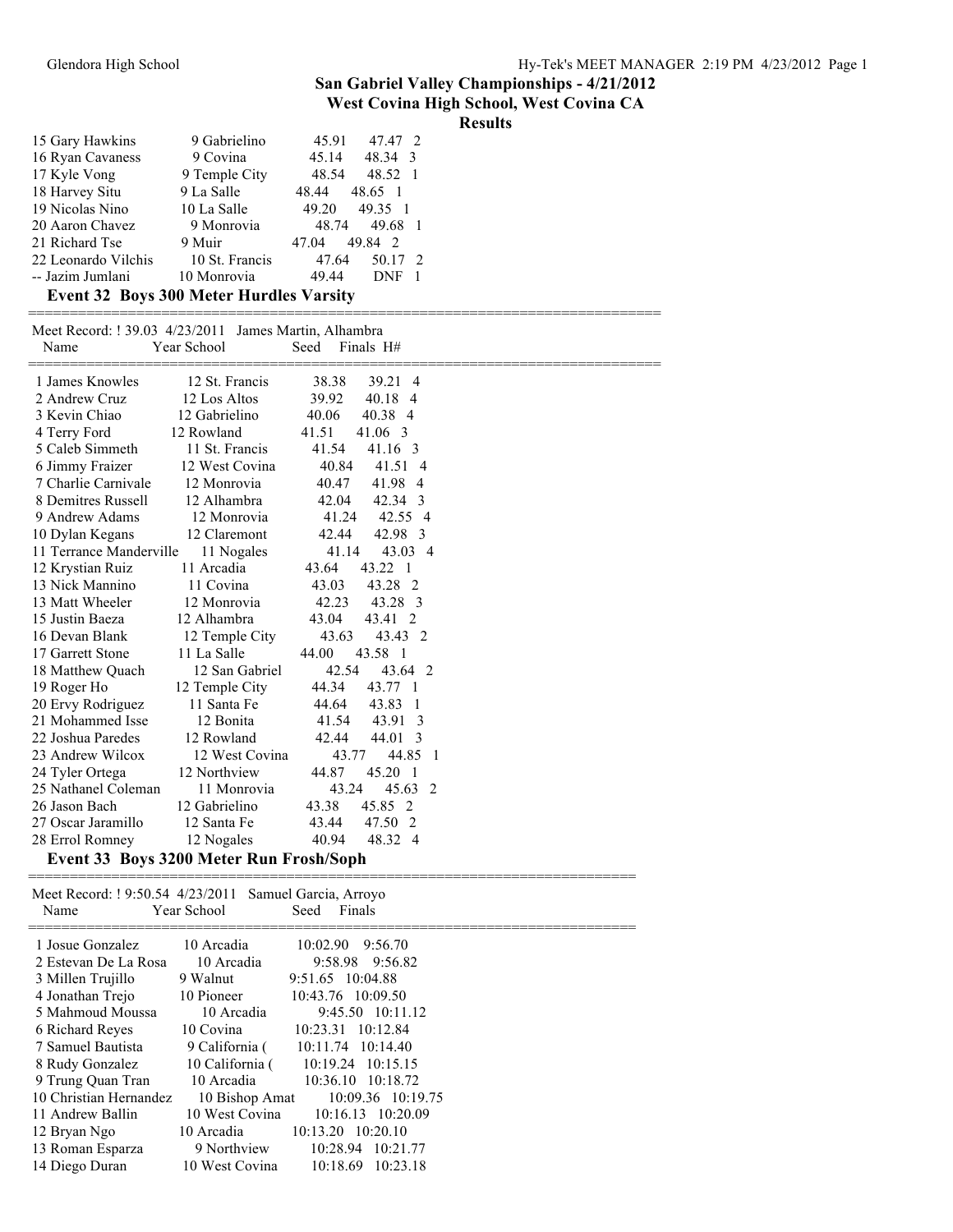## San Gabriel Valley Championships - 4/21/2012

### West Covina High School, West Covina CA

### Results

| Place | Name | Year | School | Seed | Finals | H# |
|---|---|---|---|---|---|---|
| 15 | Gary Hawkins | 9 | Gabrielino | 45.91 | 47.47 | 2 |
| 16 | Ryan Cavaness | 9 | Covina | 45.14 | 48.34 | 3 |
| 17 | Kyle Vong | 9 | Temple City | 48.54 | 48.52 | 1 |
| 18 | Harvey Situ | 9 | La Salle | 48.44 | 48.65 | 1 |
| 19 | Nicolas Nino | 10 | La Salle | 49.20 | 49.35 | 1 |
| 20 | Aaron Chavez | 9 | Monrovia | 48.74 | 49.68 | 1 |
| 21 | Richard Tse | 9 | Muir | 47.04 | 49.84 | 2 |
| 22 | Leonardo Vilchis | 10 | St. Francis | 47.64 | 50.17 | 2 |
| -- | Jazim Jumlani | 10 | Monrovia | 49.44 | DNF | 1 |

### Event 32 Boys 300 Meter Hurdles Varsity

Meet Record: ! 39.03 4/23/2011 James Martin, Alhambra

| Place | Name | Year | School | Seed | Finals | H# |
|---|---|---|---|---|---|---|
| 1 | James Knowles | 12 | St. Francis | 38.38 | 39.21 | 4 |
| 2 | Andrew Cruz | 12 | Los Altos | 39.92 | 40.18 | 4 |
| 3 | Kevin Chiao | 12 | Gabrielino | 40.06 | 40.38 | 4 |
| 4 | Terry Ford | 12 | Rowland | 41.51 | 41.06 | 3 |
| 5 | Caleb Simmeth | 11 | St. Francis | 41.54 | 41.16 | 3 |
| 6 | Jimmy Fraizer | 12 | West Covina | 40.84 | 41.51 | 4 |
| 7 | Charlie Carnivale | 12 | Monrovia | 40.47 | 41.98 | 4 |
| 8 | Demitres Russell | 12 | Alhambra | 42.04 | 42.34 | 3 |
| 9 | Andrew Adams | 12 | Monrovia | 41.24 | 42.55 | 4 |
| 10 | Dylan Kegans | 12 | Claremont | 42.44 | 42.98 | 3 |
| 11 | Terrance Manderville | 11 | Nogales | 41.14 | 43.03 | 4 |
| 12 | Krystian Ruiz | 11 | Arcadia | 43.64 | 43.22 | 1 |
| 13 | Nick Mannino | 11 | Covina | 43.03 | 43.28 | 2 |
| 13 | Matt Wheeler | 12 | Monrovia | 42.23 | 43.28 | 3 |
| 15 | Justin Baeza | 12 | Alhambra | 43.04 | 43.41 | 2 |
| 16 | Devan Blank | 12 | Temple City | 43.63 | 43.43 | 2 |
| 17 | Garrett Stone | 11 | La Salle | 44.00 | 43.58 | 1 |
| 18 | Matthew Quach | 12 | San Gabriel | 42.54 | 43.64 | 2 |
| 19 | Roger Ho | 12 | Temple City | 44.34 | 43.77 | 1 |
| 20 | Ervy Rodriguez | 11 | Santa Fe | 44.64 | 43.83 | 1 |
| 21 | Mohammed Isse | 12 | Bonita | 41.54 | 43.91 | 3 |
| 22 | Joshua Paredes | 12 | Rowland | 42.44 | 44.01 | 3 |
| 23 | Andrew Wilcox | 12 | West Covina | 43.77 | 44.85 | 1 |
| 24 | Tyler Ortega | 12 | Northview | 44.87 | 45.20 | 1 |
| 25 | Nathanel Coleman | 11 | Monrovia | 43.24 | 45.63 | 2 |
| 26 | Jason Bach | 12 | Gabrielino | 43.38 | 45.85 | 2 |
| 27 | Oscar Jaramillo | 12 | Santa Fe | 43.44 | 47.50 | 2 |
| 28 | Errol Romney | 12 | Nogales | 40.94 | 48.32 | 4 |

### Event 33 Boys 3200 Meter Run Frosh/Soph

Meet Record: ! 9:50.54 4/23/2011 Samuel Garcia, Arroyo

| Place | Name | Year | School | Seed | Finals |
|---|---|---|---|---|---|
| 1 | Josue Gonzalez | 10 | Arcadia | 10:02.90 | 9:56.70 |
| 2 | Estevan De La Rosa | 10 | Arcadia | 9:58.98 | 9:56.82 |
| 3 | Millen Trujillo | 9 | Walnut | 9:51.65 | 10:04.88 |
| 4 | Jonathan Trejo | 10 | Pioneer | 10:43.76 | 10:09.50 |
| 5 | Mahmoud Moussa | 10 | Arcadia | 9:45.50 | 10:11.12 |
| 6 | Richard Reyes | 10 | Covina | 10:23.31 | 10:12.84 |
| 7 | Samuel Bautista | 9 | California ( | 10:11.74 | 10:14.40 |
| 8 | Rudy Gonzalez | 10 | California ( | 10:19.24 | 10:15.15 |
| 9 | Trung Quan Tran | 10 | Arcadia | 10:36.10 | 10:18.72 |
| 10 | Christian Hernandez | 10 | Bishop Amat | 10:09.36 | 10:19.75 |
| 11 | Andrew Ballin | 10 | West Covina | 10:16.13 | 10:20.09 |
| 12 | Bryan Ngo | 10 | Arcadia | 10:13.20 | 10:20.10 |
| 13 | Roman Esparza | 9 | Northview | 10:28.94 | 10:21.77 |
| 14 | Diego Duran | 10 | West Covina | 10:18.69 | 10:23.18 |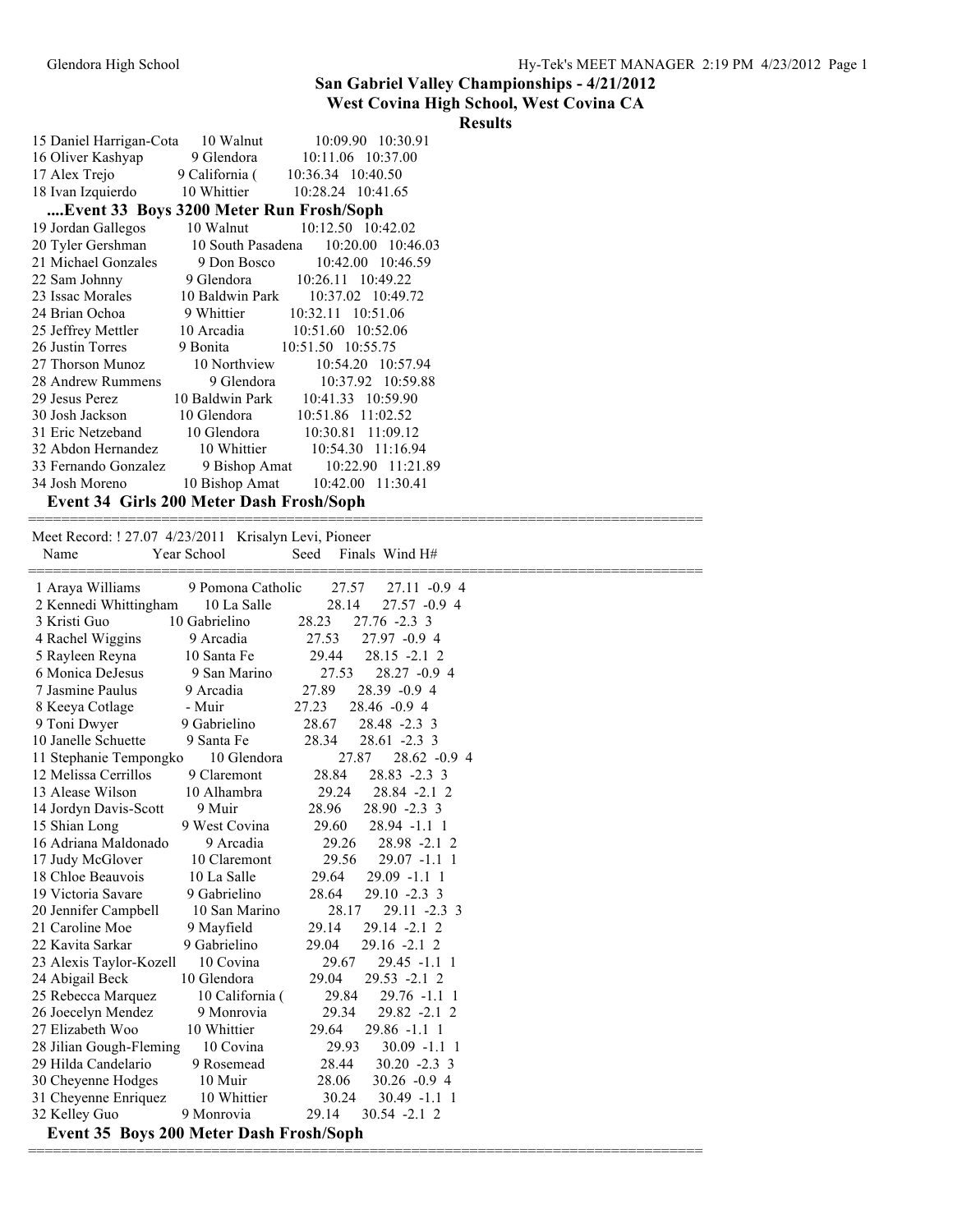## San Gabriel Valley Championships - 4/21/2012

## West Covina High School, West Covina CA

## Results

| Name | Year | School | Seed | Finals |
|---|---|---|---|---|
| 15 Daniel Harrigan-Cota | 10 | Walnut | 10:09.90 | 10:30.91 |
| 16 Oliver Kashyap | 9 | Glendora | 10:11.06 | 10:37.00 |
| 17 Alex Trejo | 9 | California ( | 10:36.34 | 10:40.50 |
| 18 Ivan Izquierdo | 10 | Whittier | 10:28.24 | 10:41.65 |

### ....Event 33 Boys 3200 Meter Run Frosh/Soph

| Name | Year | School | Seed | Finals |
|---|---|---|---|---|
| 19 Jordan Gallegos | 10 | Walnut | 10:12.50 | 10:42.02 |
| 20 Tyler Gershman | 10 | South Pasadena | 10:20.00 | 10:46.03 |
| 21 Michael Gonzales | 9 | Don Bosco | 10:42.00 | 10:46.59 |
| 22 Sam Johnny | 9 | Glendora | 10:26.11 | 10:49.22 |
| 23 Issac Morales | 10 | Baldwin Park | 10:37.02 | 10:49.72 |
| 24 Brian Ochoa | 9 | Whittier | 10:32.11 | 10:51.06 |
| 25 Jeffrey Mettler | 10 | Arcadia | 10:51.60 | 10:52.06 |
| 26 Justin Torres | 9 | Bonita | 10:51.50 | 10:55.75 |
| 27 Thorson Munoz | 10 | Northview | 10:54.20 | 10:57.94 |
| 28 Andrew Rummens | 9 | Glendora | 10:37.92 | 10:59.88 |
| 29 Jesus Perez | 10 | Baldwin Park | 10:41.33 | 10:59.90 |
| 30 Josh Jackson | 10 | Glendora | 10:51.86 | 11:02.52 |
| 31 Eric Netzeband | 10 | Glendora | 10:30.81 | 11:09.12 |
| 32 Abdon Hernandez | 10 | Whittier | 10:54.30 | 11:16.94 |
| 33 Fernando Gonzalez | 9 | Bishop Amat | 10:22.90 | 11:21.89 |
| 34 Josh Moreno | 10 | Bishop Amat | 10:42.00 | 11:30.41 |

### Event 34 Girls 200 Meter Dash Frosh/Soph

Meet Record: ! 27.07 4/23/2011 Krisalyn Levi, Pioneer

| Name | Year | School | Seed | Finals | Wind | H# |
|---|---|---|---|---|---|---|
| 1 Araya Williams | 9 | Pomona Catholic | 27.57 | 27.11 | -0.9 | 4 |
| 2 Kennedi Whittingham | 10 | La Salle | 28.14 | 27.57 | -0.9 | 4 |
| 3 Kristi Guo | 10 | Gabrielino | 28.23 | 27.76 | -2.3 | 3 |
| 4 Rachel Wiggins | 9 | Arcadia | 27.53 | 27.97 | -0.9 | 4 |
| 5 Rayleen Reyna | 10 | Santa Fe | 29.44 | 28.15 | -2.1 | 2 |
| 6 Monica DeJesus | 9 | San Marino | 27.53 | 28.27 | -0.9 | 4 |
| 7 Jasmine Paulus | 9 | Arcadia | 27.89 | 28.39 | -0.9 | 4 |
| 8 Keeya Cotlage | - | Muir | 27.23 | 28.46 | -0.9 | 4 |
| 9 Toni Dwyer | 9 | Gabrielino | 28.67 | 28.48 | -2.3 | 3 |
| 10 Janelle Schuette | 9 | Santa Fe | 28.34 | 28.61 | -2.3 | 3 |
| 11 Stephanie Tempongko | 10 | Glendora | 27.87 | 28.62 | -0.9 | 4 |
| 12 Melissa Cerrillos | 9 | Claremont | 28.84 | 28.83 | -2.3 | 3 |
| 13 Alease Wilson | 10 | Alhambra | 29.24 | 28.84 | -2.1 | 2 |
| 14 Jordyn Davis-Scott | 9 | Muir | 28.96 | 28.90 | -2.3 | 3 |
| 15 Shian Long | 9 | West Covina | 29.60 | 28.94 | -1.1 | 1 |
| 16 Adriana Maldonado | 9 | Arcadia | 29.26 | 28.98 | -2.1 | 2 |
| 17 Judy McGlover | 10 | Claremont | 29.56 | 29.07 | -1.1 | 1 |
| 18 Chloe Beauvois | 10 | La Salle | 29.64 | 29.09 | -1.1 | 1 |
| 19 Victoria Savare | 9 | Gabrielino | 28.64 | 29.10 | -2.3 | 3 |
| 20 Jennifer Campbell | 10 | San Marino | 28.17 | 29.11 | -2.3 | 3 |
| 21 Caroline Moe | 9 | Mayfield | 29.14 | 29.14 | -2.1 | 2 |
| 22 Kavita Sarkar | 9 | Gabrielino | 29.04 | 29.16 | -2.1 | 2 |
| 23 Alexis Taylor-Kozell | 10 | Covina | 29.67 | 29.45 | -1.1 | 1 |
| 24 Abigail Beck | 10 | Glendora | 29.04 | 29.53 | -2.1 | 2 |
| 25 Rebecca Marquez | 10 | California ( | 29.84 | 29.76 | -1.1 | 1 |
| 26 Joecelyn Mendez | 9 | Monrovia | 29.34 | 29.82 | -2.1 | 2 |
| 27 Elizabeth Woo | 10 | Whittier | 29.64 | 29.86 | -1.1 | 1 |
| 28 Jilian Gough-Fleming | 10 | Covina | 29.93 | 30.09 | -1.1 | 1 |
| 29 Hilda Candelario | 9 | Rosemead | 28.44 | 30.20 | -2.3 | 3 |
| 30 Cheyenne Hodges | 10 | Muir | 28.06 | 30.26 | -0.9 | 4 |
| 31 Cheyenne Enriquez | 10 | Whittier | 30.24 | 30.49 | -1.1 | 1 |
| 32 Kelley Guo | 9 | Monrovia | 29.14 | 30.54 | -2.1 | 2 |

### Event 35 Boys 200 Meter Dash Frosh/Soph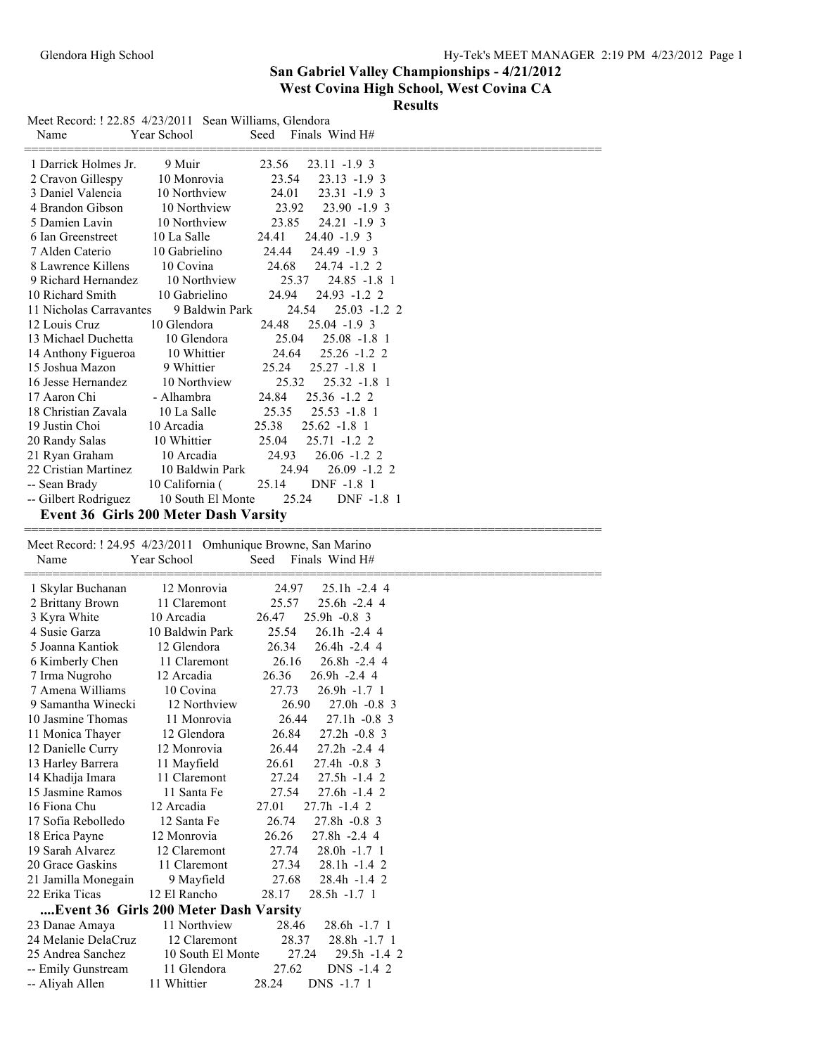## San Gabriel Valley Championships - 4/21/2012
## West Covina High School, West Covina CA
## Results

Meet Record: ! 22.85 4/23/2011 Sean Williams, Glendora

| Name | Year | School | Seed | Finals | Wind | H# |
|---|---|---|---|---|---|---|
| 1 Darrick Holmes Jr. | 9 | Muir | 23.56 | 23.11 | -1.9 | 3 |
| 2 Cravon Gillespy | 10 | Monrovia | 23.54 | 23.13 | -1.9 | 3 |
| 3 Daniel Valencia | 10 | Northview | 24.01 | 23.31 | -1.9 | 3 |
| 4 Brandon Gibson | 10 | Northview | 23.92 | 23.90 | -1.9 | 3 |
| 5 Damien Lavin | 10 | Northview | 23.85 | 24.21 | -1.9 | 3 |
| 6 Ian Greenstreet | 10 | La Salle | 24.41 | 24.40 | -1.9 | 3 |
| 7 Alden Caterio | 10 | Gabrielino | 24.44 | 24.49 | -1.9 | 3 |
| 8 Lawrence Killens | 10 | Covina | 24.68 | 24.74 | -1.2 | 2 |
| 9 Richard Hernandez | 10 | Northview | 25.37 | 24.85 | -1.8 | 1 |
| 10 Richard Smith | 10 | Gabrielino | 24.94 | 24.93 | -1.2 | 2 |
| 11 Nicholas Carravantes | 9 | Baldwin Park | 24.54 | 25.03 | -1.2 | 2 |
| 12 Louis Cruz | 10 | Glendora | 24.48 | 25.04 | -1.9 | 3 |
| 13 Michael Duchetta | 10 | Glendora | 25.04 | 25.08 | -1.8 | 1 |
| 14 Anthony Figueroa | 10 | Whittier | 24.64 | 25.26 | -1.2 | 2 |
| 15 Joshua Mazon | 9 | Whittier | 25.24 | 25.27 | -1.8 | 1 |
| 16 Jesse Hernandez | 10 | Northview | 25.32 | 25.32 | -1.8 | 1 |
| 17 Aaron Chi | - | Alhambra | 24.84 | 25.36 | -1.2 | 2 |
| 18 Christian Zavala | 10 | La Salle | 25.35 | 25.53 | -1.8 | 1 |
| 19 Justin Choi | 10 | Arcadia | 25.38 | 25.62 | -1.8 | 1 |
| 20 Randy Salas | 10 | Whittier | 25.04 | 25.71 | -1.2 | 2 |
| 21 Ryan Graham | 10 | Arcadia | 24.93 | 26.06 | -1.2 | 2 |
| 22 Cristian Martinez | 10 | Baldwin Park | 24.94 | 26.09 | -1.2 | 2 |
| -- Sean Brady | 10 | California ( | 25.14 | DNF | -1.8 | 1 |
| -- Gilbert Rodriguez | 10 | South El Monte | 25.24 | DNF | -1.8 | 1 |

### Event 36 Girls 200 Meter Dash Varsity

Meet Record: ! 24.95 4/23/2011 Omhunique Browne, San Marino

| Name | Year | School | Seed | Finals | Wind | H# |
|---|---|---|---|---|---|---|
| 1 Skylar Buchanan | 12 | Monrovia | 24.97 | 25.1h | -2.4 | 4 |
| 2 Brittany Brown | 11 | Claremont | 25.57 | 25.6h | -2.4 | 4 |
| 3 Kyra White | 10 | Arcadia | 26.47 | 25.9h | -0.8 | 3 |
| 4 Susie Garza | 10 | Baldwin Park | 25.54 | 26.1h | -2.4 | 4 |
| 5 Joanna Kantiok | 12 | Glendora | 26.34 | 26.4h | -2.4 | 4 |
| 6 Kimberly Chen | 11 | Claremont | 26.16 | 26.8h | -2.4 | 4 |
| 7 Irma Nugroho | 12 | Arcadia | 26.36 | 26.9h | -2.4 | 4 |
| 7 Amena Williams | 10 | Covina | 27.73 | 26.9h | -1.7 | 1 |
| 9 Samantha Winecki | 12 | Northview | 26.90 | 27.0h | -0.8 | 3 |
| 10 Jasmine Thomas | 11 | Monrovia | 26.44 | 27.1h | -0.8 | 3 |
| 11 Monica Thayer | 12 | Glendora | 26.84 | 27.2h | -0.8 | 3 |
| 12 Danielle Curry | 12 | Monrovia | 26.44 | 27.2h | -2.4 | 4 |
| 13 Harley Barrera | 11 | Mayfield | 26.61 | 27.4h | -0.8 | 3 |
| 14 Khadija Imara | 11 | Claremont | 27.24 | 27.5h | -1.4 | 2 |
| 15 Jasmine Ramos | 11 | Santa Fe | 27.54 | 27.6h | -1.4 | 2 |
| 16 Fiona Chu | 12 | Arcadia | 27.01 | 27.7h | -1.4 | 2 |
| 17 Sofia Rebolledo | 12 | Santa Fe | 26.74 | 27.8h | -0.8 | 3 |
| 18 Erica Payne | 12 | Monrovia | 26.26 | 27.8h | -2.4 | 4 |
| 19 Sarah Alvarez | 12 | Claremont | 27.74 | 28.0h | -1.7 | 1 |
| 20 Grace Gaskins | 11 | Claremont | 27.34 | 28.1h | -1.4 | 2 |
| 21 Jamilla Monegain | 9 | Mayfield | 27.68 | 28.4h | -1.4 | 2 |
| 22 Erika Ticas | 12 | El Rancho | 28.17 | 28.5h | -1.7 | 1 |
| 23 Danae Amaya | 11 | Northview | 28.46 | 28.6h | -1.7 | 1 |
| 24 Melanie DelaCruz | 12 | Claremont | 28.37 | 28.8h | -1.7 | 1 |
| 25 Andrea Sanchez | 10 | South El Monte | 27.24 | 29.5h | -1.4 | 2 |
| -- Emily Gunstream | 11 | Glendora | 27.62 | DNS | -1.4 | 2 |
| -- Aliyah Allen | 11 | Whittier | 28.24 | DNS | -1.7 | 1 |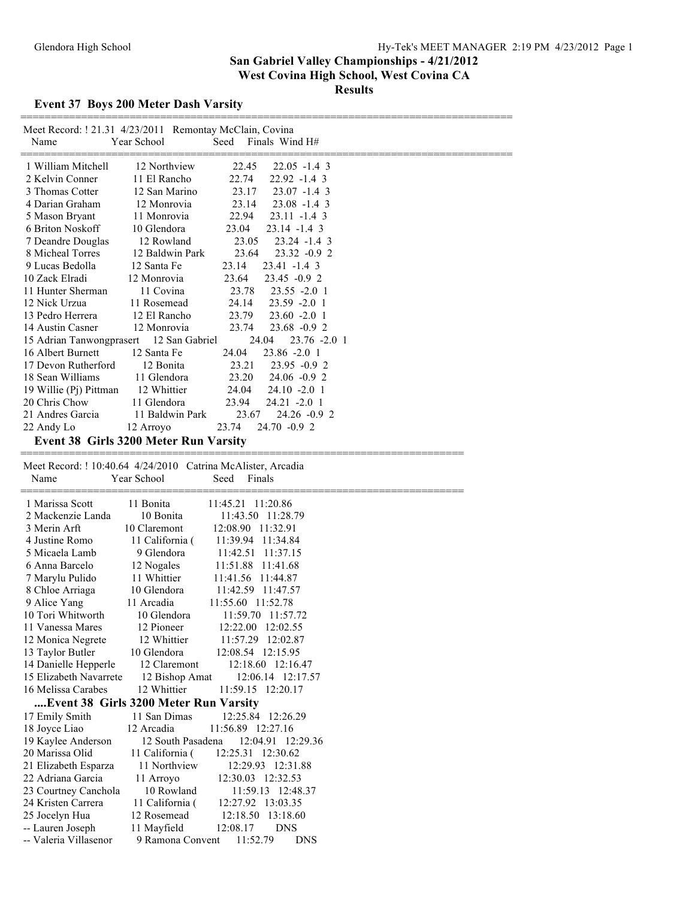# San Gabriel Valley Championships - 4/21/2012

**West Covina High School, West Covina CA**

**Results**

## Event 37 Boys 200 Meter Dash Varsity

Meet Record: ! 21.31 4/23/2011 Remontay McClain, Covina

| | Name | Year | School | Seed | Finals | Wind | H# |
|---|---|---|---|---|---|---|---|
| 1 | William Mitchell | 12 | Northview | 22.45 | 22.05 | -1.4 | 3 |
| 2 | Kelvin Conner | 11 | El Rancho | 22.74 | 22.92 | -1.4 | 3 |
| 3 | Thomas Cotter | 12 | San Marino | 23.17 | 23.07 | -1.4 | 3 |
| 4 | Darian Graham | 12 | Monrovia | 23.14 | 23.08 | -1.4 | 3 |
| 5 | Mason Bryant | 11 | Monrovia | 22.94 | 23.11 | -1.4 | 3 |
| 6 | Briton Noskoff | 10 | Glendora | 23.04 | 23.14 | -1.4 | 3 |
| 7 | Deandre Douglas | 12 | Rowland | 23.05 | 23.24 | -1.4 | 3 |
| 8 | Micheal Torres | 12 | Baldwin Park | 23.64 | 23.32 | -0.9 | 2 |
| 9 | Lucas Bedolla | 12 | Santa Fe | 23.14 | 23.41 | -1.4 | 3 |
| 10 | Zack Elradi | 12 | Monrovia | 23.64 | 23.45 | -0.9 | 2 |
| 11 | Hunter Sherman | 11 | Covina | 23.78 | 23.55 | -2.0 | 1 |
| 12 | Nick Urzua | 11 | Rosemead | 24.14 | 23.59 | -2.0 | 1 |
| 13 | Pedro Herrera | 12 | El Rancho | 23.79 | 23.60 | -2.0 | 1 |
| 14 | Austin Casner | 12 | Monrovia | 23.74 | 23.68 | -0.9 | 2 |
| 15 | Adrian Tanwongprasert | 12 | San Gabriel | 24.04 | 23.76 | -2.0 | 1 |
| 16 | Albert Burnett | 12 | Santa Fe | 24.04 | 23.86 | -2.0 | 1 |
| 17 | Devon Rutherford | 12 | Bonita | 23.21 | 23.95 | -0.9 | 2 |
| 18 | Sean Williams | 11 | Glendora | 23.20 | 24.06 | -0.9 | 2 |
| 19 | Willie (Pj) Pittman | 12 | Whittier | 24.04 | 24.10 | -2.0 | 1 |
| 20 | Chris Chow | 11 | Glendora | 23.94 | 24.21 | -2.0 | 1 |
| 21 | Andres Garcia | 11 | Baldwin Park | 23.67 | 24.26 | -0.9 | 2 |
| 22 | Andy Lo | 12 | Arroyo | 23.74 | 24.70 | -0.9 | 2 |

## Event 38 Girls 3200 Meter Run Varsity

Meet Record: ! 10:40.64 4/24/2010 Catrina McAlister, Arcadia

| | Name | Year | School | Seed | Finals |
|---|---|---|---|---|---|
| 1 | Marissa Scott | 11 | Bonita | 11:45.21 | 11:20.86 |
| 2 | Mackenzie Landa | 10 | Bonita | 11:43.50 | 11:28.79 |
| 3 | Merin Arft | 10 | Claremont | 12:08.90 | 11:32.91 |
| 4 | Justine Romo | 11 | California ( | 11:39.94 | 11:34.84 |
| 5 | Micaela Lamb | 9 | Glendora | 11:42.51 | 11:37.15 |
| 6 | Anna Barcelo | 12 | Nogales | 11:51.88 | 11:41.68 |
| 7 | Marylu Pulido | 11 | Whittier | 11:41.56 | 11:44.87 |
| 8 | Chloe Arriaga | 10 | Glendora | 11:42.59 | 11:47.57 |
| 9 | Alice Yang | 11 | Arcadia | 11:55.60 | 11:52.78 |
| 10 | Tori Whitworth | 10 | Glendora | 11:59.70 | 11:57.72 |
| 11 | Vanessa Mares | 12 | Pioneer | 12:22.00 | 12:02.55 |
| 12 | Monica Negrete | 12 | Whittier | 11:57.29 | 12:02.87 |
| 13 | Taylor Butler | 10 | Glendora | 12:08.54 | 12:15.95 |
| 14 | Danielle Hepperle | 12 | Claremont | 12:18.60 | 12:16.47 |
| 15 | Elizabeth Navarrete | 12 | Bishop Amat | 12:06.14 | 12:17.57 |
| 16 | Melissa Carabes | 12 | Whittier | 11:59.15 | 12:20.17 |

### ....Event 38 Girls 3200 Meter Run Varsity

| | Name | Year | School | Seed | Finals |
|---|---|---|---|---|---|
| 17 | Emily Smith | 11 | San Dimas | 12:25.84 | 12:26.29 |
| 18 | Joyce Liao | 12 | Arcadia | 11:56.89 | 12:27.16 |
| 19 | Kaylee Anderson | 12 | South Pasadena | 12:04.91 | 12:29.36 |
| 20 | Marissa Olid | 11 | California ( | 12:25.31 | 12:30.62 |
| 21 | Elizabeth Esparza | 11 | Northview | 12:29.93 | 12:31.88 |
| 22 | Adriana Garcia | 11 | Arroyo | 12:30.03 | 12:32.53 |
| 23 | Courtney Canchola | 10 | Rowland | 11:59.13 | 12:48.37 |
| 24 | Kristen Carrera | 11 | California ( | 12:27.92 | 13:03.35 |
| 25 | Jocelyn Hua | 12 | Rosemead | 12:18.50 | 13:18.60 |
| -- | Lauren Joseph | 11 | Mayfield | 12:08.17 | DNS |
| -- | Valeria Villasenor | 9 | Ramona Convent | 11:52.79 | DNS |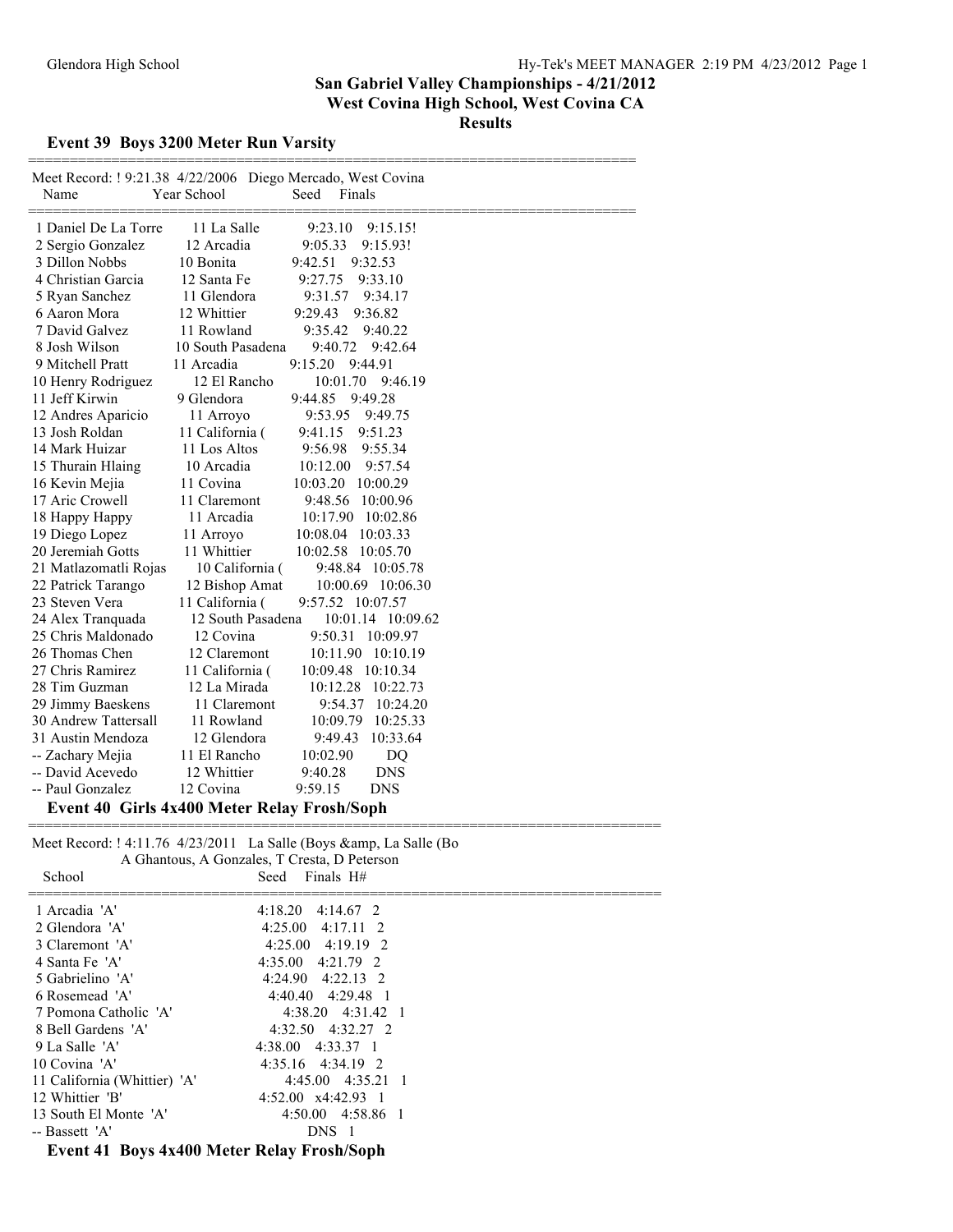# San Gabriel Valley Championships - 4/21/2012
## West Covina High School, West Covina CA
## Results

### Event 39 Boys 3200 Meter Run Varsity

Meet Record: ! 9:21.38 4/22/2006 Diego Mercado, West Covina

| | Name | Year | School | Seed | Finals |
|---|---|---|---|---|---|
| 1 | Daniel De La Torre | 11 | La Salle | 9:23.10 | 9:15.15! |
| 2 | Sergio Gonzalez | 12 | Arcadia | 9:05.33 | 9:15.93! |
| 3 | Dillon Nobbs | 10 | Bonita | 9:42.51 | 9:32.53 |
| 4 | Christian Garcia | 12 | Santa Fe | 9:27.75 | 9:33.10 |
| 5 | Ryan Sanchez | 11 | Glendora | 9:31.57 | 9:34.17 |
| 6 | Aaron Mora | 12 | Whittier | 9:29.43 | 9:36.82 |
| 7 | David Galvez | 11 | Rowland | 9:35.42 | 9:40.22 |
| 8 | Josh Wilson | 10 | South Pasadena | 9:40.72 | 9:42.64 |
| 9 | Mitchell Pratt | 11 | Arcadia | 9:15.20 | 9:44.91 |
| 10 | Henry Rodriguez | 12 | El Rancho | 10:01.70 | 9:46.19 |
| 11 | Jeff Kirwin | 9 | Glendora | 9:44.85 | 9:49.28 |
| 12 | Andres Aparicio | 11 | Arroyo | 9:53.95 | 9:49.75 |
| 13 | Josh Roldan | 11 | California ( | 9:41.15 | 9:51.23 |
| 14 | Mark Huizar | 11 | Los Altos | 9:56.98 | 9:55.34 |
| 15 | Thurain Hlaing | 10 | Arcadia | 10:12.00 | 9:57.54 |
| 16 | Kevin Mejia | 11 | Covina | 10:03.20 | 10:00.29 |
| 17 | Aric Crowell | 11 | Claremont | 9:48.56 | 10:00.96 |
| 18 | Happy Happy | 11 | Arcadia | 10:17.90 | 10:02.86 |
| 19 | Diego Lopez | 11 | Arroyo | 10:08.04 | 10:03.33 |
| 20 | Jeremiah Gotts | 11 | Whittier | 10:02.58 | 10:05.70 |
| 21 | Matlazomatli Rojas | 10 | California ( | 9:48.84 | 10:05.78 |
| 22 | Patrick Tarango | 12 | Bishop Amat | 10:00.69 | 10:06.30 |
| 23 | Steven Vera | 11 | California ( | 9:57.52 | 10:07.57 |
| 24 | Alex Tranquada | 12 | South Pasadena | 10:01.14 | 10:09.62 |
| 25 | Chris Maldonado | 12 | Covina | 9:50.31 | 10:09.97 |
| 26 | Thomas Chen | 12 | Claremont | 10:11.90 | 10:10.19 |
| 27 | Chris Ramirez | 11 | California ( | 10:09.48 | 10:10.34 |
| 28 | Tim Guzman | 12 | La Mirada | 10:12.28 | 10:22.73 |
| 29 | Jimmy Baeskens | 11 | Claremont | 9:54.37 | 10:24.20 |
| 30 | Andrew Tattersall | 11 | Rowland | 10:09.79 | 10:25.33 |
| 31 | Austin Mendoza | 12 | Glendora | 9:49.43 | 10:33.64 |
| -- | Zachary Mejia | 11 | El Rancho | 10:02.90 | DQ |
| -- | David Acevedo | 12 | Whittier | 9:40.28 | DNS |
| -- | Paul Gonzalez | 12 | Covina | 9:59.15 | DNS |

### Event 40 Girls 4x400 Meter Relay Frosh/Soph

Meet Record: ! 4:11.76 4/23/2011 La Salle (Boys &amp, La Salle (Bo
A Ghantous, A Gonzales, T Cresta, D Peterson

| | School | Seed | Finals | H# |
|---|---|---|---|---|
| 1 | Arcadia 'A' | 4:18.20 | 4:14.67 | 2 |
| 2 | Glendora 'A' | 4:25.00 | 4:17.11 | 2 |
| 3 | Claremont 'A' | 4:25.00 | 4:19.19 | 2 |
| 4 | Santa Fe 'A' | 4:35.00 | 4:21.79 | 2 |
| 5 | Gabrielino 'A' | 4:24.90 | 4:22.13 | 2 |
| 6 | Rosemead 'A' | 4:40.40 | 4:29.48 | 1 |
| 7 | Pomona Catholic 'A' | 4:38.20 | 4:31.42 | 1 |
| 8 | Bell Gardens 'A' | 4:32.50 | 4:32.27 | 2 |
| 9 | La Salle 'A' | 4:38.00 | 4:33.37 | 1 |
| 10 | Covina 'A' | 4:35.16 | 4:34.19 | 2 |
| 11 | California (Whittier) 'A' | 4:45.00 | 4:35.21 | 1 |
| 12 | Whittier 'B' | 4:52.00 | x4:42.93 | 1 |
| 13 | South El Monte 'A' | 4:50.00 | 4:58.86 | 1 |
| -- | Bassett 'A' | | DNS | 1 |

### Event 41 Boys 4x400 Meter Relay Frosh/Soph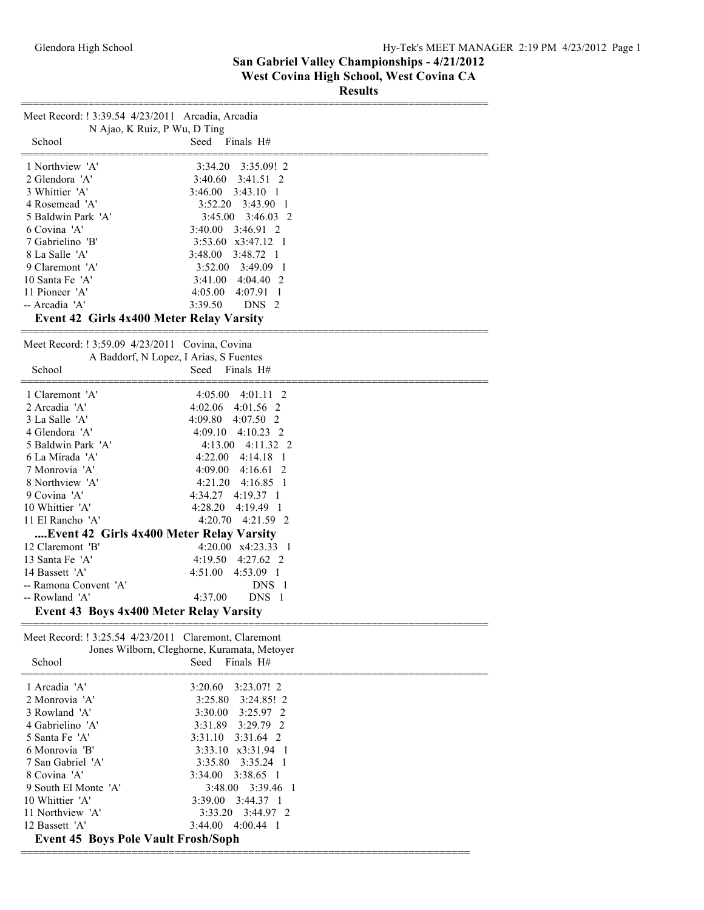## San Gabriel Valley Championships - 4/21/2012
## West Covina High School, West Covina CA
## Results

Meet Record: ! 3:39.54 4/23/2011 Arcadia, Arcadia
N Ajao, K Ruiz, P Wu, D Ting

| School | Seed | Finals | H# |
|---|---|---|---|
| 1 Northview 'A' | 3:34.20 | 3:35.09! | 2 |
| 2 Glendora 'A' | 3:40.60 | 3:41.51 | 2 |
| 3 Whittier 'A' | 3:46.00 | 3:43.10 | 1 |
| 4 Rosemead 'A' | 3:52.20 | 3:43.90 | 1 |
| 5 Baldwin Park 'A' | 3:45.00 | 3:46.03 | 2 |
| 6 Covina 'A' | 3:40.00 | 3:46.91 | 2 |
| 7 Gabrielino 'B' | 3:53.60 | x3:47.12 | 1 |
| 8 La Salle 'A' | 3:48.00 | 3:48.72 | 1 |
| 9 Claremont 'A' | 3:52.00 | 3:49.09 | 1 |
| 10 Santa Fe 'A' | 3:41.00 | 4:04.40 | 2 |
| 11 Pioneer 'A' | 4:05.00 | 4:07.91 | 1 |
| -- Arcadia 'A' | 3:39.50 | DNS | 2 |

### Event 42 Girls 4x400 Meter Relay Varsity

Meet Record: ! 3:59.09 4/23/2011 Covina, Covina
A Baddorf, N Lopez, I Arias, S Fuentes

| School | Seed | Finals | H# |
|---|---|---|---|
| 1 Claremont 'A' | 4:05.00 | 4:01.11 | 2 |
| 2 Arcadia 'A' | 4:02.06 | 4:01.56 | 2 |
| 3 La Salle 'A' | 4:09.80 | 4:07.50 | 2 |
| 4 Glendora 'A' | 4:09.10 | 4:10.23 | 2 |
| 5 Baldwin Park 'A' | 4:13.00 | 4:11.32 | 2 |
| 6 La Mirada 'A' | 4:22.00 | 4:14.18 | 1 |
| 7 Monrovia 'A' | 4:09.00 | 4:16.61 | 2 |
| 8 Northview 'A' | 4:21.20 | 4:16.85 | 1 |
| 9 Covina 'A' | 4:34.27 | 4:19.37 | 1 |
| 10 Whittier 'A' | 4:28.20 | 4:19.49 | 1 |
| 11 El Rancho 'A' | 4:20.70 | 4:21.59 | 2 |

### ....Event 42 Girls 4x400 Meter Relay Varsity

| School | Seed | Finals | H# |
|---|---|---|---|
| 12 Claremont 'B' | 4:20.00 | x4:23.33 | 1 |
| 13 Santa Fe 'A' | 4:19.50 | 4:27.62 | 2 |
| 14 Bassett 'A' | 4:51.00 | 4:53.09 | 1 |
| -- Ramona Convent 'A' | | DNS | 1 |
| -- Rowland 'A' | 4:37.00 | DNS | 1 |

### Event 43 Boys 4x400 Meter Relay Varsity

Meet Record: ! 3:25.54 4/23/2011 Claremont, Claremont
Jones Wilborn, Cleghorne, Kuramata, Metoyer

| School | Seed | Finals | H# |
|---|---|---|---|
| 1 Arcadia 'A' | 3:20.60 | 3:23.07! | 2 |
| 2 Monrovia 'A' | 3:25.80 | 3:24.85! | 2 |
| 3 Rowland 'A' | 3:30.00 | 3:25.97 | 2 |
| 4 Gabrielino 'A' | 3:31.89 | 3:29.79 | 2 |
| 5 Santa Fe 'A' | 3:31.10 | 3:31.64 | 2 |
| 6 Monrovia 'B' | 3:33.10 | x3:31.94 | 1 |
| 7 San Gabriel 'A' | 3:35.80 | 3:35.24 | 1 |
| 8 Covina 'A' | 3:34.00 | 3:38.65 | 1 |
| 9 South El Monte 'A' | 3:48.00 | 3:39.46 | 1 |
| 10 Whittier 'A' | 3:39.00 | 3:44.37 | 1 |
| 11 Northview 'A' | 3:33.20 | 3:44.97 | 2 |
| 12 Bassett 'A' | 3:44.00 | 4:00.44 | 1 |

### Event 45 Boys Pole Vault Frosh/Soph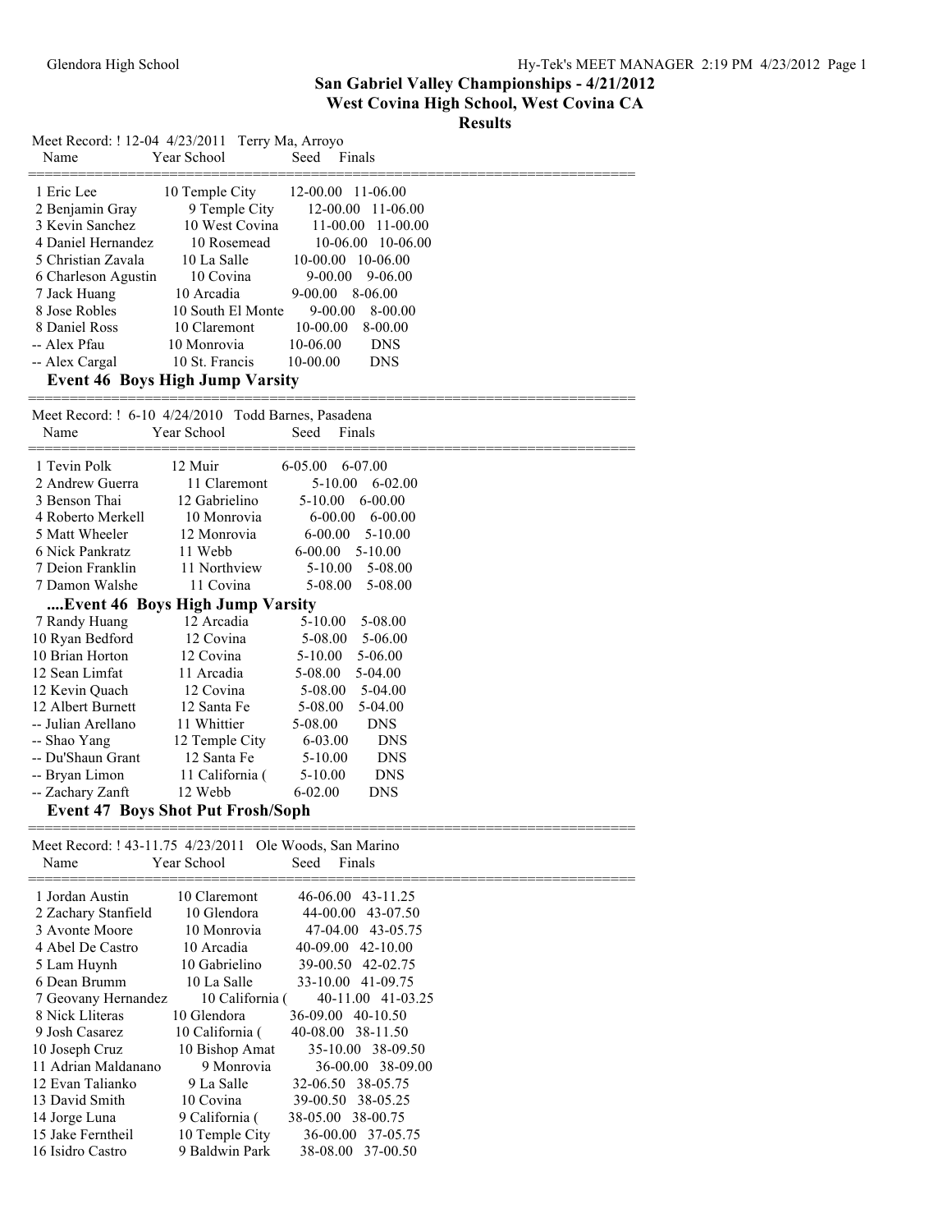# San Gabriel Valley Championships - 4/21/2012

## West Covina High School, West Covina CA

### Results

Meet Record: ! 12-04 4/23/2011 Terry Ma, Arroyo

| Name | Year | School | Seed | Finals |
|---|---|---|---|---|
| 1 Eric Lee | 10 | Temple City | 12-00.00 | 11-06.00 |
| 2 Benjamin Gray | 9 | Temple City | 12-00.00 | 11-06.00 |
| 3 Kevin Sanchez | 10 | West Covina | 11-00.00 | 11-00.00 |
| 4 Daniel Hernandez | 10 | Rosemead | 10-06.00 | 10-06.00 |
| 5 Christian Zavala | 10 | La Salle | 10-00.00 | 10-06.00 |
| 6 Charleson Agustin | 10 | Covina | 9-00.00 | 9-06.00 |
| 7 Jack Huang | 10 | Arcadia | 9-00.00 | 8-06.00 |
| 8 Jose Robles | 10 | South El Monte | 9-00.00 | 8-00.00 |
| 8 Daniel Ross | 10 | Claremont | 10-00.00 | 8-00.00 |
| -- Alex Pfau | 10 | Monrovia | 10-06.00 | DNS |
| -- Alex Cargal | 10 | St. Francis | 10-00.00 | DNS |

### Event 46 Boys High Jump Varsity

Meet Record: ! 6-10 4/24/2010 Todd Barnes, Pasadena

| Name | Year | School | Seed | Finals |
|---|---|---|---|---|
| 1 Tevin Polk | 12 | Muir | 6-05.00 | 6-07.00 |
| 2 Andrew Guerra | 11 | Claremont | 5-10.00 | 6-02.00 |
| 3 Benson Thai | 12 | Gabrielino | 5-10.00 | 6-00.00 |
| 4 Roberto Merkell | 10 | Monrovia | 6-00.00 | 6-00.00 |
| 5 Matt Wheeler | 12 | Monrovia | 6-00.00 | 5-10.00 |
| 6 Nick Pankratz | 11 | Webb | 6-00.00 | 5-10.00 |
| 7 Deion Franklin | 11 | Northview | 5-10.00 | 5-08.00 |
| 7 Damon Walshe | 11 | Covina | 5-08.00 | 5-08.00 |

### ....Event 46 Boys High Jump Varsity

| Name | Year | School | Seed | Finals |
|---|---|---|---|---|
| 7 Randy Huang | 12 | Arcadia | 5-10.00 | 5-08.00 |
| 10 Ryan Bedford | 12 | Covina | 5-08.00 | 5-06.00 |
| 10 Brian Horton | 12 | Covina | 5-10.00 | 5-06.00 |
| 12 Sean Limfat | 11 | Arcadia | 5-08.00 | 5-04.00 |
| 12 Kevin Quach | 12 | Covina | 5-08.00 | 5-04.00 |
| 12 Albert Burnett | 12 | Santa Fe | 5-08.00 | 5-04.00 |
| -- Julian Arellano | 11 | Whittier | 5-08.00 | DNS |
| -- Shao Yang | 12 | Temple City | 6-03.00 | DNS |
| -- Du'Shaun Grant | 12 | Santa Fe | 5-10.00 | DNS |
| -- Bryan Limon | 11 | California ( | 5-10.00 | DNS |
| -- Zachary Zanft | 12 | Webb | 6-02.00 | DNS |

### Event 47 Boys Shot Put Frosh/Soph

Meet Record: ! 43-11.75 4/23/2011 Ole Woods, San Marino

| Name | Year | School | Seed | Finals |
|---|---|---|---|---|
| 1 Jordan Austin | 10 | Claremont | 46-06.00 | 43-11.25 |
| 2 Zachary Stanfield | 10 | Glendora | 44-00.00 | 43-07.50 |
| 3 Avonte Moore | 10 | Monrovia | 47-04.00 | 43-05.75 |
| 4 Abel De Castro | 10 | Arcadia | 40-09.00 | 42-10.00 |
| 5 Lam Huynh | 10 | Gabrielino | 39-00.50 | 42-02.75 |
| 6 Dean Brumm | 10 | La Salle | 33-10.00 | 41-09.75 |
| 7 Geovany Hernandez | 10 | California ( | 40-11.00 | 41-03.25 |
| 8 Nick Lliteras | 10 | Glendora | 36-09.00 | 40-10.50 |
| 9 Josh Casarez | 10 | California ( | 40-08.00 | 38-11.50 |
| 10 Joseph Cruz | 10 | Bishop Amat | 35-10.00 | 38-09.50 |
| 11 Adrian Maldanano | 9 | Monrovia | 36-00.00 | 38-09.00 |
| 12 Evan Talianko | 9 | La Salle | 32-06.50 | 38-05.75 |
| 13 David Smith | 10 | Covina | 39-00.50 | 38-05.25 |
| 14 Jorge Luna | 9 | California ( | 38-05.00 | 38-00.75 |
| 15 Jake Ferntheil | 10 | Temple City | 36-00.00 | 37-05.75 |
| 16 Isidro Castro | 9 | Baldwin Park | 38-08.00 | 37-00.50 |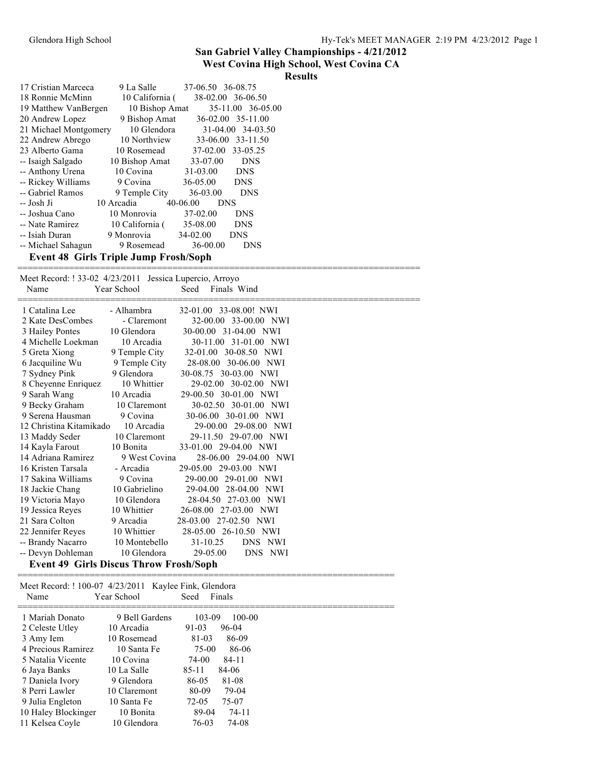# San Gabriel Valley Championships - 4/21/2012
## West Covina High School, West Covina CA
### Results

| Name | Year School | Seed | Finals |
|---|---|---|---|
| 17 Cristian Marceca | 9 La Salle | 37-06.50 | 36-08.75 |
| 18 Ronnie McMinn | 10 California ( | 38-02.00 | 36-06.50 |
| 19 Matthew VanBergen | 10 Bishop Amat | 35-11.00 | 36-05.00 |
| 20 Andrew Lopez | 9 Bishop Amat | 36-02.00 | 35-11.00 |
| 21 Michael Montgomery | 10 Glendora | 31-04.00 | 34-03.50 |
| 22 Andrew Abrego | 10 Northview | 33-06.00 | 33-11.50 |
| 23 Alberto Gama | 10 Rosemead | 37-02.00 | 33-05.25 |
| -- Isaigh Salgado | 10 Bishop Amat | 33-07.00 | DNS |
| -- Anthony Urena | 10 Covina | 31-03.00 | DNS |
| -- Rickey Williams | 9 Covina | 36-05.00 | DNS |
| -- Gabriel Ramos | 9 Temple City | 36-03.00 | DNS |
| -- Josh Ji | 10 Arcadia | 40-06.00 | DNS |
| -- Joshua Cano | 10 Monrovia | 37-02.00 | DNS |
| -- Nate Ramirez | 10 California ( | 35-08.00 | DNS |
| -- Isiah Duran | 9 Monrovia | 34-02.00 | DNS |
| -- Michael Sahagun | 9 Rosemead | 36-00.00 | DNS |

### Event 48 Girls Triple Jump Frosh/Soph

Meet Record: ! 33-02 4/23/2011 Jessica Lupercio, Arroyo

| Name | Year School | Seed | Finals | Wind |
|---|---|---|---|---|
| 1 Catalina Lee | - Alhambra | 32-01.00 | 33-08.00! | NWI |
| 2 Kate DesCombes | - Claremont | 32-00.00 | 33-00.00 | NWI |
| 3 Hailey Pontes | 10 Glendora | 30-00.00 | 31-04.00 | NWI |
| 4 Michelle Loekman | 10 Arcadia | 30-11.00 | 31-01.00 | NWI |
| 5 Greta Xiong | 9 Temple City | 32-01.00 | 30-08.50 | NWI |
| 6 Jacquiline Wu | 9 Temple City | 28-08.00 | 30-06.00 | NWI |
| 7 Sydney Pink | 9 Glendora | 30-08.75 | 30-03.00 | NWI |
| 8 Cheyenne Enriquez | 10 Whittier | 29-02.00 | 30-02.00 | NWI |
| 9 Sarah Wang | 10 Arcadia | 29-00.50 | 30-01.00 | NWI |
| 9 Becky Graham | 10 Claremont | 30-02.50 | 30-01.00 | NWI |
| 9 Serena Hausman | 9 Covina | 30-06.00 | 30-01.00 | NWI |
| 12 Christina Kitamikado | 10 Arcadia | 29-00.00 | 29-08.00 | NWI |
| 13 Maddy Seder | 10 Claremont | 29-11.50 | 29-07.00 | NWI |
| 14 Kayla Farout | 10 Bonita | 33-01.00 | 29-04.00 | NWI |
| 14 Adriana Ramirez | 9 West Covina | 28-06.00 | 29-04.00 | NWI |
| 16 Kristen Tarsala | - Arcadia | 29-05.00 | 29-03.00 | NWI |
| 17 Sakina Williams | 9 Covina | 29-00.00 | 29-01.00 | NWI |
| 18 Jackie Chang | 10 Gabrielino | 29-04.00 | 28-04.00 | NWI |
| 19 Victoria Mayo | 10 Glendora | 28-04.50 | 27-03.00 | NWI |
| 19 Jessica Reyes | 10 Whittier | 26-08.00 | 27-03.00 | NWI |
| 21 Sara Colton | 9 Arcadia | 28-03.00 | 27-02.50 | NWI |
| 22 Jennifer Reyes | 10 Whittier | 28-05.00 | 26-10.50 | NWI |
| -- Brandy Nacarro | 10 Montebello | 31-10.25 | DNS | NWI |
| -- Devyn Dohleman | 10 Glendora | 29-05.00 | DNS | NWI |

### Event 49 Girls Discus Throw Frosh/Soph

Meet Record: ! 100-07 4/23/2011 Kaylee Fink, Glendora

| Name | Year School | Seed | Finals |
|---|---|---|---|
| 1 Mariah Donato | 9 Bell Gardens | 103-09 | 100-00 |
| 2 Celeste Utley | 10 Arcadia | 91-03 | 96-04 |
| 3 Amy Iem | 10 Rosemead | 81-03 | 86-09 |
| 4 Precious Ramirez | 10 Santa Fe | 75-00 | 86-06 |
| 5 Natalia Vicente | 10 Covina | 74-00 | 84-11 |
| 6 Jaya Banks | 10 La Salle | 85-11 | 84-06 |
| 7 Daniela Ivory | 9 Glendora | 86-05 | 81-08 |
| 8 Perri Lawler | 10 Claremont | 80-09 | 79-04 |
| 9 Julia Engleton | 10 Santa Fe | 72-05 | 75-07 |
| 10 Haley Blockinger | 10 Bonita | 89-04 | 74-11 |
| 11 Kelsea Coyle | 10 Glendora | 76-03 | 74-08 |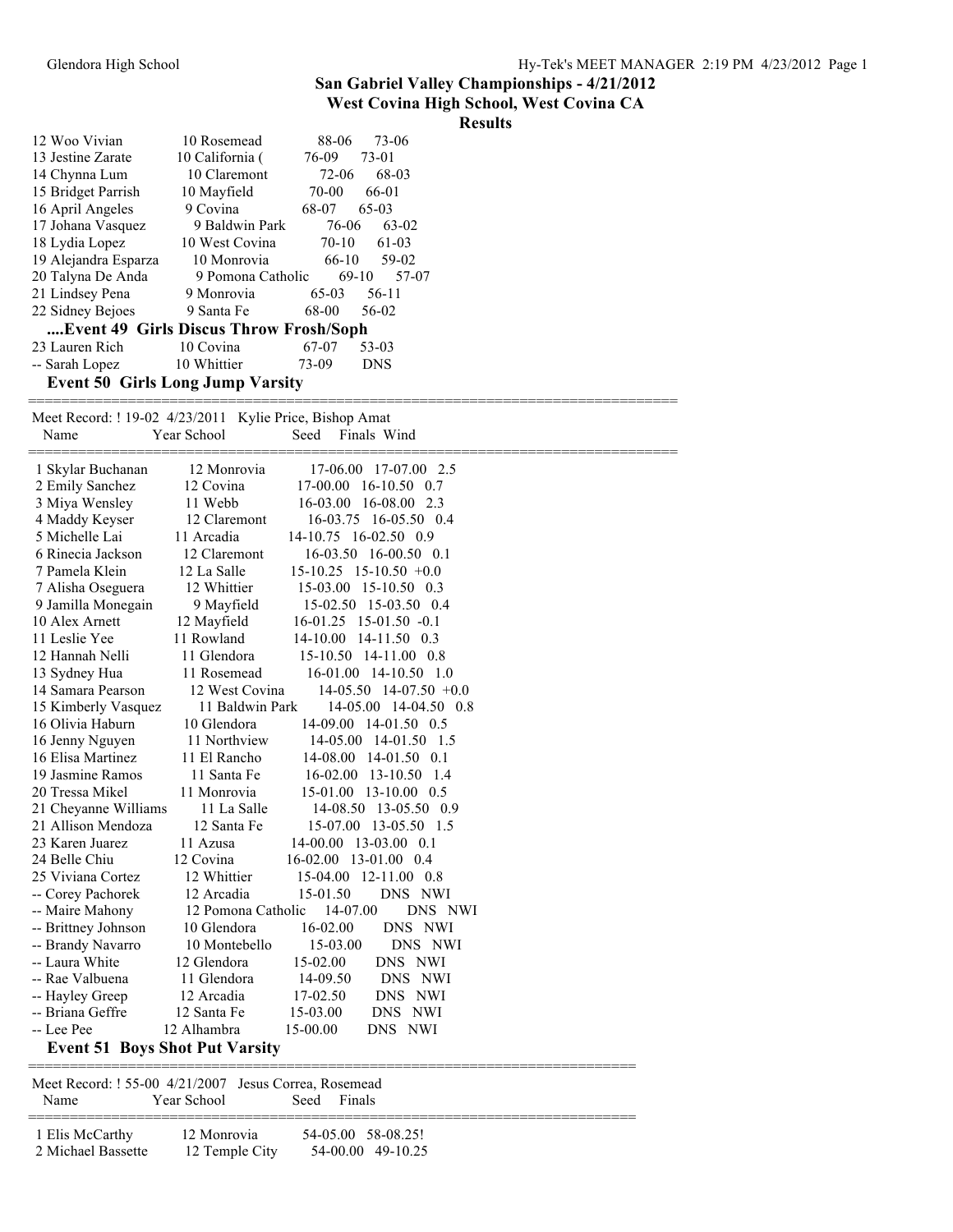## San Gabriel Valley Championships - 4/21/2012
### West Covina High School, West Covina CA
### Results

| Name | Year School | Seed | Finals |
|---|---|---|---|
| 12 Woo Vivian | 10 Rosemead | 88-06 | 73-06 |
| 13 Jestine Zarate | 10 California ( | 76-09 | 73-01 |
| 14 Chynna Lum | 10 Claremont | 72-06 | 68-03 |
| 15 Bridget Parrish | 10 Mayfield | 70-00 | 66-01 |
| 16 April Angeles | 9 Covina | 68-07 | 65-03 |
| 17 Johana Vasquez | 9 Baldwin Park | 76-06 | 63-02 |
| 18 Lydia Lopez | 10 West Covina | 70-10 | 61-03 |
| 19 Alejandra Esparza | 10 Monrovia | 66-10 | 59-02 |
| 20 Talyna De Anda | 9 Pomona Catholic | 69-10 | 57-07 |
| 21 Lindsey Pena | 9 Monrovia | 65-03 | 56-11 |
| 22 Sidney Bejoes | 9 Santa Fe | 68-00 | 56-02 |

**....Event 49 Girls Discus Throw Frosh/Soph**

| Name | Year School | Seed | Finals |
|---|---|---|---|
| 23 Lauren Rich | 10 Covina | 67-07 | 53-03 |
| -- Sarah Lopez | 10 Whittier | 73-09 | DNS |

### Event 50 Girls Long Jump Varsity

Meet Record: ! 19-02 4/23/2011 Kylie Price, Bishop Amat

| Name | Year School | Seed | Finals | Wind |
|---|---|---|---|---|
| 1 Skylar Buchanan | 12 Monrovia | 17-06.00 | 17-07.00 | 2.5 |
| 2 Emily Sanchez | 12 Covina | 17-00.00 | 16-10.50 | 0.7 |
| 3 Miya Wensley | 11 Webb | 16-03.00 | 16-08.00 | 2.3 |
| 4 Maddy Keyser | 12 Claremont | 16-03.75 | 16-05.50 | 0.4 |
| 5 Michelle Lai | 11 Arcadia | 14-10.75 | 16-02.50 | 0.9 |
| 6 Rinecia Jackson | 12 Claremont | 16-03.50 | 16-00.50 | 0.1 |
| 7 Pamela Klein | 12 La Salle | 15-10.25 | 15-10.50 | +0.0 |
| 7 Alisha Oseguera | 12 Whittier | 15-03.00 | 15-10.50 | 0.3 |
| 9 Jamilla Monegain | 9 Mayfield | 15-02.50 | 15-03.50 | 0.4 |
| 10 Alex Arnett | 12 Mayfield | 16-01.25 | 15-01.50 | -0.1 |
| 11 Leslie Yee | 11 Rowland | 14-10.00 | 14-11.50 | 0.3 |
| 12 Hannah Nelli | 11 Glendora | 15-10.50 | 14-11.00 | 0.8 |
| 13 Sydney Hua | 11 Rosemead | 16-01.00 | 14-10.50 | 1.0 |
| 14 Samara Pearson | 12 West Covina | 14-05.50 | 14-07.50 | +0.0 |
| 15 Kimberly Vasquez | 11 Baldwin Park | 14-05.00 | 14-04.50 | 0.8 |
| 16 Olivia Haburn | 10 Glendora | 14-09.00 | 14-01.50 | 0.5 |
| 16 Jenny Nguyen | 11 Northview | 14-05.00 | 14-01.50 | 1.5 |
| 16 Elisa Martinez | 11 El Rancho | 14-08.00 | 14-01.50 | 0.1 |
| 19 Jasmine Ramos | 11 Santa Fe | 16-02.00 | 13-10.50 | 1.4 |
| 20 Tressa Mikel | 11 Monrovia | 15-01.00 | 13-10.00 | 0.5 |
| 21 Cheyanne Williams | 11 La Salle | 14-08.50 | 13-05.50 | 0.9 |
| 21 Allison Mendoza | 12 Santa Fe | 15-07.00 | 13-05.50 | 1.5 |
| 23 Karen Juarez | 11 Azusa | 14-00.00 | 13-03.00 | 0.1 |
| 24 Belle Chiu | 12 Covina | 16-02.00 | 13-01.00 | 0.4 |
| 25 Viviana Cortez | 12 Whittier | 15-04.00 | 12-11.00 | 0.8 |
| -- Corey Pachorek | 12 Arcadia | 15-01.50 | DNS | NWI |
| -- Maire Mahony | 12 Pomona Catholic | 14-07.00 | DNS | NWI |
| -- Brittney Johnson | 10 Glendora | 16-02.00 | DNS | NWI |
| -- Brandy Navarro | 10 Montebello | 15-03.00 | DNS | NWI |
| -- Laura White | 12 Glendora | 15-02.00 | DNS | NWI |
| -- Rae Valbuena | 11 Glendora | 14-09.50 | DNS | NWI |
| -- Hayley Greep | 12 Arcadia | 17-02.50 | DNS | NWI |
| -- Briana Geffre | 12 Santa Fe | 15-03.00 | DNS | NWI |
| -- Lee Pee | 12 Alhambra | 15-00.00 | DNS | NWI |

### Event 51 Boys Shot Put Varsity

Meet Record: ! 55-00 4/21/2007 Jesus Correa, Rosemead

| Name | Year School | Seed | Finals |
|---|---|---|---|
| 1 Elis McCarthy | 12 Monrovia | 54-05.00 | 58-08.25! |
| 2 Michael Bassette | 12 Temple City | 54-00.00 | 49-10.25 |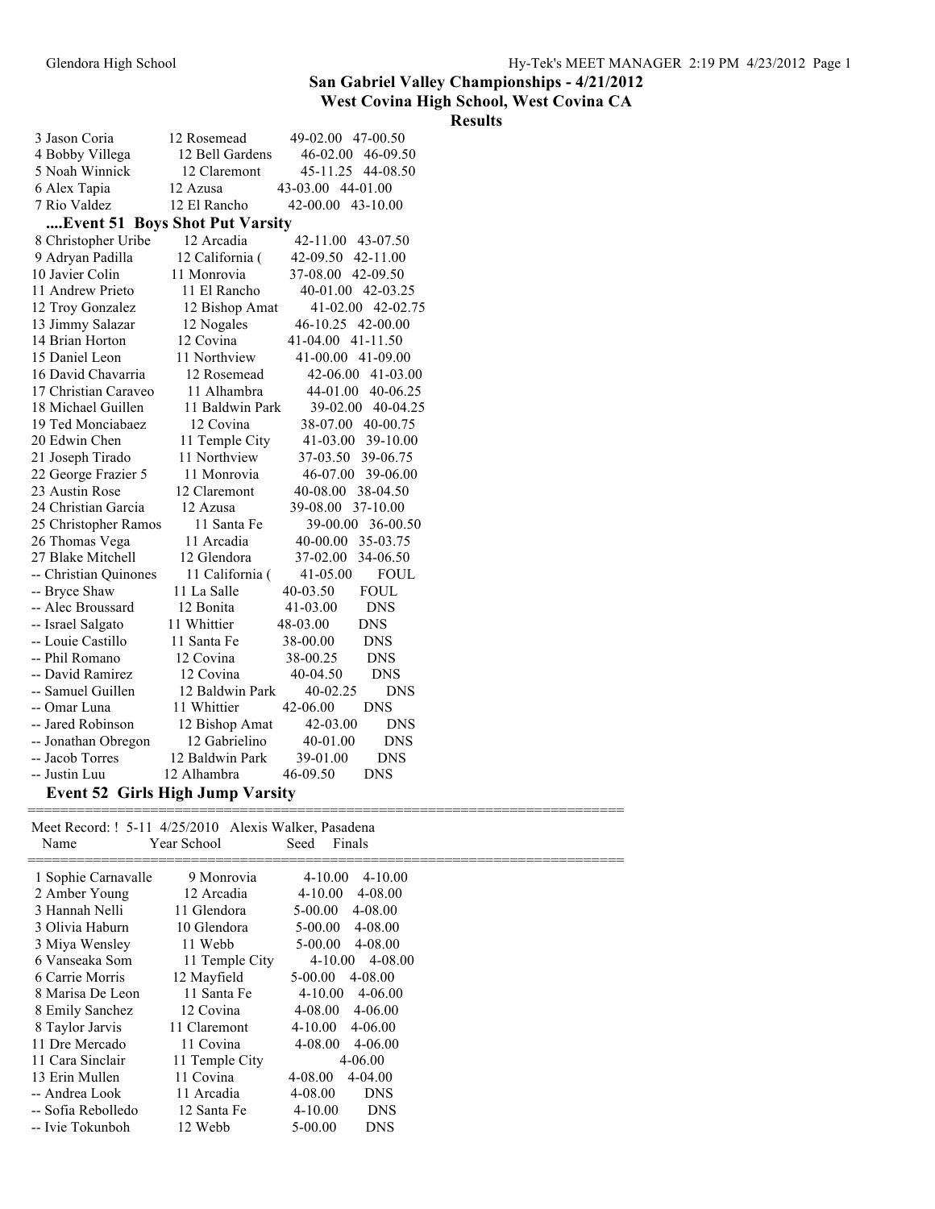## San Gabriel Valley Championships - 4/21/2012

## West Covina High School, West Covina CA

## Results

| Place | Name | Year | School | Seed | Finals |
|---|---|---|---|---|---|
| 3 | Jason Coria | 12 | Rosemead | 49-02.00 | 47-00.50 |
| 4 | Bobby Villega | 12 | Bell Gardens | 46-02.00 | 46-09.50 |
| 5 | Noah Winnick | 12 | Claremont | 45-11.25 | 44-08.50 |
| 6 | Alex Tapia | 12 | Azusa | 43-03.00 | 44-01.00 |
| 7 | Rio Valdez | 12 | El Rancho | 42-00.00 | 43-10.00 |

### ....Event 51 Boys Shot Put Varsity

| Place | Name | Year | School | Seed | Finals |
|---|---|---|---|---|---|
| 8 | Christopher Uribe | 12 | Arcadia | 42-11.00 | 43-07.50 |
| 9 | Adryan Padilla | 12 | California ( | 42-09.50 | 42-11.00 |
| 10 | Javier Colin | 11 | Monrovia | 37-08.00 | 42-09.50 |
| 11 | Andrew Prieto | 11 | El Rancho | 40-01.00 | 42-03.25 |
| 12 | Troy Gonzalez | 12 | Bishop Amat | 41-02.00 | 42-02.75 |
| 13 | Jimmy Salazar | 12 | Nogales | 46-10.25 | 42-00.00 |
| 14 | Brian Horton | 12 | Covina | 41-04.00 | 41-11.50 |
| 15 | Daniel Leon | 11 | Northview | 41-00.00 | 41-09.00 |
| 16 | David Chavarria | 12 | Rosemead | 42-06.00 | 41-03.00 |
| 17 | Christian Caraveo | 11 | Alhambra | 44-01.00 | 40-06.25 |
| 18 | Michael Guillen | 11 | Baldwin Park | 39-02.00 | 40-04.25 |
| 19 | Ted Monciabaez | 12 | Covina | 38-07.00 | 40-00.75 |
| 20 | Edwin Chen | 11 | Temple City | 41-03.00 | 39-10.00 |
| 21 | Joseph Tirado | 11 | Northview | 37-03.50 | 39-06.75 |
| 22 | George Frazier 5 | 11 | Monrovia | 46-07.00 | 39-06.00 |
| 23 | Austin Rose | 12 | Claremont | 40-08.00 | 38-04.50 |
| 24 | Christian Garcia | 12 | Azusa | 39-08.00 | 37-10.00 |
| 25 | Christopher Ramos | 11 | Santa Fe | 39-00.00 | 36-00.50 |
| 26 | Thomas Vega | 11 | Arcadia | 40-00.00 | 35-03.75 |
| 27 | Blake Mitchell | 12 | Glendora | 37-02.00 | 34-06.50 |
| -- | Christian Quinones | 11 | California ( | 41-05.00 | FOUL |
| -- | Bryce Shaw | 11 | La Salle | 40-03.50 | FOUL |
| -- | Alec Broussard | 12 | Bonita | 41-03.00 | DNS |
| -- | Israel Salgato | 11 | Whittier | 48-03.00 | DNS |
| -- | Louie Castillo | 11 | Santa Fe | 38-00.00 | DNS |
| -- | Phil Romano | 12 | Covina | 38-00.25 | DNS |
| -- | David Ramirez | 12 | Covina | 40-04.50 | DNS |
| -- | Samuel Guillen | 12 | Baldwin Park | 40-02.25 | DNS |
| -- | Omar Luna | 11 | Whittier | 42-06.00 | DNS |
| -- | Jared Robinson | 12 | Bishop Amat | 42-03.00 | DNS |
| -- | Jonathan Obregon | 12 | Gabrielino | 40-01.00 | DNS |
| -- | Jacob Torres | 12 | Baldwin Park | 39-01.00 | DNS |
| -- | Justin Luu | 12 | Alhambra | 46-09.50 | DNS |

### Event 52 Girls High Jump Varsity

Meet Record: ! 5-11 4/25/2010 Alexis Walker, Pasadena

| Place | Name | Year | School | Seed | Finals |
|---|---|---|---|---|---|
| 1 | Sophie Carnavalle | 9 | Monrovia | 4-10.00 | 4-10.00 |
| 2 | Amber Young | 12 | Arcadia | 4-10.00 | 4-08.00 |
| 3 | Hannah Nelli | 11 | Glendora | 5-00.00 | 4-08.00 |
| 3 | Olivia Haburn | 10 | Glendora | 5-00.00 | 4-08.00 |
| 3 | Miya Wensley | 11 | Webb | 5-00.00 | 4-08.00 |
| 6 | Vanseaka Som | 11 | Temple City | 4-10.00 | 4-08.00 |
| 6 | Carrie Morris | 12 | Mayfield | 5-00.00 | 4-08.00 |
| 8 | Marisa De Leon | 11 | Santa Fe | 4-10.00 | 4-06.00 |
| 8 | Emily Sanchez | 12 | Covina | 4-08.00 | 4-06.00 |
| 8 | Taylor Jarvis | 11 | Claremont | 4-10.00 | 4-06.00 |
| 11 | Dre Mercado | 11 | Covina | 4-08.00 | 4-06.00 |
| 11 | Cara Sinclair | 11 | Temple City | | 4-06.00 |
| 13 | Erin Mullen | 11 | Covina | 4-08.00 | 4-04.00 |
| -- | Andrea Look | 11 | Arcadia | 4-08.00 | DNS |
| -- | Sofia Rebolledo | 12 | Santa Fe | 4-10.00 | DNS |
| -- | Ivie Tokunboh | 12 | Webb | 5-00.00 | DNS |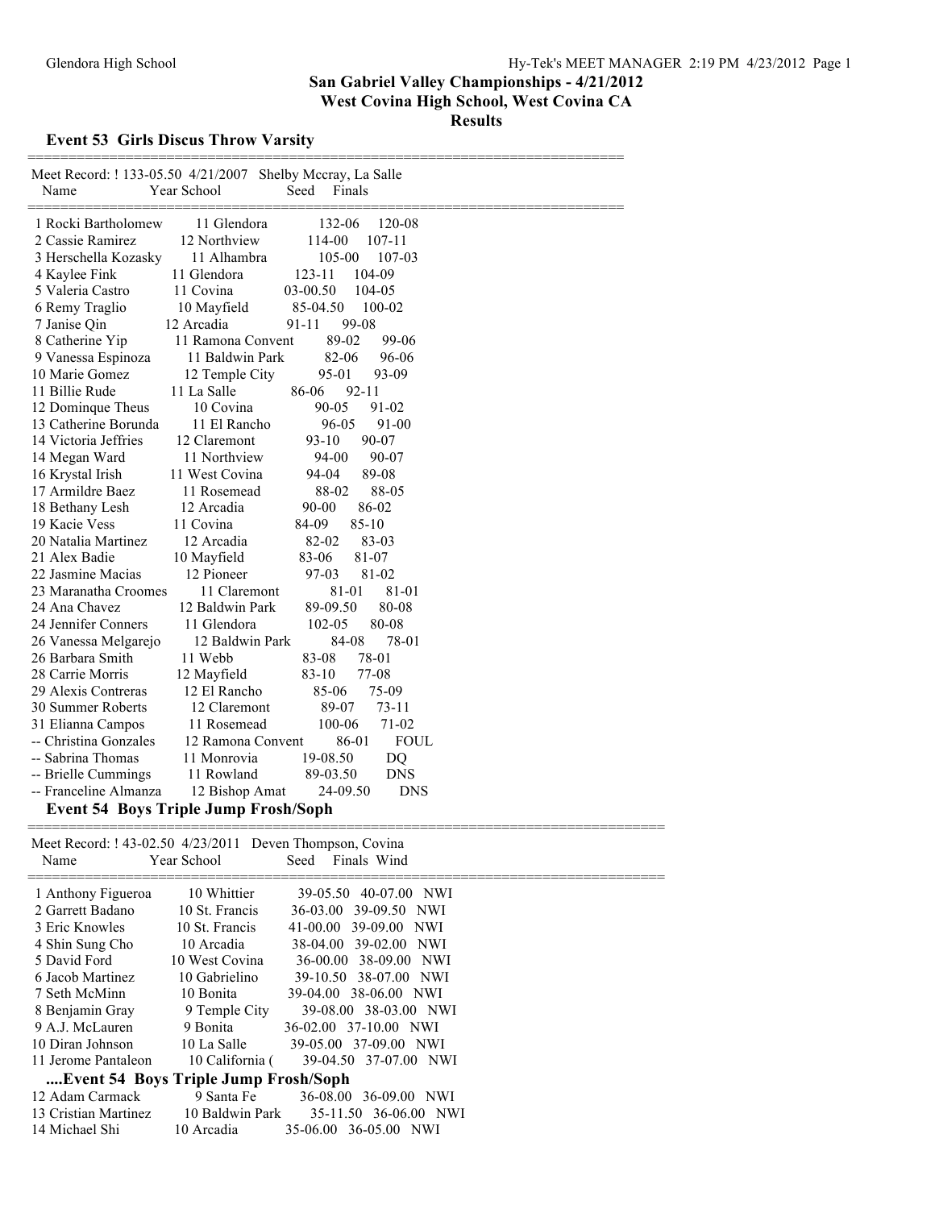## San Gabriel Valley Championships - 4/21/2012

### West Covina High School, West Covina CA

### Results

### Event 53 Girls Discus Throw Varsity

Meet Record: ! 133-05.50 4/21/2007 Shelby Mccray, La Salle

| Place | Name | Year | School | Seed | Finals |
|---|---|---|---|---|---|
| 1 | Rocki Bartholomew | 11 | Glendora | 132-06 | 120-08 |
| 2 | Cassie Ramirez | 12 | Northview | 114-00 | 107-11 |
| 3 | Herschella Kozasky | 11 | Alhambra | 105-00 | 107-03 |
| 4 | Kaylee Fink | 11 | Glendora | 123-11 | 104-09 |
| 5 | Valeria Castro | 11 | Covina | 03-00.50 | 104-05 |
| 6 | Remy Traglio | 10 | Mayfield | 85-04.50 | 100-02 |
| 7 | Janise Qin | 12 | Arcadia | 91-11 | 99-08 |
| 8 | Catherine Yip | 11 | Ramona Convent | 89-02 | 99-06 |
| 9 | Vanessa Espinoza | 11 | Baldwin Park | 82-06 | 96-06 |
| 10 | Marie Gomez | 12 | Temple City | 95-01 | 93-09 |
| 11 | Billie Rude | 11 | La Salle | 86-06 | 92-11 |
| 12 | Dominque Theus | 10 | Covina | 90-05 | 91-02 |
| 13 | Catherine Borunda | 11 | El Rancho | 96-05 | 91-00 |
| 14 | Victoria Jeffries | 12 | Claremont | 93-10 | 90-07 |
| 14 | Megan Ward | 11 | Northview | 94-00 | 90-07 |
| 16 | Krystal Irish | 11 | West Covina | 94-04 | 89-08 |
| 17 | Armildre Baez | 11 | Rosemead | 88-02 | 88-05 |
| 18 | Bethany Lesh | 12 | Arcadia | 90-00 | 86-02 |
| 19 | Kacie Vess | 11 | Covina | 84-09 | 85-10 |
| 20 | Natalia Martinez | 12 | Arcadia | 82-02 | 83-03 |
| 21 | Alex Badie | 10 | Mayfield | 83-06 | 81-07 |
| 22 | Jasmine Macias | 12 | Pioneer | 97-03 | 81-02 |
| 23 | Maranatha Croomes | 11 | Claremont | 81-01 | 81-01 |
| 24 | Ana Chavez | 12 | Baldwin Park | 89-09.50 | 80-08 |
| 24 | Jennifer Conners | 11 | Glendora | 102-05 | 80-08 |
| 26 | Vanessa Melgarejo | 12 | Baldwin Park | 84-08 | 78-01 |
| 26 | Barbara Smith | 11 | Webb | 83-08 | 78-01 |
| 28 | Carrie Morris | 12 | Mayfield | 83-10 | 77-08 |
| 29 | Alexis Contreras | 12 | El Rancho | 85-06 | 75-09 |
| 30 | Summer Roberts | 12 | Claremont | 89-07 | 73-11 |
| 31 | Elianna Campos | 11 | Rosemead | 100-06 | 71-02 |
| -- | Christina Gonzales | 12 | Ramona Convent | 86-01 | FOUL |
| -- | Sabrina Thomas | 11 | Monrovia | 19-08.50 | DQ |
| -- | Brielle Cummings | 11 | Rowland | 89-03.50 | DNS |
| -- | Franceline Almanza | 12 | Bishop Amat | 24-09.50 | DNS |

### Event 54 Boys Triple Jump Frosh/Soph

Meet Record: ! 43-02.50 4/23/2011 Deven Thompson, Covina

| Place | Name | Year | School | Seed | Finals | Wind |
|---|---|---|---|---|---|---|
| 1 | Anthony Figueroa | 10 | Whittier | 39-05.50 | 40-07.00 | NWI |
| 2 | Garrett Badano | 10 | St. Francis | 36-03.00 | 39-09.50 | NWI |
| 3 | Eric Knowles | 10 | St. Francis | 41-00.00 | 39-09.00 | NWI |
| 4 | Shin Sung Cho | 10 | Arcadia | 38-04.00 | 39-02.00 | NWI |
| 5 | David Ford | 10 | West Covina | 36-00.00 | 38-09.00 | NWI |
| 6 | Jacob Martinez | 10 | Gabrielino | 39-10.50 | 38-07.00 | NWI |
| 7 | Seth McMinn | 10 | Bonita | 39-04.00 | 38-06.00 | NWI |
| 8 | Benjamin Gray | 9 | Temple City | 39-08.00 | 38-03.00 | NWI |
| 9 | A.J. McLauren | 9 | Bonita | 36-02.00 | 37-10.00 | NWI |
| 10 | Diran Johnson | 10 | La Salle | 39-05.00 | 37-09.00 | NWI |
| 11 | Jerome Pantaleon | 10 | California ( | 39-04.50 | 37-07.00 | NWI |

#### ....Event 54 Boys Triple Jump Frosh/Soph

| Place | Name | Year | School | Seed | Finals | Wind |
|---|---|---|---|---|---|---|
| 12 | Adam Carmack | 9 | Santa Fe | 36-08.00 | 36-09.00 | NWI |
| 13 | Cristian Martinez | 10 | Baldwin Park | 35-11.50 | 36-06.00 | NWI |
| 14 | Michael Shi | 10 | Arcadia | 35-06.00 | 36-05.00 | NWI |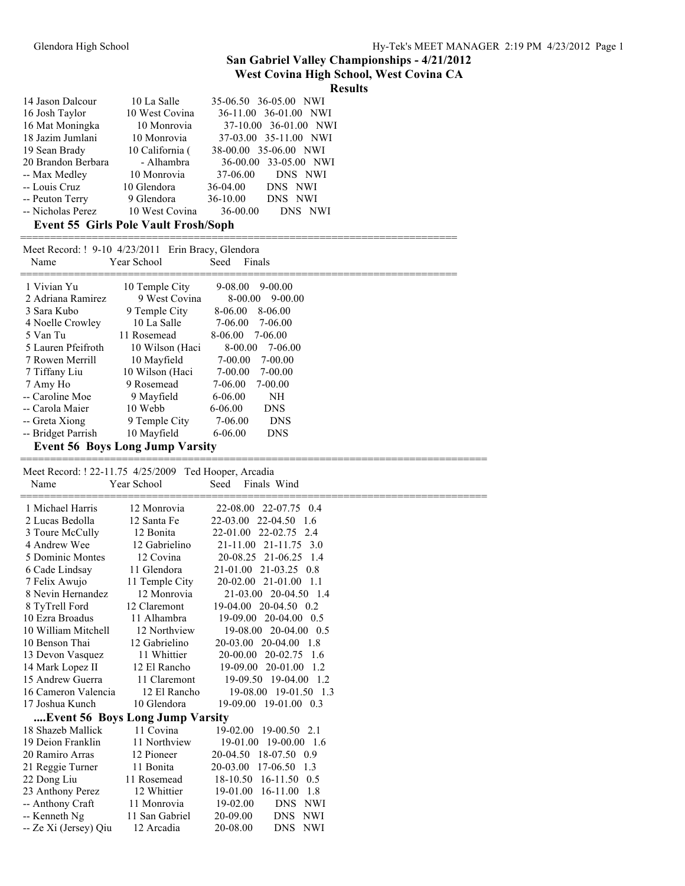## San Gabriel Valley Championships - 4/21/2012
## West Covina High School, West Covina CA
## Results

| Name | Year | School | Seed | Finals | |
|---|---|---|---|---|---|
| 14 Jason Dalcour | 10 | La Salle | 35-06.50 | 36-05.00 | NWI |
| 16 Josh Taylor | 10 | West Covina | 36-11.00 | 36-01.00 | NWI |
| 16 Mat Moningka | 10 | Monrovia | 37-10.00 | 36-01.00 | NWI |
| 18 Jazim Jumlani | 10 | Monrovia | 37-03.00 | 35-11.00 | NWI |
| 19 Sean Brady | 10 | California ( | 38-00.00 | 35-06.00 | NWI |
| 20 Brandon Berbara | - | Alhambra | 36-00.00 | 33-05.00 | NWI |
| -- Max Medley | 10 | Monrovia | 37-06.00 | DNS | NWI |
| -- Louis Cruz | 10 | Glendora | 36-04.00 | DNS | NWI |
| -- Peuton Terry | 9 | Glendora | 36-10.00 | DNS | NWI |
| -- Nicholas Perez | 10 | West Covina | 36-00.00 | DNS | NWI |

### Event 55 Girls Pole Vault Frosh/Soph

Meet Record: ! 9-10 4/23/2011 Erin Bracy, Glendora

| Name | Year | School | Seed | Finals |
|---|---|---|---|---|
| 1 Vivian Yu | 10 | Temple City | 9-08.00 | 9-00.00 |
| 2 Adriana Ramirez | 9 | West Covina | 8-00.00 | 9-00.00 |
| 3 Sara Kubo | 9 | Temple City | 8-06.00 | 8-06.00 |
| 4 Noelle Crowley | 10 | La Salle | 7-06.00 | 7-06.00 |
| 5 Van Tu | 11 | Rosemead | 8-06.00 | 7-06.00 |
| 5 Lauren Pfeifroth | 10 | Wilson (Haci | 8-00.00 | 7-06.00 |
| 7 Rowen Merrill | 10 | Mayfield | 7-00.00 | 7-00.00 |
| 7 Tiffany Liu | 10 | Wilson (Haci | 7-00.00 | 7-00.00 |
| 7 Amy Ho | 9 | Rosemead | 7-06.00 | 7-00.00 |
| -- Caroline Moe | 9 | Mayfield | 6-06.00 | NH |
| -- Carola Maier | 10 | Webb | 6-06.00 | DNS |
| -- Greta Xiong | 9 | Temple City | 7-06.00 | DNS |
| -- Bridget Parrish | 10 | Mayfield | 6-06.00 | DNS |

### Event 56 Boys Long Jump Varsity

Meet Record: ! 22-11.75 4/25/2009 Ted Hooper, Arcadia

| Name | Year | School | Seed | Finals | Wind |
|---|---|---|---|---|---|
| 1 Michael Harris | 12 | Monrovia | 22-08.00 | 22-07.75 | 0.4 |
| 2 Lucas Bedolla | 12 | Santa Fe | 22-03.00 | 22-04.50 | 1.6 |
| 3 Toure McCully | 12 | Bonita | 22-01.00 | 22-02.75 | 2.4 |
| 4 Andrew Wee | 12 | Gabrielino | 21-11.00 | 21-11.75 | 3.0 |
| 5 Dominic Montes | 12 | Covina | 20-08.25 | 21-06.25 | 1.4 |
| 6 Cade Lindsay | 11 | Glendora | 21-01.00 | 21-03.25 | 0.8 |
| 7 Felix Awujo | 11 | Temple City | 20-02.00 | 21-01.00 | 1.1 |
| 8 Nevin Hernandez | 12 | Monrovia | 21-03.00 | 20-04.50 | 1.4 |
| 8 TyTrell Ford | 12 | Claremont | 19-04.00 | 20-04.50 | 0.2 |
| 10 Ezra Broadus | 11 | Alhambra | 19-09.00 | 20-04.00 | 0.5 |
| 10 William Mitchell | 12 | Northview | 19-08.00 | 20-04.00 | 0.5 |
| 10 Benson Thai | 12 | Gabrielino | 20-03.00 | 20-04.00 | 1.8 |
| 13 Devon Vasquez | 11 | Whittier | 20-00.00 | 20-02.75 | 1.6 |
| 14 Mark Lopez II | 12 | El Rancho | 19-09.00 | 20-01.00 | 1.2 |
| 15 Andrew Guerra | 11 | Claremont | 19-09.50 | 19-04.00 | 1.2 |
| 16 Cameron Valencia | 12 | El Rancho | 19-08.00 | 19-01.50 | 1.3 |
| 17 Joshua Kunch | 10 | Glendora | 19-09.00 | 19-01.00 | 0.3 |

### ....Event 56 Boys Long Jump Varsity

| Name | Year | School | Seed | Finals | Wind |
|---|---|---|---|---|---|
| 18 Shazeb Mallick | 11 | Covina | 19-02.00 | 19-00.50 | 2.1 |
| 19 Deion Franklin | 11 | Northview | 19-01.00 | 19-00.00 | 1.6 |
| 20 Ramiro Arras | 12 | Pioneer | 20-04.50 | 18-07.50 | 0.9 |
| 21 Reggie Turner | 11 | Bonita | 20-03.00 | 17-06.50 | 1.3 |
| 22 Dong Liu | 11 | Rosemead | 18-10.50 | 16-11.50 | 0.5 |
| 23 Anthony Perez | 12 | Whittier | 19-01.00 | 16-11.00 | 1.8 |
| -- Anthony Craft | 11 | Monrovia | 19-02.00 | DNS | NWI |
| -- Kenneth Ng | 11 | San Gabriel | 20-09.00 | DNS | NWI |
| -- Ze Xi (Jersey) Qiu | 12 | Arcadia | 20-08.00 | DNS | NWI |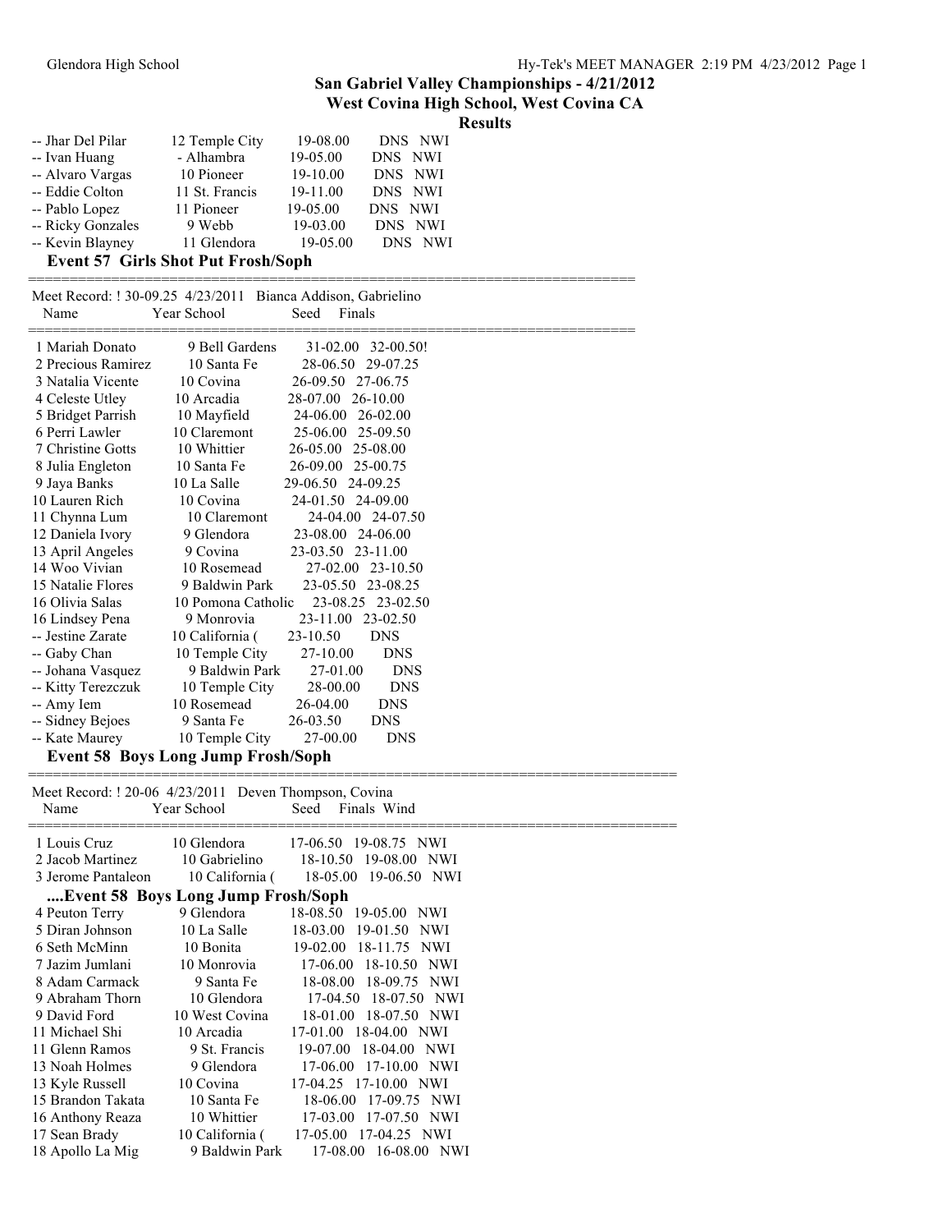## San Gabriel Valley Championships - 4/21/2012
### West Covina High School, West Covina CA
### Results

| Place | Name | Year | School | Seed | Finals | Wind |
|---|---|---|---|---|---|---|
| -- | Jhar Del Pilar | 12 | Temple City | 19-08.00 | DNS | NWI |
| -- | Ivan Huang | - | Alhambra | 19-05.00 | DNS | NWI |
| -- | Alvaro Vargas | 10 | Pioneer | 19-10.00 | DNS | NWI |
| -- | Eddie Colton | 11 | St. Francis | 19-11.00 | DNS | NWI |
| -- | Pablo Lopez | 11 | Pioneer | 19-05.00 | DNS | NWI |
| -- | Ricky Gonzales | 9 | Webb | 19-03.00 | DNS | NWI |
| -- | Kevin Blayney | 11 | Glendora | 19-05.00 | DNS | NWI |

### Event 57 Girls Shot Put Frosh/Soph

Meet Record: ! 30-09.25 4/23/2011 Bianca Addison, Gabrielino

| Place | Name | Year | School | Seed | Finals |
|---|---|---|---|---|---|
| 1 | Mariah Donato | 9 | Bell Gardens | 31-02.00 | 32-00.50! |
| 2 | Precious Ramirez | 10 | Santa Fe | 28-06.50 | 29-07.25 |
| 3 | Natalia Vicente | 10 | Covina | 26-09.50 | 27-06.75 |
| 4 | Celeste Utley | 10 | Arcadia | 28-07.00 | 26-10.00 |
| 5 | Bridget Parrish | 10 | Mayfield | 24-06.00 | 26-02.00 |
| 6 | Perri Lawler | 10 | Claremont | 25-06.00 | 25-09.50 |
| 7 | Christine Gotts | 10 | Whittier | 26-05.00 | 25-08.00 |
| 8 | Julia Engleton | 10 | Santa Fe | 26-09.00 | 25-00.75 |
| 9 | Jaya Banks | 10 | La Salle | 29-06.50 | 24-09.25 |
| 10 | Lauren Rich | 10 | Covina | 24-01.50 | 24-09.00 |
| 11 | Chynna Lum | 10 | Claremont | 24-04.00 | 24-07.50 |
| 12 | Daniela Ivory | 9 | Glendora | 23-08.00 | 24-06.00 |
| 13 | April Angeles | 9 | Covina | 23-03.50 | 23-11.00 |
| 14 | Woo Vivian | 10 | Rosemead | 27-02.00 | 23-10.50 |
| 15 | Natalie Flores | 9 | Baldwin Park | 23-05.50 | 23-08.25 |
| 16 | Olivia Salas | 10 | Pomona Catholic | 23-08.25 | 23-02.50 |
| 17 | Lindsey Pena | 9 | Monrovia | 23-11.00 | 23-02.50 |
| -- | Jestine Zarate | 10 | California ( | 23-10.50 | DNS |
| -- | Gaby Chan | 10 | Temple City | 27-10.00 | DNS |
| -- | Johana Vasquez | 9 | Baldwin Park | 27-01.00 | DNS |
| -- | Kitty Terezczuk | 10 | Temple City | 28-00.00 | DNS |
| -- | Amy Iem | 10 | Rosemead | 26-04.00 | DNS |
| -- | Sidney Bejoes | 9 | Santa Fe | 26-03.50 | DNS |
| -- | Kate Maurey | 10 | Temple City | 27-00.00 | DNS |

### Event 58 Boys Long Jump Frosh/Soph

Meet Record: ! 20-06 4/23/2011 Deven Thompson, Covina

| Place | Name | Year | School | Seed | Finals | Wind |
|---|---|---|---|---|---|---|
| 1 | Louis Cruz | 10 | Glendora | 17-06.50 | 19-08.75 | NWI |
| 2 | Jacob Martinez | 10 | Gabrielino | 18-10.50 | 19-08.00 | NWI |
| 3 | Jerome Pantaleon | 10 | California ( | 18-05.00 | 19-06.50 | NWI |
| 4 | Peuton Terry | 9 | Glendora | 18-08.50 | 19-05.00 | NWI |
| 5 | Diran Johnson | 10 | La Salle | 18-03.00 | 19-01.50 | NWI |
| 6 | Seth McMinn | 10 | Bonita | 19-02.00 | 18-11.75 | NWI |
| 7 | Jazim Jumlani | 10 | Monrovia | 17-06.00 | 18-10.50 | NWI |
| 8 | Adam Carmack | 9 | Santa Fe | 18-08.00 | 18-09.75 | NWI |
| 9 | Abraham Thorn | 10 | Glendora | 17-04.50 | 18-07.50 | NWI |
| 9 | David Ford | 10 | West Covina | 18-01.00 | 18-07.50 | NWI |
| 11 | Michael Shi | 10 | Arcadia | 17-01.00 | 18-04.00 | NWI |
| 11 | Glenn Ramos | 9 | St. Francis | 19-07.00 | 18-04.00 | NWI |
| 13 | Noah Holmes | 9 | Glendora | 17-06.00 | 17-10.00 | NWI |
| 13 | Kyle Russell | 10 | Covina | 17-04.25 | 17-10.00 | NWI |
| 15 | Brandon Takata | 10 | Santa Fe | 18-06.00 | 17-09.75 | NWI |
| 16 | Anthony Reaza | 10 | Whittier | 17-03.00 | 17-07.50 | NWI |
| 17 | Sean Brady | 10 | California ( | 17-05.00 | 17-04.25 | NWI |
| 18 | Apollo La Mig | 9 | Baldwin Park | 17-08.00 | 16-08.00 | NWI |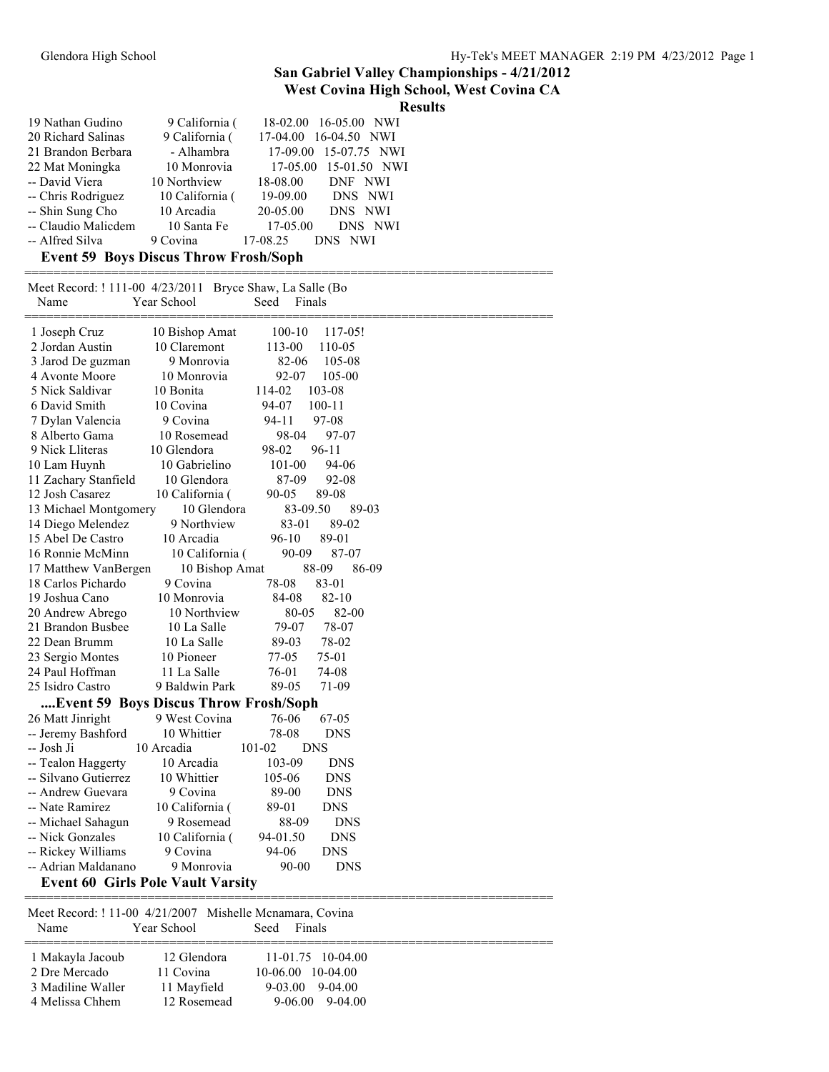# San Gabriel Valley Championships - 4/21/2012

## West Covina High School, West Covina CA

### Results

| Name | Year | School | Seed | Finals | |
|---|---|---|---|---|---|
| 19 Nathan Gudino | 9 | California ( | 18-02.00 | 16-05.00 | NWI |
| 20 Richard Salinas | 9 | California ( | 17-04.00 | 16-04.50 | NWI |
| 21 Brandon Berbara | - | Alhambra | 17-09.00 | 15-07.75 | NWI |
| 22 Mat Moningka | 10 | Monrovia | 17-05.00 | 15-01.50 | NWI |
| -- David Viera | 10 | Northview | 18-08.00 | DNF | NWI |
| -- Chris Rodriguez | 10 | California ( | 19-09.00 | DNS | NWI |
| -- Shin Sung Cho | 10 | Arcadia | 20-05.00 | DNS | NWI |
| -- Claudio Malicdem | 10 | Santa Fe | 17-05.00 | DNS | NWI |
| -- Alfred Silva | 9 | Covina | 17-08.25 | DNS | NWI |

### Event 59 Boys Discus Throw Frosh/Soph

Meet Record: ! 111-00 4/23/2011 Bryce Shaw, La Salle (Bo

| Name | Year | School | Seed | Finals |
|---|---|---|---|---|
| 1 Joseph Cruz | 10 | Bishop Amat | 100-10 | 117-05! |
| 2 Jordan Austin | 10 | Claremont | 113-00 | 110-05 |
| 3 Jarod De guzman | 9 | Monrovia | 82-06 | 105-08 |
| 4 Avonte Moore | 10 | Monrovia | 92-07 | 105-00 |
| 5 Nick Saldivar | 10 | Bonita | 114-02 | 103-08 |
| 6 David Smith | 10 | Covina | 94-07 | 100-11 |
| 7 Dylan Valencia | 9 | Covina | 94-11 | 97-08 |
| 8 Alberto Gama | 10 | Rosemead | 98-04 | 97-07 |
| 9 Nick Lliteras | 10 | Glendora | 98-02 | 96-11 |
| 10 Lam Huynh | 10 | Gabrielino | 101-00 | 94-06 |
| 11 Zachary Stanfield | 10 | Glendora | 87-09 | 92-08 |
| 12 Josh Casarez | 10 | California ( | 90-05 | 89-08 |
| 13 Michael Montgomery | 10 | Glendora | 83-09.50 | 89-03 |
| 14 Diego Melendez | 9 | Northview | 83-01 | 89-02 |
| 15 Abel De Castro | 10 | Arcadia | 96-10 | 89-01 |
| 16 Ronnie McMinn | 10 | California ( | 90-09 | 87-07 |
| 17 Matthew VanBergen | 10 | Bishop Amat | 88-09 | 86-09 |
| 18 Carlos Pichardo | 9 | Covina | 78-08 | 83-01 |
| 19 Joshua Cano | 10 | Monrovia | 84-08 | 82-10 |
| 20 Andrew Abrego | 10 | Northview | 80-05 | 82-00 |
| 21 Brandon Busbee | 10 | La Salle | 79-07 | 78-07 |
| 22 Dean Brumm | 10 | La Salle | 89-03 | 78-02 |
| 23 Sergio Montes | 10 | Pioneer | 77-05 | 75-01 |
| 24 Paul Hoffman | 11 | La Salle | 76-01 | 74-08 |
| 25 Isidro Castro | 9 | Baldwin Park | 89-05 | 71-09 |

### ....Event 59 Boys Discus Throw Frosh/Soph

| Name | Year | School | Seed | Finals |
|---|---|---|---|---|
| 26 Matt Jinright | 9 | West Covina | 76-06 | 67-05 |
| -- Jeremy Bashford | 10 | Whittier | 78-08 | DNS |
| -- Josh Ji | 10 | Arcadia | 101-02 | DNS |
| -- Tealon Haggerty | 10 | Arcadia | 103-09 | DNS |
| -- Silvano Gutierrez | 10 | Whittier | 105-06 | DNS |
| -- Andrew Guevara | 9 | Covina | 89-00 | DNS |
| -- Nate Ramirez | 10 | California ( | 89-01 | DNS |
| -- Michael Sahagun | 9 | Rosemead | 88-09 | DNS |
| -- Nick Gonzales | 10 | California ( | 94-01.50 | DNS |
| -- Rickey Williams | 9 | Covina | 94-06 | DNS |
| -- Adrian Maldanano | 9 | Monrovia | 90-00 | DNS |

### Event 60 Girls Pole Vault Varsity

Meet Record: ! 11-00 4/21/2007 Mishelle Mcnamara, Covina

| Name | Year | School | Seed | Finals |
|---|---|---|---|---|
| 1 Makayla Jacoub | 12 | Glendora | 11-01.75 | 10-04.00 |
| 2 Dre Mercado | 11 | Covina | 10-06.00 | 10-04.00 |
| 3 Madiline Waller | 11 | Mayfield | 9-03.00 | 9-04.00 |
| 4 Melissa Chhem | 12 | Rosemead | 9-06.00 | 9-04.00 |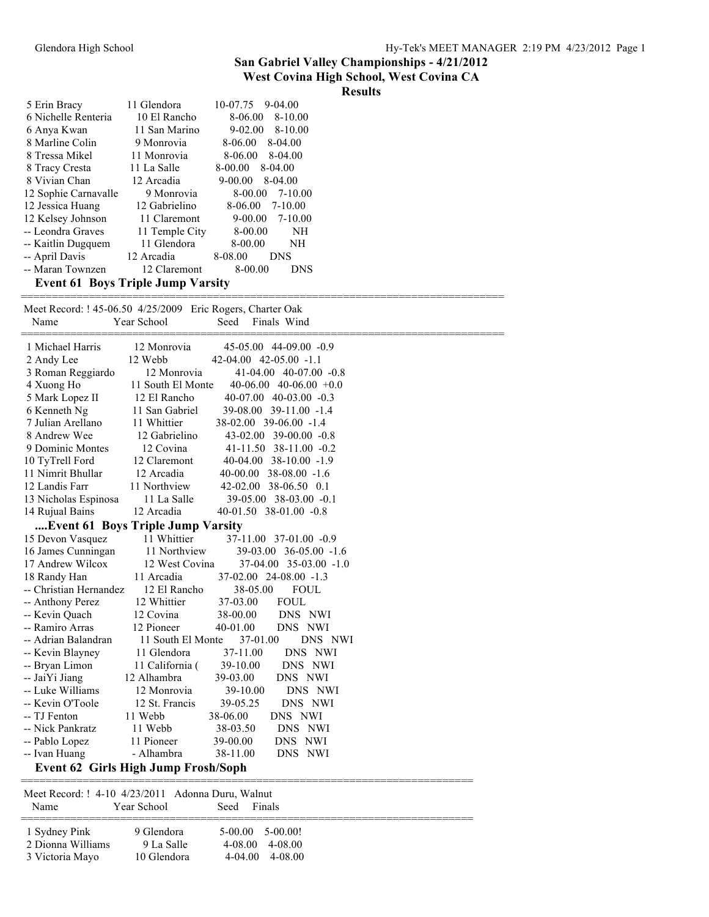## San Gabriel Valley Championships - 4/21/2012
### West Covina High School, West Covina CA
### Results

| Place | Name | Year | School | Seed | Finals |
|---|---|---|---|---|---|
| 5 | Erin Bracy | 11 | Glendora | 10-07.75 | 9-04.00 |
| 6 | Nichelle Renteria | 10 | El Rancho | 8-06.00 | 8-10.00 |
| 6 | Anya Kwan | 11 | San Marino | 9-02.00 | 8-10.00 |
| 8 | Marline Colin | 9 | Monrovia | 8-06.00 | 8-04.00 |
| 8 | Tressa Mikel | 11 | Monrovia | 8-06.00 | 8-04.00 |
| 8 | Tracy Cresta | 11 | La Salle | 8-00.00 | 8-04.00 |
| 8 | Vivian Chan | 12 | Arcadia | 9-00.00 | 8-04.00 |
| 12 | Sophie Carnavalle | 9 | Monrovia | 8-00.00 | 7-10.00 |
| 12 | Jessica Huang | 12 | Gabrielino | 8-06.00 | 7-10.00 |
| 12 | Kelsey Johnson | 11 | Claremont | 9-00.00 | 7-10.00 |
| -- | Leondra Graves | 11 | Temple City | 8-00.00 | NH |
| -- | Kaitlin Dugquem | 11 | Glendora | 8-00.00 | NH |
| -- | April Davis | 12 | Arcadia | 8-08.00 | DNS |
| -- | Maran Townzen | 12 | Claremont | 8-00.00 | DNS |

### Event 61 Boys Triple Jump Varsity

Meet Record: ! 45-06.50 4/25/2009 Eric Rogers, Charter Oak

| Place | Name | Year | School | Seed | Finals | Wind |
|---|---|---|---|---|---|---|
| 1 | Michael Harris | 12 | Monrovia | 45-05.00 | 44-09.00 | -0.9 |
| 2 | Andy Lee | 12 | Webb | 42-04.00 | 42-05.00 | -1.1 |
| 3 | Roman Reggiardo | 12 | Monrovia | 41-04.00 | 40-07.00 | -0.8 |
| 4 | Xuong Ho | 11 | South El Monte | 40-06.00 | 40-06.00 | +0.0 |
| 5 | Mark Lopez II | 12 | El Rancho | 40-07.00 | 40-03.00 | -0.3 |
| 6 | Kenneth Ng | 11 | San Gabriel | 39-08.00 | 39-11.00 | -1.4 |
| 7 | Julian Arellano | 11 | Whittier | 38-02.00 | 39-06.00 | -1.4 |
| 8 | Andrew Wee | 12 | Gabrielino | 43-02.00 | 39-00.00 | -0.8 |
| 9 | Dominic Montes | 12 | Covina | 41-11.50 | 38-11.00 | -0.2 |
| 10 | TyTrell Ford | 12 | Claremont | 40-04.00 | 38-10.00 | -1.9 |
| 11 | Nimrit Bhullar | 12 | Arcadia | 40-00.00 | 38-08.00 | -1.6 |
| 12 | Landis Farr | 11 | Northview | 42-02.00 | 38-06.50 | 0.1 |
| 13 | Nicholas Espinosa | 11 | La Salle | 39-05.00 | 38-03.00 | -0.1 |
| 14 | Rujual Bains | 12 | Arcadia | 40-01.50 | 38-01.00 | -0.8 |

#### ....Event 61 Boys Triple Jump Varsity

| Place | Name | Year | School | Seed | Finals | Wind |
|---|---|---|---|---|---|---|
| 15 | Devon Vasquez | 11 | Whittier | 37-11.00 | 37-01.00 | -0.9 |
| 16 | James Cunningan | 11 | Northview | 39-03.00 | 36-05.00 | -1.6 |
| 17 | Andrew Wilcox | 12 | West Covina | 37-04.00 | 35-03.00 | -1.0 |
| 18 | Randy Han | 11 | Arcadia | 37-02.00 | 24-08.00 | -1.3 |
| -- | Christian Hernandez | 12 | El Rancho | 38-05.00 | FOUL | |
| -- | Anthony Perez | 12 | Whittier | 37-03.00 | FOUL | |
| -- | Kevin Quach | 12 | Covina | 38-00.00 | DNS | NWI |
| -- | Ramiro Arras | 12 | Pioneer | 40-01.00 | DNS | NWI |
| -- | Adrian Balandran | 11 | South El Monte | 37-01.00 | DNS | NWI |
| -- | Kevin Blayney | 11 | Glendora | 37-11.00 | DNS | NWI |
| -- | Bryan Limon | 11 | California ( | 39-10.00 | DNS | NWI |
| -- | JaiYi Jiang | 12 | Alhambra | 39-03.00 | DNS | NWI |
| -- | Luke Williams | 12 | Monrovia | 39-10.00 | DNS | NWI |
| -- | Kevin O'Toole | 12 | St. Francis | 39-05.25 | DNS | NWI |
| -- | TJ Fenton | 11 | Webb | 38-06.00 | DNS | NWI |
| -- | Nick Pankratz | 11 | Webb | 38-03.50 | DNS | NWI |
| -- | Pablo Lopez | 11 | Pioneer | 39-00.00 | DNS | NWI |
| -- | Ivan Huang | - | Alhambra | 38-11.00 | DNS | NWI |

### Event 62 Girls High Jump Frosh/Soph

Meet Record: ! 4-10 4/23/2011 Adonna Duru, Walnut

| Place | Name | Year | School | Seed | Finals |
|---|---|---|---|---|---|
| 1 | Sydney Pink | 9 | Glendora | 5-00.00 | 5-00.00! |
| 2 | Dionna Williams | 9 | La Salle | 4-08.00 | 4-08.00 |
| 3 | Victoria Mayo | 10 | Glendora | 4-04.00 | 4-08.00 |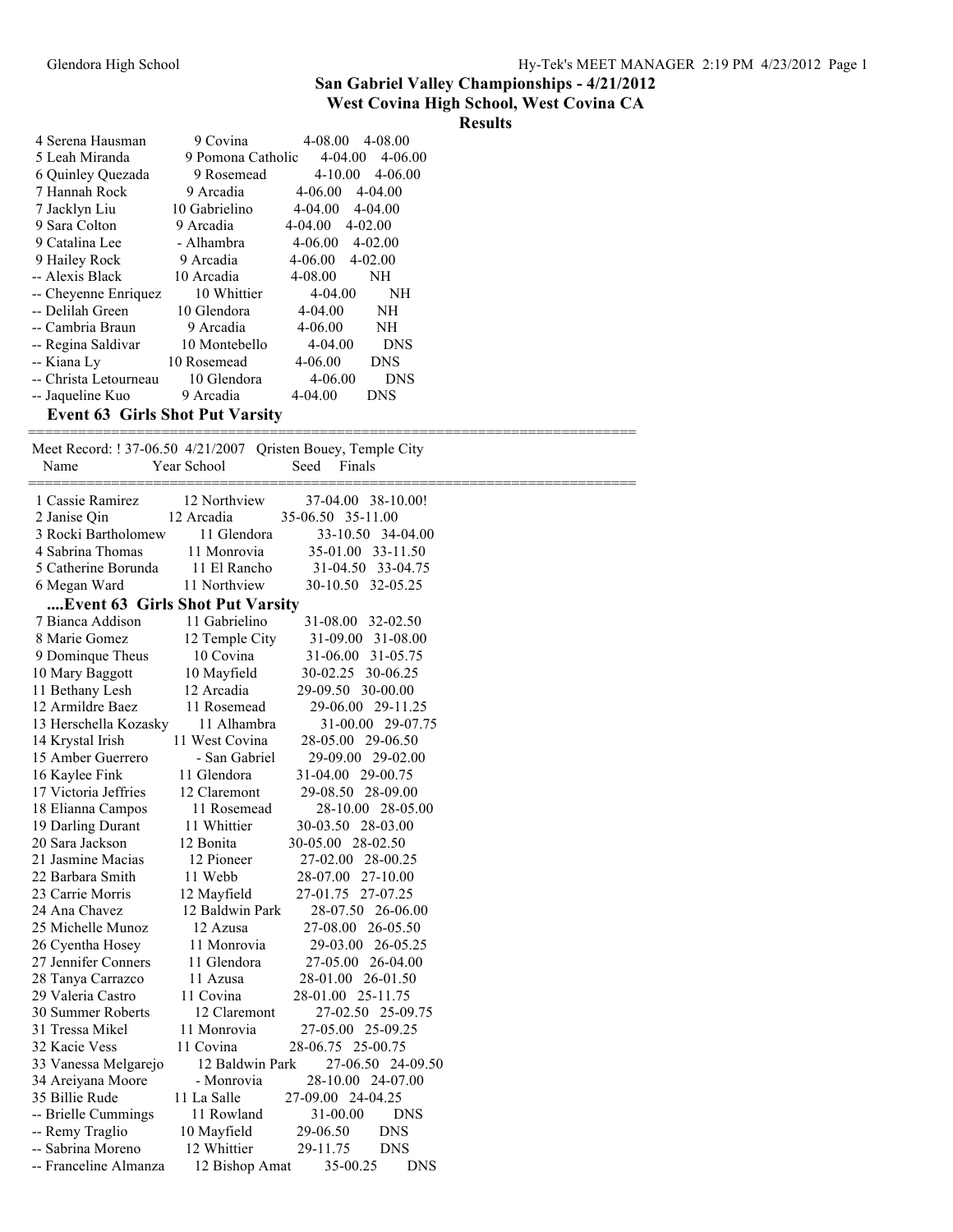# San Gabriel Valley Championships - 4/21/2012
## West Covina High School, West Covina CA
### Results

| Name | Year | School | Seed | Finals |
|---|---|---|---|---|
| 4 Serena Hausman | 9 | Covina | 4-08.00 | 4-08.00 |
| 5 Leah Miranda | 9 | Pomona Catholic | 4-04.00 | 4-06.00 |
| 6 Quinley Quezada | 9 | Rosemead | 4-10.00 | 4-06.00 |
| 7 Hannah Rock | 9 | Arcadia | 4-06.00 | 4-04.00 |
| 7 Jacklyn Liu | 10 | Gabrielino | 4-04.00 | 4-04.00 |
| 9 Sara Colton | 9 | Arcadia | 4-04.00 | 4-02.00 |
| 9 Catalina Lee | - | Alhambra | 4-06.00 | 4-02.00 |
| 9 Hailey Rock | 9 | Arcadia | 4-06.00 | 4-02.00 |
| -- Alexis Black | 10 | Arcadia | 4-08.00 | NH |
| -- Cheyenne Enriquez | 10 | Whittier | 4-04.00 | NH |
| -- Delilah Green | 10 | Glendora | 4-04.00 | NH |
| -- Cambria Braun | 9 | Arcadia | 4-06.00 | NH |
| -- Regina Saldivar | 10 | Montebello | 4-04.00 | DNS |
| -- Kiana Ly | 10 | Rosemead | 4-06.00 | DNS |
| -- Christa Letourneau | 10 | Glendora | 4-06.00 | DNS |
| -- Jaqueline Kuo | 9 | Arcadia | 4-04.00 | DNS |

### Event 63 Girls Shot Put Varsity

Meet Record: ! 37-06.50 4/21/2007 Qristen Bouey, Temple City

| Name | Year | School | Seed | Finals |
|---|---|---|---|---|
| 1 Cassie Ramirez | 12 | Northview | 37-04.00 | 38-10.00! |
| 2 Janise Qin | 12 | Arcadia | 35-06.50 | 35-11.00 |
| 3 Rocki Bartholomew | 11 | Glendora | 33-10.50 | 34-04.00 |
| 4 Sabrina Thomas | 11 | Monrovia | 35-01.00 | 33-11.50 |
| 5 Catherine Borunda | 11 | El Rancho | 31-04.50 | 33-04.75 |
| 6 Megan Ward | 11 | Northview | 30-10.50 | 32-05.25 |

### ....Event 63 Girls Shot Put Varsity

| Name | Year | School | Seed | Finals |
|---|---|---|---|---|
| 7 Bianca Addison | 11 | Gabrielino | 31-08.00 | 32-02.50 |
| 8 Marie Gomez | 12 | Temple City | 31-09.00 | 31-08.00 |
| 9 Dominque Theus | 10 | Covina | 31-06.00 | 31-05.75 |
| 10 Mary Baggott | 10 | Mayfield | 30-02.25 | 30-06.25 |
| 11 Bethany Lesh | 12 | Arcadia | 29-09.50 | 30-00.00 |
| 12 Armildre Baez | 11 | Rosemead | 29-06.00 | 29-11.25 |
| 13 Herschella Kozasky | 11 | Alhambra | 31-00.00 | 29-07.75 |
| 14 Krystal Irish | 11 | West Covina | 28-05.00 | 29-06.50 |
| 15 Amber Guerrero | - | San Gabriel | 29-09.00 | 29-02.00 |
| 16 Kaylee Fink | 11 | Glendora | 31-04.00 | 29-00.75 |
| 17 Victoria Jeffries | 12 | Claremont | 29-08.50 | 28-09.00 |
| 18 Elianna Campos | 11 | Rosemead | 28-10.00 | 28-05.00 |
| 19 Darling Durant | 11 | Whittier | 30-03.50 | 28-03.00 |
| 20 Sara Jackson | 12 | Bonita | 30-05.00 | 28-02.50 |
| 21 Jasmine Macias | 12 | Pioneer | 27-02.00 | 28-00.25 |
| 22 Barbara Smith | 11 | Webb | 28-07.00 | 27-10.00 |
| 23 Carrie Morris | 12 | Mayfield | 27-01.75 | 27-07.25 |
| 24 Ana Chavez | 12 | Baldwin Park | 28-07.50 | 26-06.00 |
| 25 Michelle Munoz | 12 | Azusa | 27-08.00 | 26-05.50 |
| 26 Cyentha Hosey | 11 | Monrovia | 29-03.00 | 26-05.25 |
| 27 Jennifer Conners | 11 | Glendora | 27-05.00 | 26-04.00 |
| 28 Tanya Carrazco | 11 | Azusa | 28-01.00 | 26-01.50 |
| 29 Valeria Castro | 11 | Covina | 28-01.00 | 25-11.75 |
| 30 Summer Roberts | 12 | Claremont | 27-02.50 | 25-09.75 |
| 31 Tressa Mikel | 11 | Monrovia | 27-05.00 | 25-09.25 |
| 32 Kacie Vess | 11 | Covina | 28-06.75 | 25-00.75 |
| 33 Vanessa Melgarejo | 12 | Baldwin Park | 27-06.50 | 24-09.50 |
| 34 Areiyana Moore | - | Monrovia | 28-10.00 | 24-07.00 |
| 35 Billie Rude | 11 | La Salle | 27-09.00 | 24-04.25 |
| -- Brielle Cummings | 11 | Rowland | 31-00.00 | DNS |
| -- Remy Traglio | 10 | Mayfield | 29-06.50 | DNS |
| -- Sabrina Moreno | 12 | Whittier | 29-11.75 | DNS |
| -- Franceline Almanza | 12 | Bishop Amat | 35-00.25 | DNS |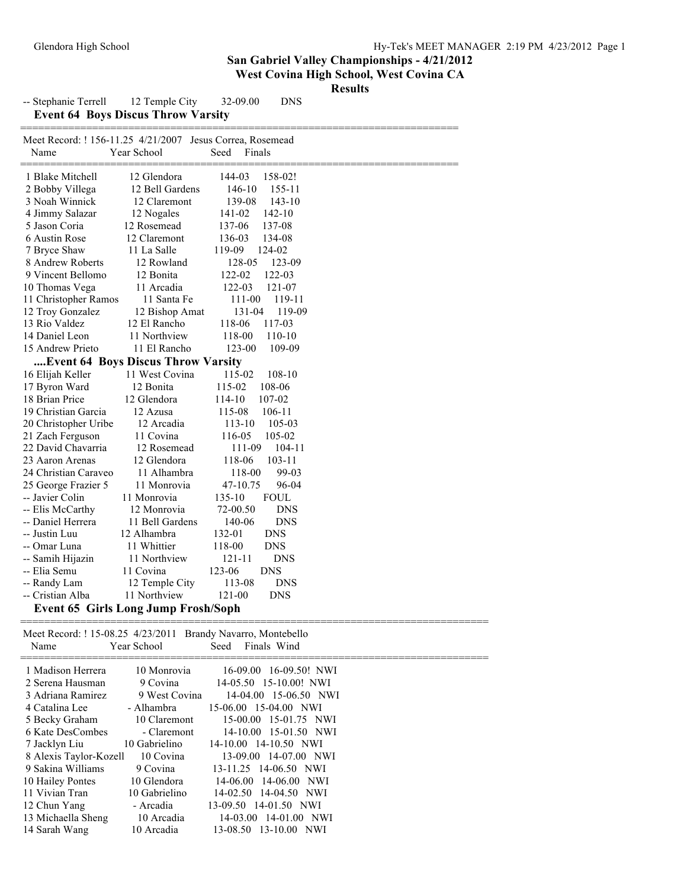## San Gabriel Valley Championships - 4/21/2012

## West Covina High School, West Covina CA

## Results

| Name | Year School | Seed | Finals |
|---|---|---|---|
| -- Stephanie Terrell | 12 Temple City | 32-09.00 | DNS |

### Event 64 Boys Discus Throw Varsity

Meet Record: ! 156-11.25 4/21/2007 Jesus Correa, Rosemead

| Name | Year School | Seed | Finals |
|---|---|---|---|
| 1 Blake Mitchell | 12 Glendora | 144-03 | 158-02! |
| 2 Bobby Villega | 12 Bell Gardens | 146-10 | 155-11 |
| 3 Noah Winnick | 12 Claremont | 139-08 | 143-10 |
| 4 Jimmy Salazar | 12 Nogales | 141-02 | 142-10 |
| 5 Jason Coria | 12 Rosemead | 137-06 | 137-08 |
| 6 Austin Rose | 12 Claremont | 136-03 | 134-08 |
| 7 Bryce Shaw | 11 La Salle | 119-09 | 124-02 |
| 8 Andrew Roberts | 12 Rowland | 128-05 | 123-09 |
| 9 Vincent Bellomo | 12 Bonita | 122-02 | 122-03 |
| 10 Thomas Vega | 11 Arcadia | 122-03 | 121-07 |
| 11 Christopher Ramos | 11 Santa Fe | 111-00 | 119-11 |
| 12 Troy Gonzalez | 12 Bishop Amat | 131-04 | 119-09 |
| 13 Rio Valdez | 12 El Rancho | 118-06 | 117-03 |
| 14 Daniel Leon | 11 Northview | 118-00 | 110-10 |
| 15 Andrew Prieto | 11 El Rancho | 123-00 | 109-09 |

### ....Event 64 Boys Discus Throw Varsity

| Name | Year School | Seed | Finals |
|---|---|---|---|
| 16 Elijah Keller | 11 West Covina | 115-02 | 108-10 |
| 17 Byron Ward | 12 Bonita | 115-02 | 108-06 |
| 18 Brian Price | 12 Glendora | 114-10 | 107-02 |
| 19 Christian Garcia | 12 Azusa | 115-08 | 106-11 |
| 20 Christopher Uribe | 12 Arcadia | 113-10 | 105-03 |
| 21 Zach Ferguson | 11 Covina | 116-05 | 105-02 |
| 22 David Chavarria | 12 Rosemead | 111-09 | 104-11 |
| 23 Aaron Arenas | 12 Glendora | 118-06 | 103-11 |
| 24 Christian Caraveo | 11 Alhambra | 118-00 | 99-03 |
| 25 George Frazier 5 | 11 Monrovia | 47-10.75 | 96-04 |
| -- Javier Colin | 11 Monrovia | 135-10 | FOUL |
| -- Elis McCarthy | 12 Monrovia | 72-00.50 | DNS |
| -- Daniel Herrera | 11 Bell Gardens | 140-06 | DNS |
| -- Justin Luu | 12 Alhambra | 132-01 | DNS |
| -- Omar Luna | 11 Whittier | 118-00 | DNS |
| -- Samih Hijazin | 11 Northview | 121-11 | DNS |
| -- Elia Semu | 11 Covina | 123-06 | DNS |
| -- Randy Lam | 12 Temple City | 113-08 | DNS |
| -- Cristian Alba | 11 Northview | 121-00 | DNS |

### Event 65 Girls Long Jump Frosh/Soph

Meet Record: ! 15-08.25 4/23/2011 Brandy Navarro, Montebello

| Name | Year School | Seed | Finals | Wind |
|---|---|---|---|---|
| 1 Madison Herrera | 10 Monrovia | 16-09.00 | 16-09.50! | NWI |
| 2 Serena Hausman | 9 Covina | 14-05.50 | 15-10.00! | NWI |
| 3 Adriana Ramirez | 9 West Covina | 14-04.00 | 15-06.50 | NWI |
| 4 Catalina Lee | - Alhambra | 15-06.00 | 15-04.00 | NWI |
| 5 Becky Graham | 10 Claremont | 15-00.00 | 15-01.75 | NWI |
| 6 Kate DesCombes | - Claremont | 14-10.00 | 15-01.50 | NWI |
| 7 Jacklyn Liu | 10 Gabrielino | 14-10.00 | 14-10.50 | NWI |
| 8 Alexis Taylor-Kozell | 10 Covina | 13-09.00 | 14-07.00 | NWI |
| 9 Sakina Williams | 9 Covina | 13-11.25 | 14-06.50 | NWI |
| 10 Hailey Pontes | 10 Glendora | 14-06.00 | 14-06.00 | NWI |
| 11 Vivian Tran | 10 Gabrielino | 14-02.50 | 14-04.50 | NWI |
| 12 Chun Yang | - Arcadia | 13-09.50 | 14-01.50 | NWI |
| 13 Michaella Sheng | 10 Arcadia | 14-03.00 | 14-01.00 | NWI |
| 14 Sarah Wang | 10 Arcadia | 13-08.50 | 13-10.00 | NWI |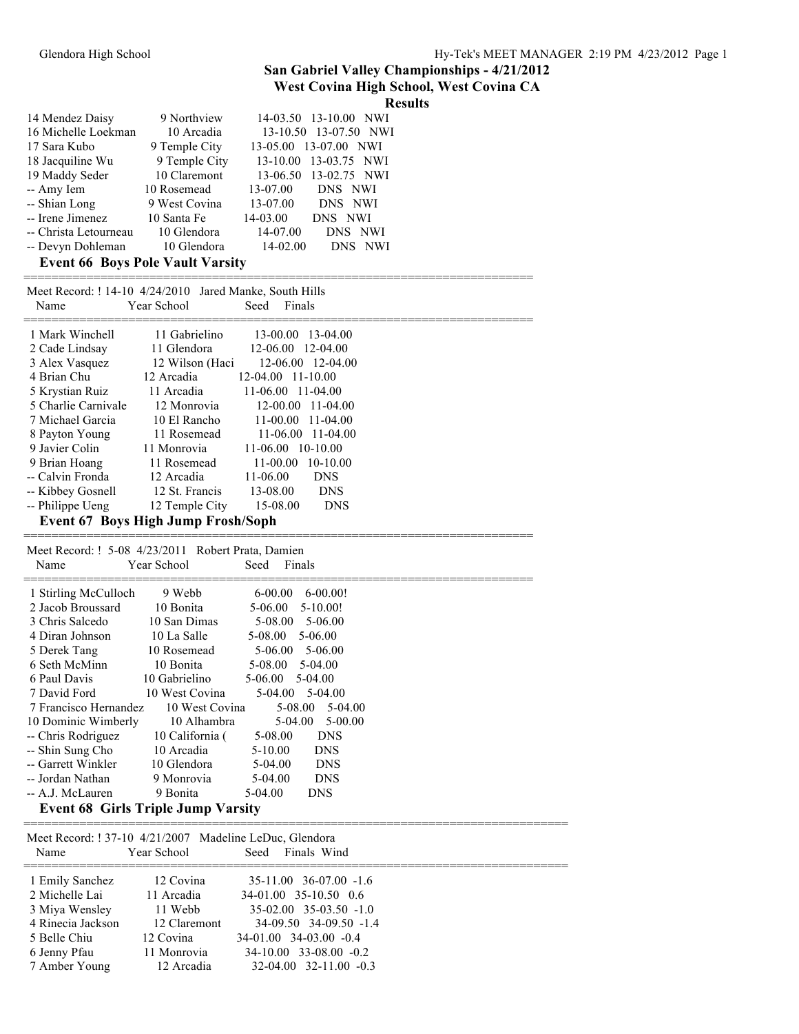# San Gabriel Valley Championships - 4/21/2012

## West Covina High School, West Covina CA

### Results

| Name | Year | School | Seed | Finals | |
|---|---|---|---|---|---|
| 14 Mendez Daisy | 9 | Northview | 14-03.50 | 13-10.00 | NWI |
| 16 Michelle Loekman | 10 | Arcadia | 13-10.50 | 13-07.50 | NWI |
| 17 Sara Kubo | 9 | Temple City | 13-05.00 | 13-07.00 | NWI |
| 18 Jacquiline Wu | 9 | Temple City | 13-10.00 | 13-03.75 | NWI |
| 19 Maddy Seder | 10 | Claremont | 13-06.50 | 13-02.75 | NWI |
| -- Amy Iem | 10 | Rosemead | 13-07.00 | DNS | NWI |
| -- Shian Long | 9 | West Covina | 13-07.00 | DNS | NWI |
| -- Irene Jimenez | 10 | Santa Fe | 14-03.00 | DNS | NWI |
| -- Christa Letourneau | 10 | Glendora | 14-07.00 | DNS | NWI |
| -- Devyn Dohleman | 10 | Glendora | 14-02.00 | DNS | NWI |

### Event 66 Boys Pole Vault Varsity

Meet Record: ! 14-10 4/24/2010 Jared Manke, South Hills

| Name | Year | School | Seed | Finals |
|---|---|---|---|---|
| 1 Mark Winchell | 11 | Gabrielino | 13-00.00 | 13-04.00 |
| 2 Cade Lindsay | 11 | Glendora | 12-06.00 | 12-04.00 |
| 3 Alex Vasquez | 12 | Wilson (Haci | 12-06.00 | 12-04.00 |
| 4 Brian Chu | 12 | Arcadia | 12-04.00 | 11-10.00 |
| 5 Krystian Ruiz | 11 | Arcadia | 11-06.00 | 11-04.00 |
| 5 Charlie Carnivale | 12 | Monrovia | 12-00.00 | 11-04.00 |
| 7 Michael Garcia | 10 | El Rancho | 11-00.00 | 11-04.00 |
| 8 Payton Young | 11 | Rosemead | 11-06.00 | 11-04.00 |
| 9 Javier Colin | 11 | Monrovia | 11-06.00 | 10-10.00 |
| 9 Brian Hoang | 11 | Rosemead | 11-00.00 | 10-10.00 |
| -- Calvin Fronda | 12 | Arcadia | 11-06.00 | DNS |
| -- Kibbey Gosnell | 12 | St. Francis | 13-08.00 | DNS |
| -- Philippe Ueng | 12 | Temple City | 15-08.00 | DNS |

### Event 67 Boys High Jump Frosh/Soph

Meet Record: ! 5-08 4/23/2011 Robert Prata, Damien

| Name | Year | School | Seed | Finals |
|---|---|---|---|---|
| 1 Stirling McCulloch | 9 | Webb | 6-00.00 | 6-00.00! |
| 2 Jacob Broussard | 10 | Bonita | 5-06.00 | 5-10.00! |
| 3 Chris Salcedo | 10 | San Dimas | 5-08.00 | 5-06.00 |
| 4 Diran Johnson | 10 | La Salle | 5-08.00 | 5-06.00 |
| 5 Derek Tang | 10 | Rosemead | 5-06.00 | 5-06.00 |
| 6 Seth McMinn | 10 | Bonita | 5-08.00 | 5-04.00 |
| 6 Paul Davis | 10 | Gabrielino | 5-06.00 | 5-04.00 |
| 7 David Ford | 10 | West Covina | 5-04.00 | 5-04.00 |
| 7 Francisco Hernandez | 10 | West Covina | 5-08.00 | 5-04.00 |
| 10 Dominic Wimberly | 10 | Alhambra | 5-04.00 | 5-00.00 |
| -- Chris Rodriguez | 10 | California ( | 5-08.00 | DNS |
| -- Shin Sung Cho | 10 | Arcadia | 5-10.00 | DNS |
| -- Garrett Winkler | 10 | Glendora | 5-04.00 | DNS |
| -- Jordan Nathan | 9 | Monrovia | 5-04.00 | DNS |
| -- A.J. McLauren | 9 | Bonita | 5-04.00 | DNS |

### Event 68 Girls Triple Jump Varsity

Meet Record: ! 37-10 4/21/2007 Madeline LeDuc, Glendora

| Name | Year | School | Seed | Finals | Wind |
|---|---|---|---|---|---|
| 1 Emily Sanchez | 12 | Covina | 35-11.00 | 36-07.00 | -1.6 |
| 2 Michelle Lai | 11 | Arcadia | 34-01.00 | 35-10.50 | 0.6 |
| 3 Miya Wensley | 11 | Webb | 35-02.00 | 35-03.50 | -1.0 |
| 4 Rinecia Jackson | 12 | Claremont | 34-09.50 | 34-09.50 | -1.4 |
| 5 Belle Chiu | 12 | Covina | 34-01.00 | 34-03.00 | -0.4 |
| 6 Jenny Pfau | 11 | Monrovia | 34-10.00 | 33-08.00 | -0.2 |
| 7 Amber Young | 12 | Arcadia | 32-04.00 | 32-11.00 | -0.3 |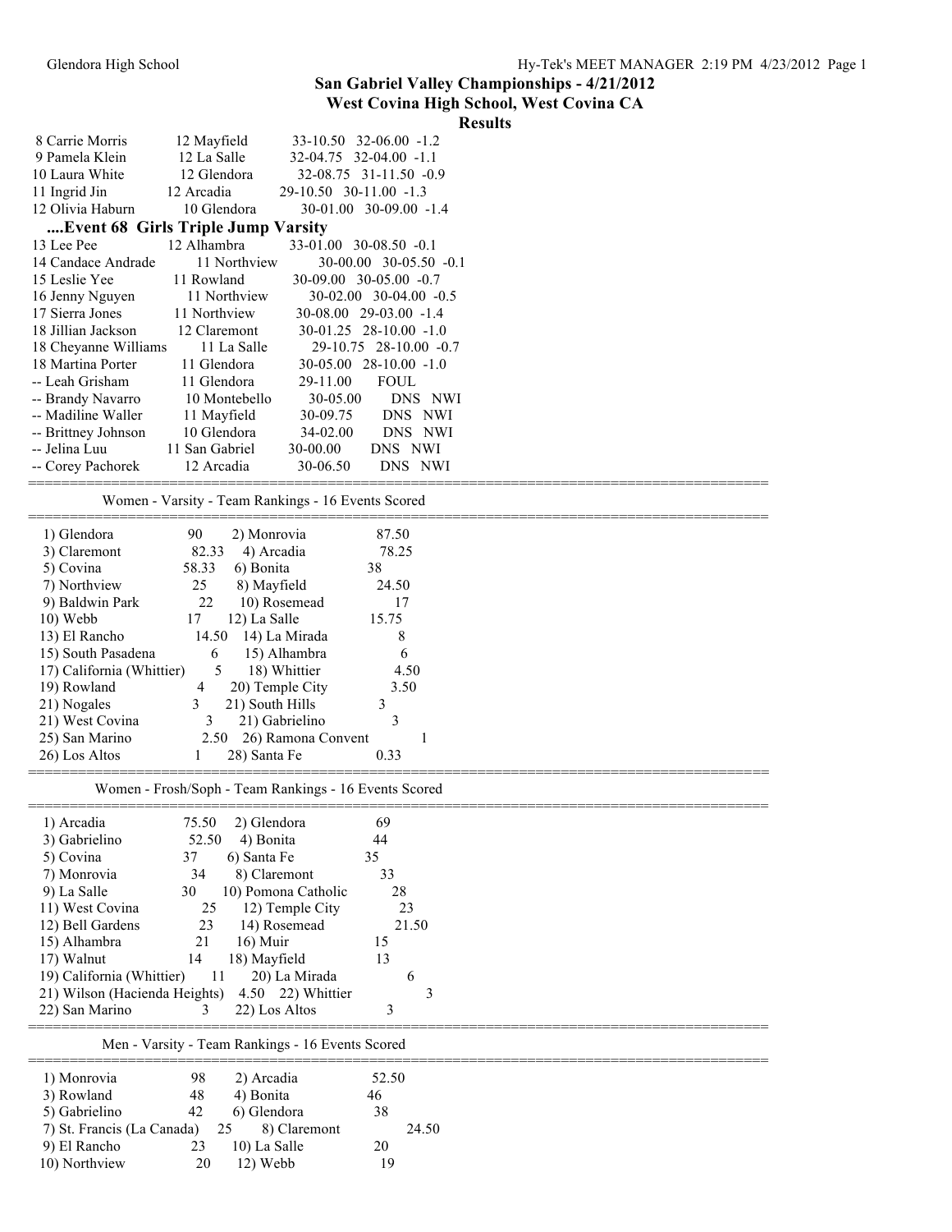## San Gabriel Valley Championships - 4/21/2012
## West Covina High School, West Covina CA
## Results

| | Name | Yr | School | Prelims | Finals | Wind |
|---|---|---|---|---|---|---|
| 8 | Carrie Morris | 12 | Mayfield | 33-10.50 | 32-06.00 | -1.2 |
| 9 | Pamela Klein | 12 | La Salle | 32-04.75 | 32-04.00 | -1.1 |
| 10 | Laura White | 12 | Glendora | 32-08.75 | 31-11.50 | -0.9 |
| 11 | Ingrid Jin | 12 | Arcadia | 29-10.50 | 30-11.00 | -1.3 |
| 12 | Olivia Haburn | 10 | Glendora | 30-01.00 | 30-09.00 | -1.4 |

### ....Event 68 Girls Triple Jump Varsity

| | Name | Yr | School | Prelims | Finals | Wind |
|---|---|---|---|---|---|---|
| 13 | Lee Pee | 12 | Alhambra | 33-01.00 | 30-08.50 | -0.1 |
| 14 | Candace Andrade | 11 | Northview | 30-00.00 | 30-05.50 | -0.1 |
| 15 | Leslie Yee | 11 | Rowland | 30-09.00 | 30-05.00 | -0.7 |
| 16 | Jenny Nguyen | 11 | Northview | 30-02.00 | 30-04.00 | -0.5 |
| 17 | Sierra Jones | 11 | Northview | 30-08.00 | 29-03.00 | -1.4 |
| 18 | Jillian Jackson | 12 | Claremont | 30-01.25 | 28-10.00 | -1.0 |
| 18 | Cheyanne Williams | 11 | La Salle | 29-10.75 | 28-10.00 | -0.7 |
| 18 | Martina Porter | 11 | Glendora | 30-05.00 | 28-10.00 | -1.0 |
| -- | Leah Grisham | 11 | Glendora | 29-11.00 | FOUL | |
| -- | Brandy Navarro | 10 | Montebello | 30-05.00 | DNS | NWI |
| -- | Madiline Waller | 11 | Mayfield | 30-09.75 | DNS | NWI |
| -- | Brittney Johnson | 10 | Glendora | 34-02.00 | DNS | NWI |
| -- | Jelina Luu | 11 | San Gabriel | 30-00.00 | DNS | NWI |
| -- | Corey Pachorek | 12 | Arcadia | 30-06.50 | DNS | NWI |

### Women - Varsity - Team Rankings - 16 Events Scored

| Team | Points | Team | Points |
|---|---|---|---|
| 1) Glendora | 90 | 2) Monrovia | 87.50 |
| 3) Claremont | 82.33 | 4) Arcadia | 78.25 |
| 5) Covina | 58.33 | 6) Bonita | 38 |
| 7) Northview | 25 | 8) Mayfield | 24.50 |
| 9) Baldwin Park | 22 | 10) Rosemead | 17 |
| 10) Webb | 17 | 12) La Salle | 15.75 |
| 13) El Rancho | 14.50 | 14) La Mirada | 8 |
| 15) South Pasadena | 6 | 15) Alhambra | 6 |
| 17) California (Whittier) | 5 | 18) Whittier | 4.50 |
| 19) Rowland | 4 | 20) Temple City | 3.50 |
| 21) Nogales | 3 | 21) South Hills | 3 |
| 21) West Covina | 3 | 21) Gabrielino | 3 |
| 25) San Marino | 2.50 | 26) Ramona Convent | 1 |
| 26) Los Altos | 1 | 28) Santa Fe | 0.33 |

### Women - Frosh/Soph - Team Rankings - 16 Events Scored

| Team | Points | Team | Points |
|---|---|---|---|
| 1) Arcadia | 75.50 | 2) Glendora | 69 |
| 3) Gabrielino | 52.50 | 4) Bonita | 44 |
| 5) Covina | 37 | 6) Santa Fe | 35 |
| 7) Monrovia | 34 | 8) Claremont | 33 |
| 9) La Salle | 30 | 10) Pomona Catholic | 28 |
| 11) West Covina | 25 | 12) Temple City | 23 |
| 12) Bell Gardens | 23 | 14) Rosemead | 21.50 |
| 15) Alhambra | 21 | 16) Muir | 15 |
| 17) Walnut | 14 | 18) Mayfield | 13 |
| 19) California (Whittier) | 11 | 20) La Mirada | 6 |
| 21) Wilson (Hacienda Heights) | 4.50 | 22) Whittier | 3 |
| 22) San Marino | 3 | 22) Los Altos | 3 |

### Men - Varsity - Team Rankings - 16 Events Scored

| Team | Points | Team | Points |
|---|---|---|---|
| 1) Monrovia | 98 | 2) Arcadia | 52.50 |
| 3) Rowland | 48 | 4) Bonita | 46 |
| 5) Gabrielino | 42 | 6) Glendora | 38 |
| 7) St. Francis (La Canada) | 25 | 8) Claremont | 24.50 |
| 9) El Rancho | 23 | 10) La Salle | 20 |
| 10) Northview | 20 | 12) Webb | 19 |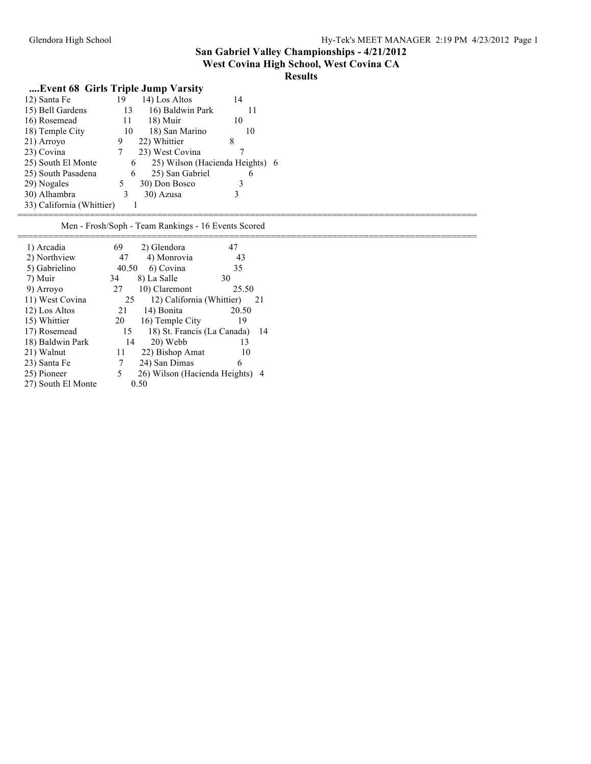San Gabriel Valley Championships - 4/21/2012

West Covina High School, West Covina CA

Results

### ....Event 68 Girls Triple Jump Varsity

| | | | |
|---|---|---|---|
| 12) Santa Fe | 19 | 14) Los Altos | 14 |
| 15) Bell Gardens | 13 | 16) Baldwin Park | 11 |
| 16) Rosemead | 11 | 18) Muir | 10 |
| 18) Temple City | 10 | 18) San Marino | 10 |
| 21) Arroyo | 9 | 22) Whittier | 8 |
| 23) Covina | 7 | 23) West Covina | 7 |
| 25) South El Monte | 6 | 25) Wilson (Hacienda Heights) | 6 |
| 25) South Pasadena | 6 | 25) San Gabriel | 6 |
| 29) Nogales | 5 | 30) Don Bosco | 3 |
| 30) Alhambra | 3 | 30) Azusa | 3 |
| 33) California (Whittier) | 1 | | |

Men - Frosh/Soph - Team Rankings - 16 Events Scored

| | | | |
|---|---|---|---|
| 1) Arcadia | 69 | 2) Glendora | 47 |
| 2) Northview | 47 | 4) Monrovia | 43 |
| 5) Gabrielino | 40.50 | 6) Covina | 35 |
| 7) Muir | 34 | 8) La Salle | 30 |
| 9) Arroyo | 27 | 10) Claremont | 25.50 |
| 11) West Covina | 25 | 12) California (Whittier) | 21 |
| 12) Los Altos | 21 | 14) Bonita | 20.50 |
| 15) Whittier | 20 | 16) Temple City | 19 |
| 17) Rosemead | 15 | 18) St. Francis (La Canada) | 14 |
| 18) Baldwin Park | 14 | 20) Webb | 13 |
| 21) Walnut | 11 | 22) Bishop Amat | 10 |
| 23) Santa Fe | 7 | 24) San Dimas | 6 |
| 25) Pioneer | 5 | 26) Wilson (Hacienda Heights) | 4 |
| 27) South El Monte | 0.50 | | |